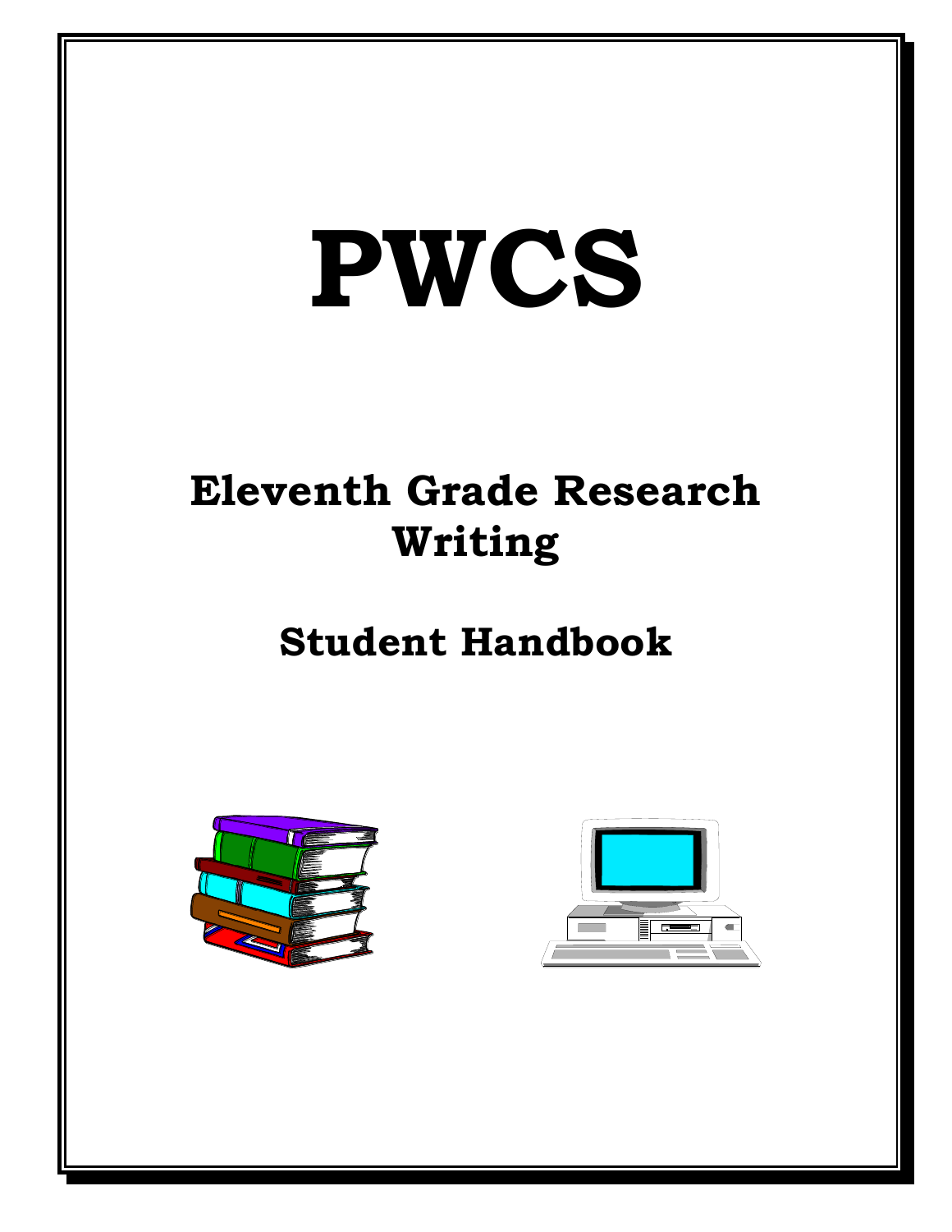# PWCS

## Eleventh Grade Research Writing

## Student Handbook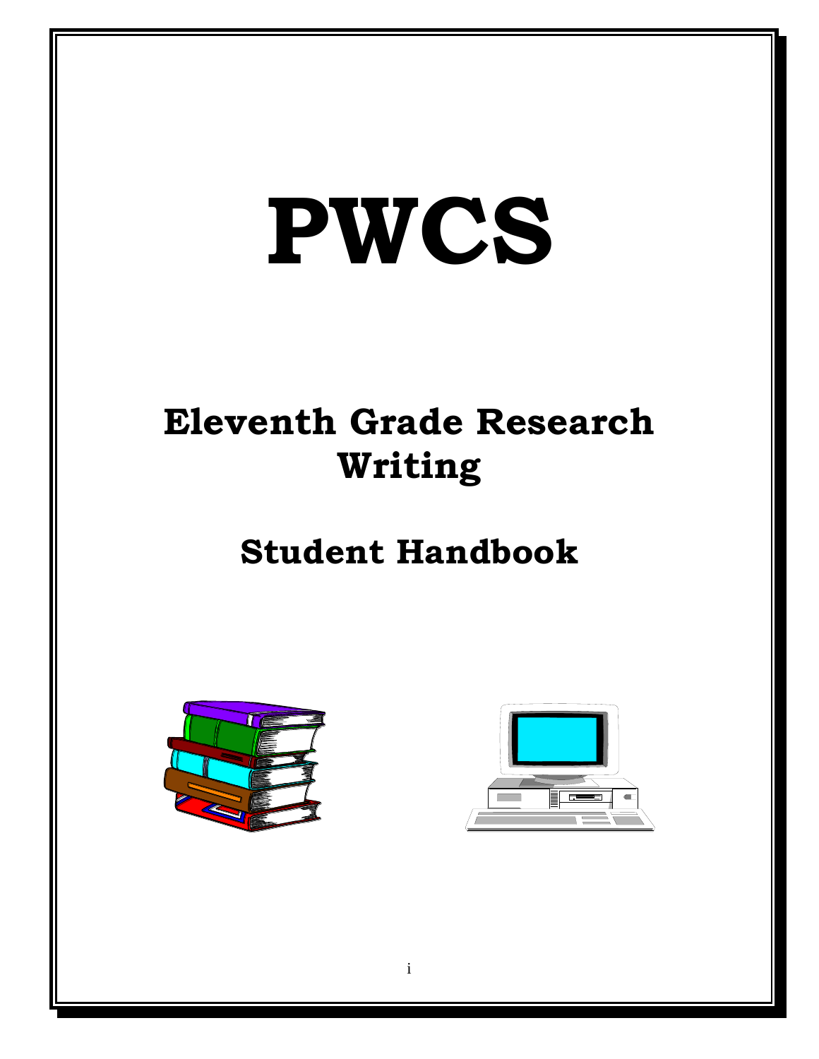# PWCS

## Eleventh Grade Research Writing

## Student Handbook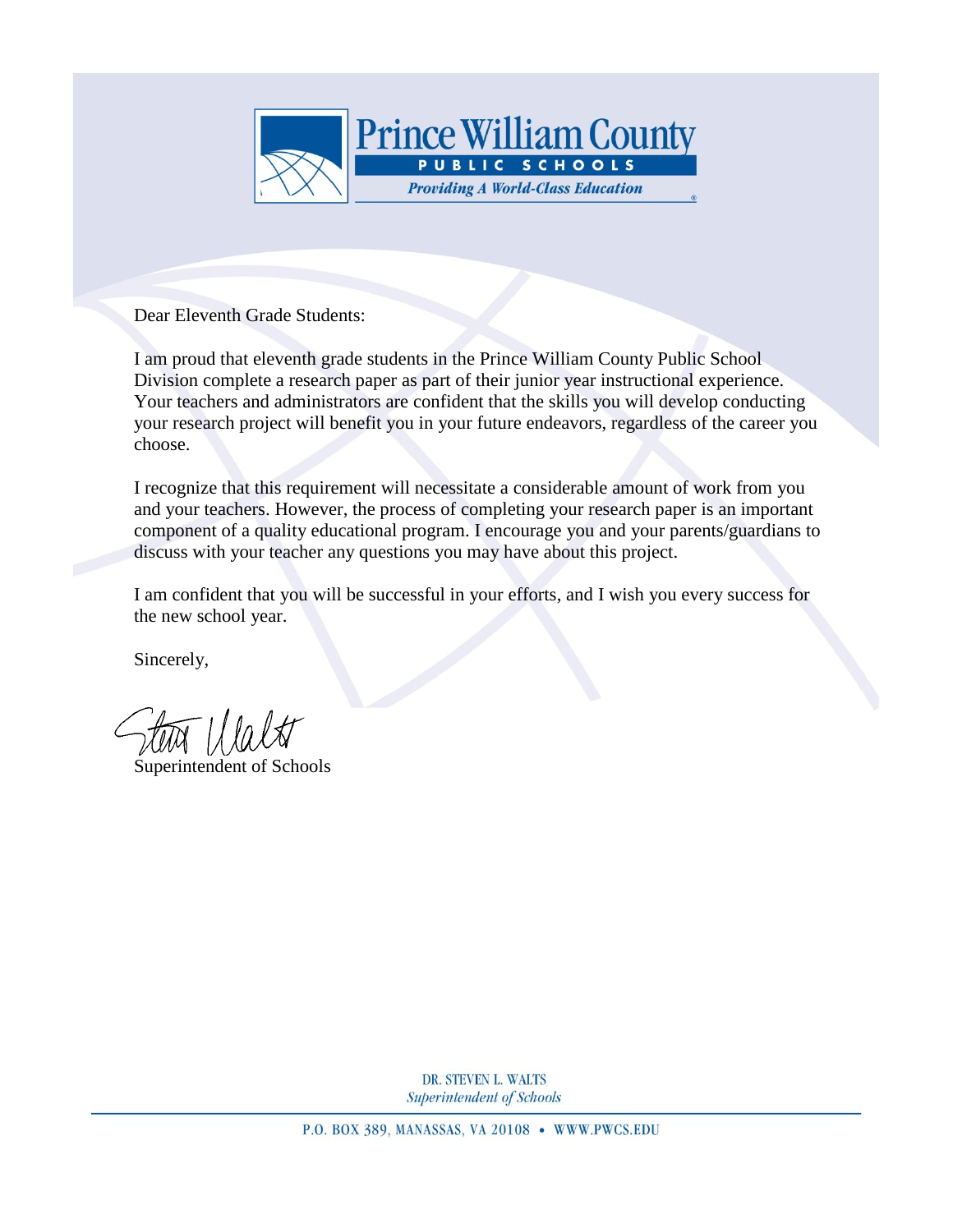**Prince William County**
**PUBLIC SCHOOLS**
*Providing A World-Class Education*

Dear Eleventh Grade Students:

I am proud that eleventh grade students in the Prince William County Public School Division complete a research paper as part of their junior year instructional experience. Your teachers and administrators are confident that the skills you will develop conducting your research project will benefit you in your future endeavors, regardless of the career you choose.

I recognize that this requirement will necessitate a considerable amount of work from you and your teachers. However, the process of completing your research paper is an important component of a quality educational program. I encourage you and your parents/guardians to discuss with your teacher any questions you may have about this project.

I am confident that you will be successful in your efforts, and I wish you every success for the new school year.

Sincerely,

Superintendent of Schools

DR. STEVEN L. WALTS
*Superintendent of Schools*

P.O. BOX 389, MANASSAS, VA 20108 • WWW.PWCS.EDU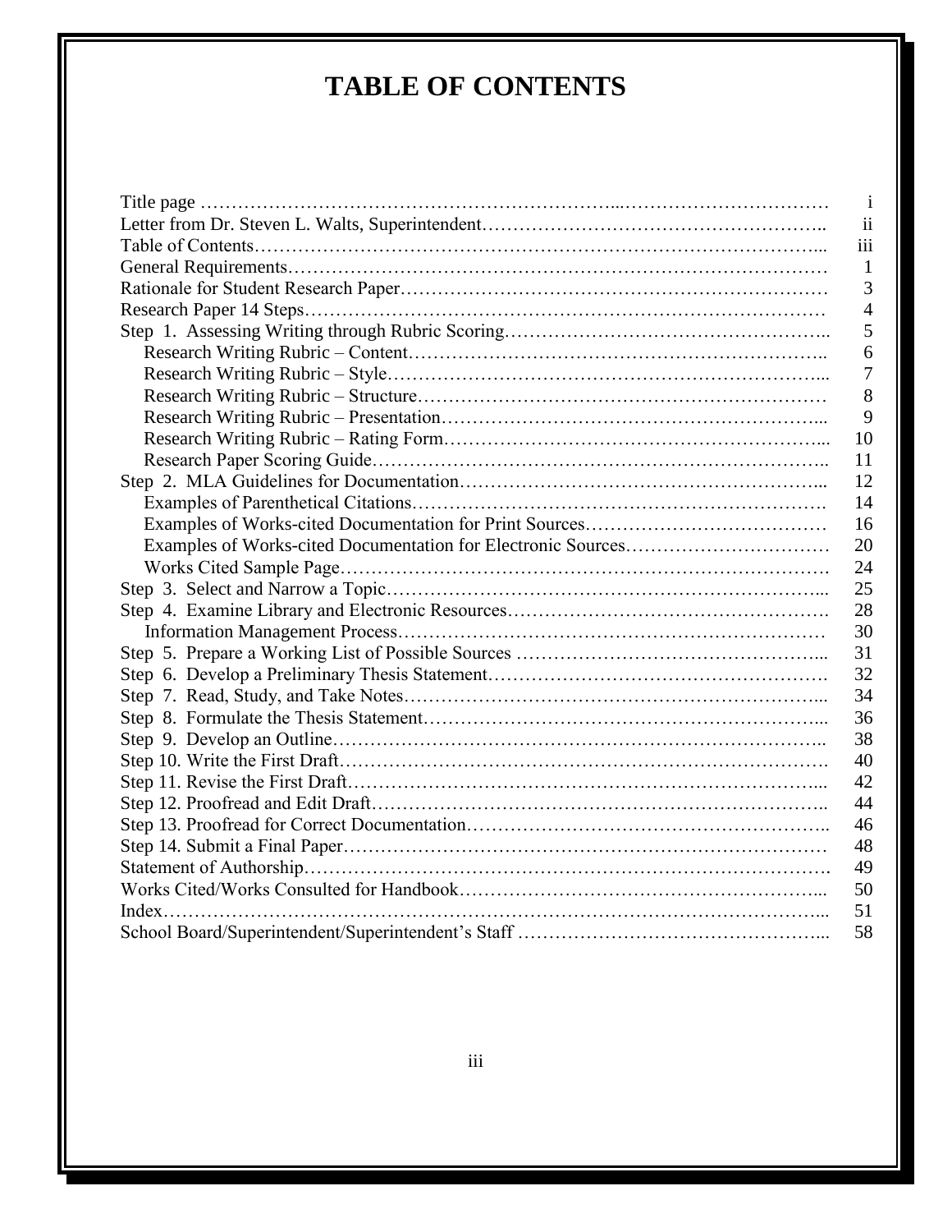# TABLE OF CONTENTS

| | |
|---|---|
| Title page | i |
| Letter from Dr. Steven L. Walts, Superintendent | ii |
| Table of Contents | iii |
| General Requirements | 1 |
| Rationale for Student Research Paper | 3 |
| Research Paper 14 Steps | 4 |
| Step 1. Assessing Writing through Rubric Scoring | 5 |
| Research Writing Rubric – Content | 6 |
| Research Writing Rubric – Style | 7 |
| Research Writing Rubric – Structure | 8 |
| Research Writing Rubric – Presentation | 9 |
| Research Writing Rubric – Rating Form | 10 |
| Research Paper Scoring Guide | 11 |
| Step 2. MLA Guidelines for Documentation | 12 |
| Examples of Parenthetical Citations | 14 |
| Examples of Works-cited Documentation for Print Sources | 16 |
| Examples of Works-cited Documentation for Electronic Sources | 20 |
| Works Cited Sample Page | 24 |
| Step 3. Select and Narrow a Topic | 25 |
| Step 4. Examine Library and Electronic Resources | 28 |
| Information Management Process | 30 |
| Step 5. Prepare a Working List of Possible Sources | 31 |
| Step 6. Develop a Preliminary Thesis Statement | 32 |
| Step 7. Read, Study, and Take Notes | 34 |
| Step 8. Formulate the Thesis Statement | 36 |
| Step 9. Develop an Outline | 38 |
| Step 10. Write the First Draft | 40 |
| Step 11. Revise the First Draft | 42 |
| Step 12. Proofread and Edit Draft | 44 |
| Step 13. Proofread for Correct Documentation | 46 |
| Step 14. Submit a Final Paper | 48 |
| Statement of Authorship | 49 |
| Works Cited/Works Consulted for Handbook | 50 |
| Index | 51 |
| School Board/Superintendent/Superintendent's Staff | 58 |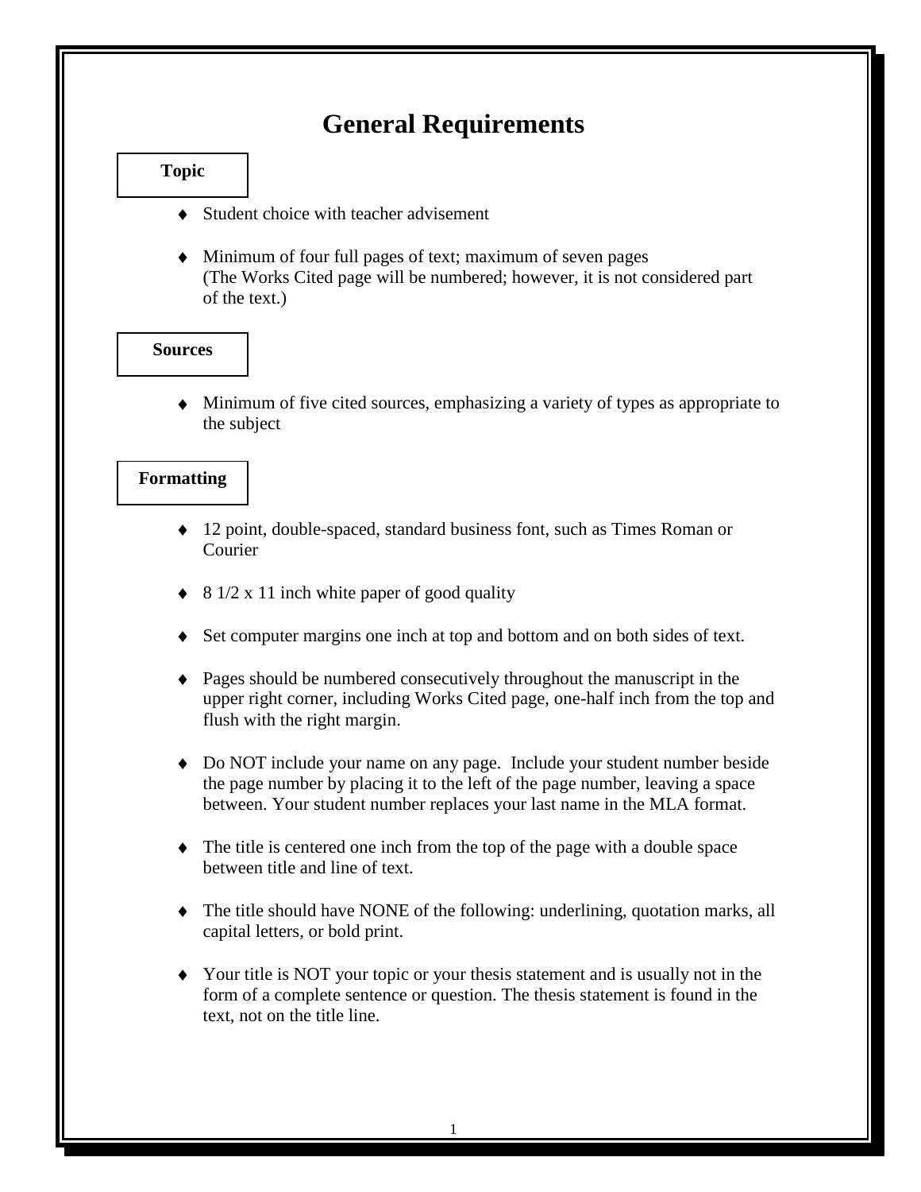# General Requirements

### Topic

- Student choice with teacher advisement
- Minimum of four full pages of text; maximum of seven pages
  (The Works Cited page will be numbered; however, it is not considered part of the text.)

### Sources

- Minimum of five cited sources, emphasizing a variety of types as appropriate to the subject

### Formatting

- 12 point, double-spaced, standard business font, such as Times Roman or Courier
- 8 1/2 x 11 inch white paper of good quality
- Set computer margins one inch at top and bottom and on both sides of text.
- Pages should be numbered consecutively throughout the manuscript in the upper right corner, including Works Cited page, one-half inch from the top and flush with the right margin.
- Do NOT include your name on any page. Include your student number beside the page number by placing it to the left of the page number, leaving a space between. Your student number replaces your last name in the MLA format.
- The title is centered one inch from the top of the page with a double space between title and line of text.
- The title should have NONE of the following: underlining, quotation marks, all capital letters, or bold print.
- Your title is NOT your topic or your thesis statement and is usually not in the form of a complete sentence or question. The thesis statement is found in the text, not on the title line.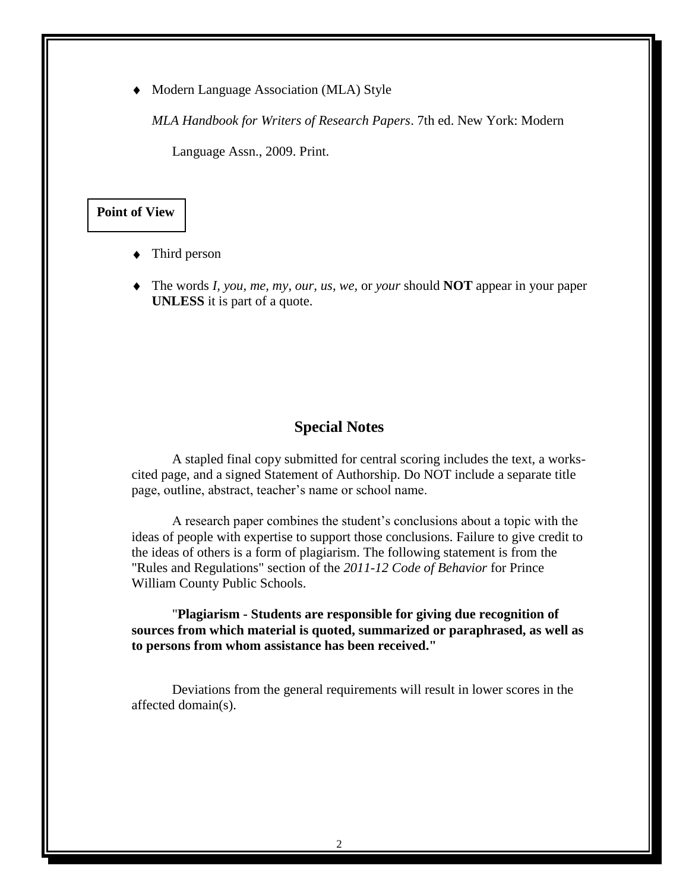- Modern Language Association (MLA) Style

  *MLA Handbook for Writers of Research Papers*. 7th ed. New York: Modern Language Assn., 2009. Print.

## Point of View

- Third person
- The words *I*, *you*, *me*, *my*, *our*, *us*, *we*, or *your* should **NOT** appear in your paper **UNLESS** it is part of a quote.

## Special Notes

A stapled final copy submitted for central scoring includes the text, a works-cited page, and a signed Statement of Authorship. Do NOT include a separate title page, outline, abstract, teacher's name or school name.

A research paper combines the student's conclusions about a topic with the ideas of people with expertise to support those conclusions. Failure to give credit to the ideas of others is a form of plagiarism. The following statement is from the "Rules and Regulations" section of the *2011-12 Code of Behavior* for Prince William County Public Schools.

"**Plagiarism - Students are responsible for giving due recognition of sources from which material is quoted, summarized or paraphrased, as well as to persons from whom assistance has been received.**"

Deviations from the general requirements will result in lower scores in the affected domain(s).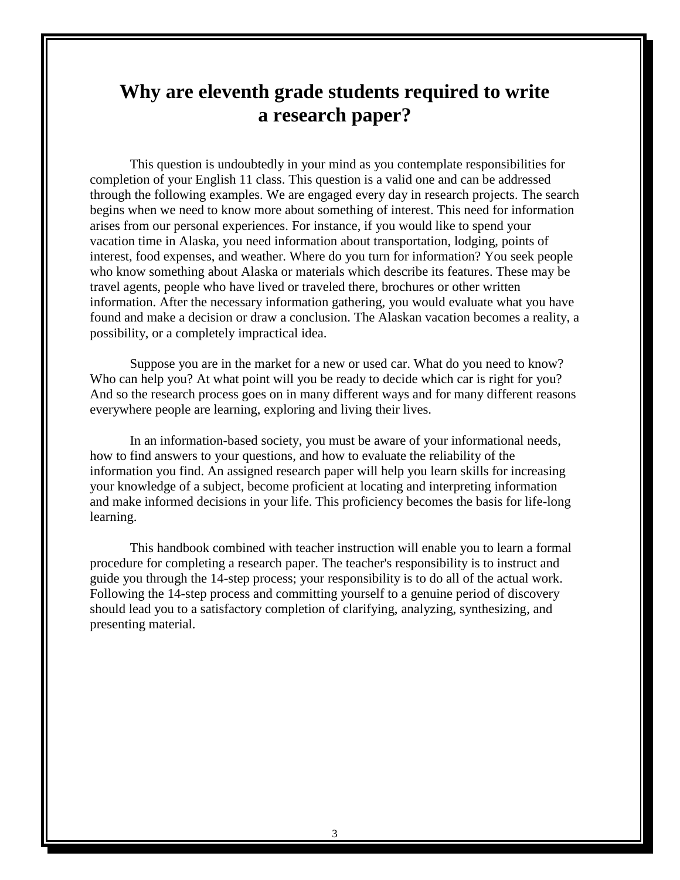# Why are eleventh grade students required to write a research paper?

This question is undoubtedly in your mind as you contemplate responsibilities for completion of your English 11 class. This question is a valid one and can be addressed through the following examples. We are engaged every day in research projects. The search begins when we need to know more about something of interest. This need for information arises from our personal experiences. For instance, if you would like to spend your vacation time in Alaska, you need information about transportation, lodging, points of interest, food expenses, and weather. Where do you turn for information? You seek people who know something about Alaska or materials which describe its features. These may be travel agents, people who have lived or traveled there, brochures or other written information. After the necessary information gathering, you would evaluate what you have found and make a decision or draw a conclusion. The Alaskan vacation becomes a reality, a possibility, or a completely impractical idea.

Suppose you are in the market for a new or used car. What do you need to know? Who can help you? At what point will you be ready to decide which car is right for you? And so the research process goes on in many different ways and for many different reasons everywhere people are learning, exploring and living their lives.

In an information-based society, you must be aware of your informational needs, how to find answers to your questions, and how to evaluate the reliability of the information you find. An assigned research paper will help you learn skills for increasing your knowledge of a subject, become proficient at locating and interpreting information and make informed decisions in your life. This proficiency becomes the basis for life-long learning.

This handbook combined with teacher instruction will enable you to learn a formal procedure for completing a research paper. The teacher's responsibility is to instruct and guide you through the 14-step process; your responsibility is to do all of the actual work. Following the 14-step process and committing yourself to a genuine period of discovery should lead you to a satisfactory completion of clarifying, analyzing, synthesizing, and presenting material.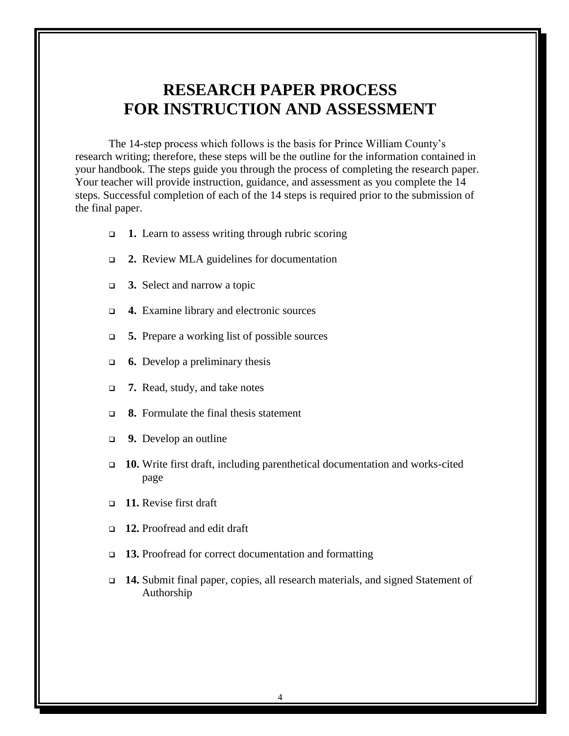# RESEARCH PAPER PROCESS
# FOR INSTRUCTION AND ASSESSMENT

The 14-step process which follows is the basis for Prince William County's research writing; therefore, these steps will be the outline for the information contained in your handbook. The steps guide you through the process of completing the research paper. Your teacher will provide instruction, guidance, and assessment as you complete the 14 steps. Successful completion of each of the 14 steps is required prior to the submission of the final paper.

- ❑ **1.** Learn to assess writing through rubric scoring
- ❑ **2.** Review MLA guidelines for documentation
- ❑ **3.** Select and narrow a topic
- ❑ **4.** Examine library and electronic sources
- ❑ **5.** Prepare a working list of possible sources
- ❑ **6.** Develop a preliminary thesis
- ❑ **7.** Read, study, and take notes
- ❑ **8.** Formulate the final thesis statement
- ❑ **9.** Develop an outline
- ❑ **10.** Write first draft, including parenthetical documentation and works-cited page
- ❑ **11.** Revise first draft
- ❑ **12.** Proofread and edit draft
- ❑ **13.** Proofread for correct documentation and formatting
- ❑ **14.** Submit final paper, copies, all research materials, and signed Statement of Authorship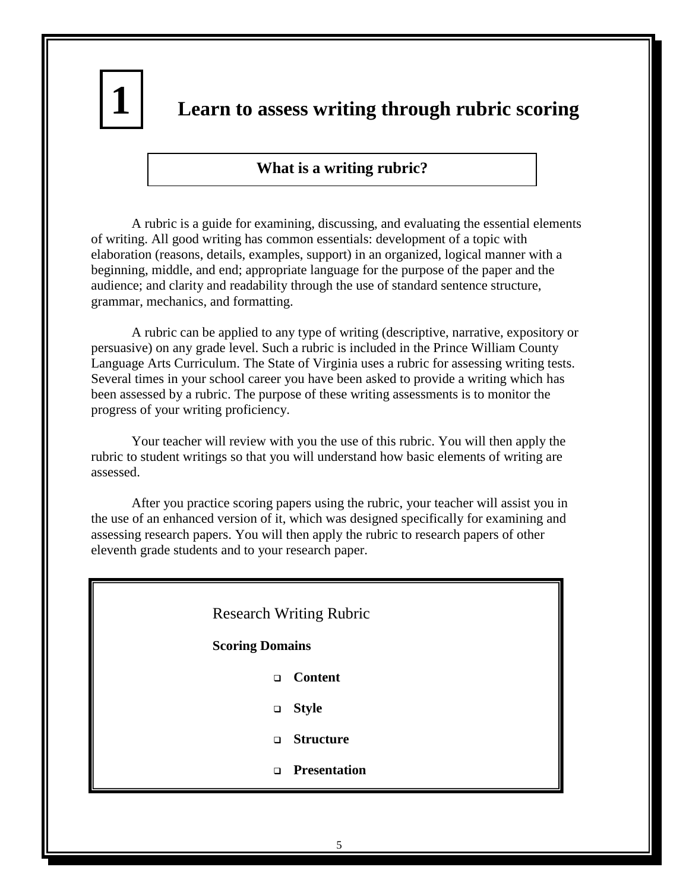# 1 Learn to assess writing through rubric scoring

## What is a writing rubric?

A rubric is a guide for examining, discussing, and evaluating the essential elements of writing. All good writing has common essentials: development of a topic with elaboration (reasons, details, examples, support) in an organized, logical manner with a beginning, middle, and end; appropriate language for the purpose of the paper and the audience; and clarity and readability through the use of standard sentence structure, grammar, mechanics, and formatting.

A rubric can be applied to any type of writing (descriptive, narrative, expository or persuasive) on any grade level. Such a rubric is included in the Prince William County Language Arts Curriculum. The State of Virginia uses a rubric for assessing writing tests. Several times in your school career you have been asked to provide a writing which has been assessed by a rubric. The purpose of these writing assessments is to monitor the progress of your writing proficiency.

Your teacher will review with you the use of this rubric. You will then apply the rubric to student writings so that you will understand how basic elements of writing are assessed.

After you practice scoring papers using the rubric, your teacher will assist you in the use of an enhanced version of it, which was designed specifically for examining and assessing research papers. You will then apply the rubric to research papers of other eleventh grade students and to your research paper.

Research Writing Rubric

**Scoring Domains**

- **Content**
- **Style**
- **Structure**
- **Presentation**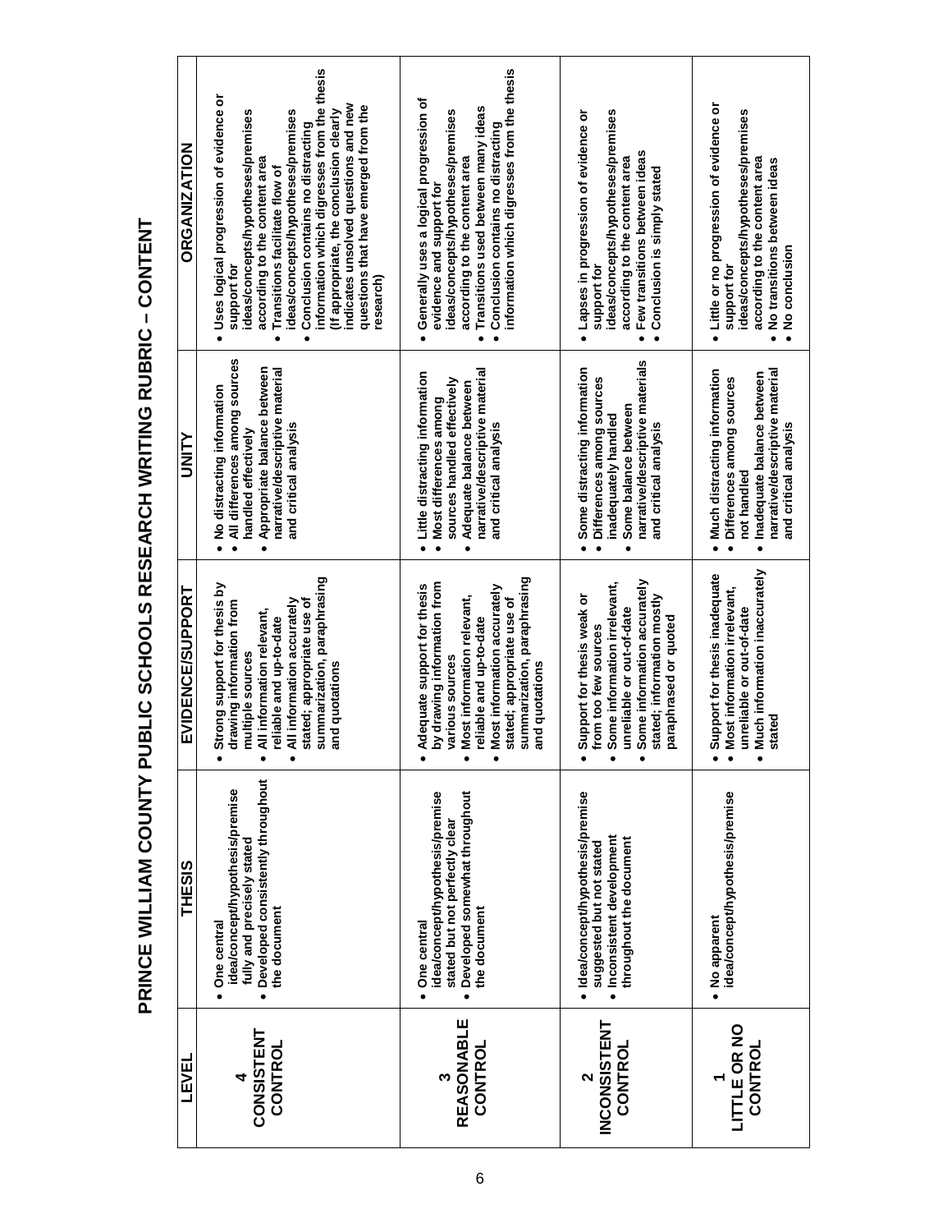# PRINCE WILLIAM COUNTY PUBLIC SCHOOLS RESEARCH WRITING RUBRIC – CONTENT

| LEVEL | THESIS | EVIDENCE/SUPPORT | UNITY | ORGANIZATION |
|---|---|---|---|---|
| **4 CONSISTENT CONTROL** | • One central idea/concept/hypothesis/premise fully and precisely stated<br>• Developed consistently throughout the document | • Strong support for thesis by drawing information from multiple sources<br>• All information relevant, reliable and up-to-date<br>• All information accurately stated; appropriate use of summarization, paraphrasing and quotations | • No distracting information<br>• All differences among sources handled effectively<br>• Appropriate balance between narrative/descriptive material and critical analysis | • Uses logical progression of evidence or support for ideas/concepts/hypotheses/premises according to the content area<br>• Transitions facilitate flow of ideas/concepts/hypotheses/premises<br>• Conclusion contains no distracting information which digresses from the thesis (If appropriate, the conclusion clearly indicates unsolved questions and new questions that have emerged from the research) |
| **3 REASONABLE CONTROL** | • One central idea/concept/hypothesis/premise stated but not perfectly clear<br>• Developed somewhat throughout the document | • Adequate support for thesis by drawing information from various sources<br>• Most information relevant, reliable and up-to-date<br>• Most information accurately stated; appropriate use of summarization, paraphrasing and quotations | • Little distracting information<br>• Most differences among sources handled effectively<br>• Adequate balance between narrative/descriptive material and critical analysis | • Generally uses a logical progression of evidence and support for ideas/concepts/hypotheses/premises according to the content area<br>• Transitions used between many ideas<br>• Conclusion contains no distracting information which digresses from the thesis |
| **2 INCONSISTENT CONTROL** | • Idea/concept/hypothesis/premise suggested but not stated<br>• Inconsistent development throughout the document | • Support for thesis weak or from too few sources<br>• Some information irrelevant, unreliable or out-of-date<br>• Some information accurately stated; information mostly paraphrased or quoted | • Some distracting information<br>• Differences among sources inadequately handled<br>• Some balance between narrative/descriptive materials and critical analysis | • Lapses in progression of evidence or support for ideas/concepts/hypotheses/premises according to the content area<br>• Few transitions between ideas<br>• Conclusion is simply stated |
| **1 LITTLE OR NO CONTROL** | • No apparent idea/concept/hypothesis/premise | • Support for thesis inadequate<br>• Most information irrelevant, unreliable or out-of-date<br>• Much information inaccurately stated | • Much distracting information<br>• Differences among sources not handled<br>• Inadequate balance between narrative/descriptive material and critical analysis | • Little or no progression of evidence or support for ideas/concepts/hypotheses/premises according to the content area<br>• No transitions between ideas<br>• No conclusion |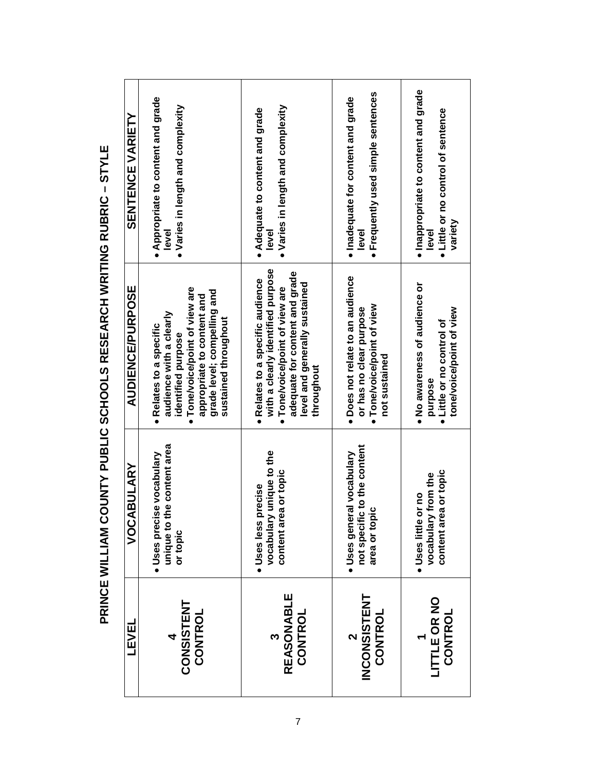# PRINCE WILLIAM COUNTY PUBLIC SCHOOLS RESEARCH WRITING RUBRIC – STYLE

| LEVEL | VOCABULARY | AUDIENCE/PURPOSE | SENTENCE VARIETY |
|---|---|---|---|
| **4 CONSISTENT CONTROL** | • Uses precise vocabulary unique to the content area or topic | • Relates to a specific audience with a clearly identified purpose<br>• Tone/voice/point of view are appropriate to content and grade level; compelling and sustained throughout | • Appropriate to content and grade level<br>• Varies in length and complexity |
| **3 REASONABLE CONTROL** | • Uses less precise vocabulary unique to the content area or topic | • Relates to a specific audience with a clearly identified purpose<br>• Tone/voice/point of view are adequate for content and grade level and generally sustained throughout | • Adequate to content and grade level<br>• Varies in length and complexity |
| **2 INCONSISTENT CONTROL** | • Uses general vocabulary not specific to the content area or topic | • Does not relate to an audience or has no clear purpose<br>• Tone/voice/point of view not sustained | • Inadequate for content and grade level<br>• Frequently used simple sentences |
| **1 LITTLE OR NO CONTROL** | • Uses little or no vocabulary from the content area or topic | • No awareness of audience or purpose<br>• Little or no control of tone/voice/point of view | • Inappropriate to content and grade level<br>• Little or no control of sentence variety |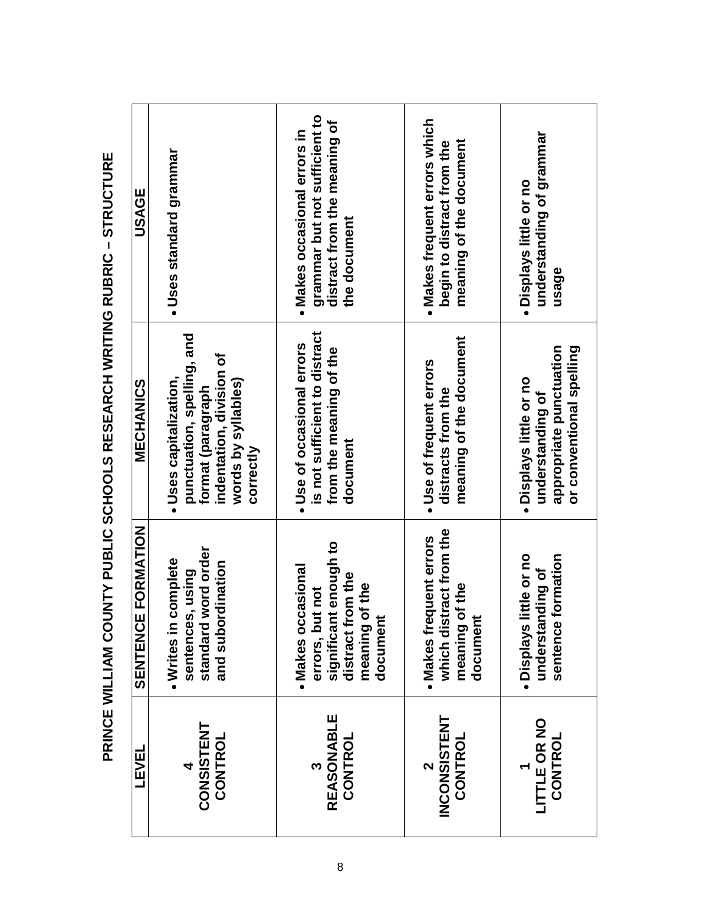# PRINCE WILLIAM COUNTY PUBLIC SCHOOLS RESEARCH WRITING RUBRIC – STRUCTURE

| LEVEL | SENTENCE FORMATION | MECHANICS | USAGE |
|---|---|---|---|
| **4 CONSISTENT CONTROL** | • Writes in complete sentences, using standard word order and subordination | • Uses capitalization, punctuation, spelling, and format (paragraph indentation, division of words by syllables) correctly | • Uses standard grammar |
| **3 REASONABLE CONTROL** | • Makes occasional errors, but not significant enough to distract from the meaning of the document | • Use of occasional errors is not sufficient to distract from the meaning of the document | • Makes occasional errors in grammar but not sufficient to distract from the meaning of the document |
| **2 INCONSISTENT CONTROL** | • Makes frequent errors which distract from the meaning of the document | • Use of frequent errors distracts from the meaning of the document | • Makes frequent errors which begin to distract from the meaning of the document |
| **1 LITTLE OR NO CONTROL** | • Displays little or no understanding of sentence formation | • Displays little or no understanding of appropriate punctuation or conventional spelling | • Displays little or no understanding of grammar usage |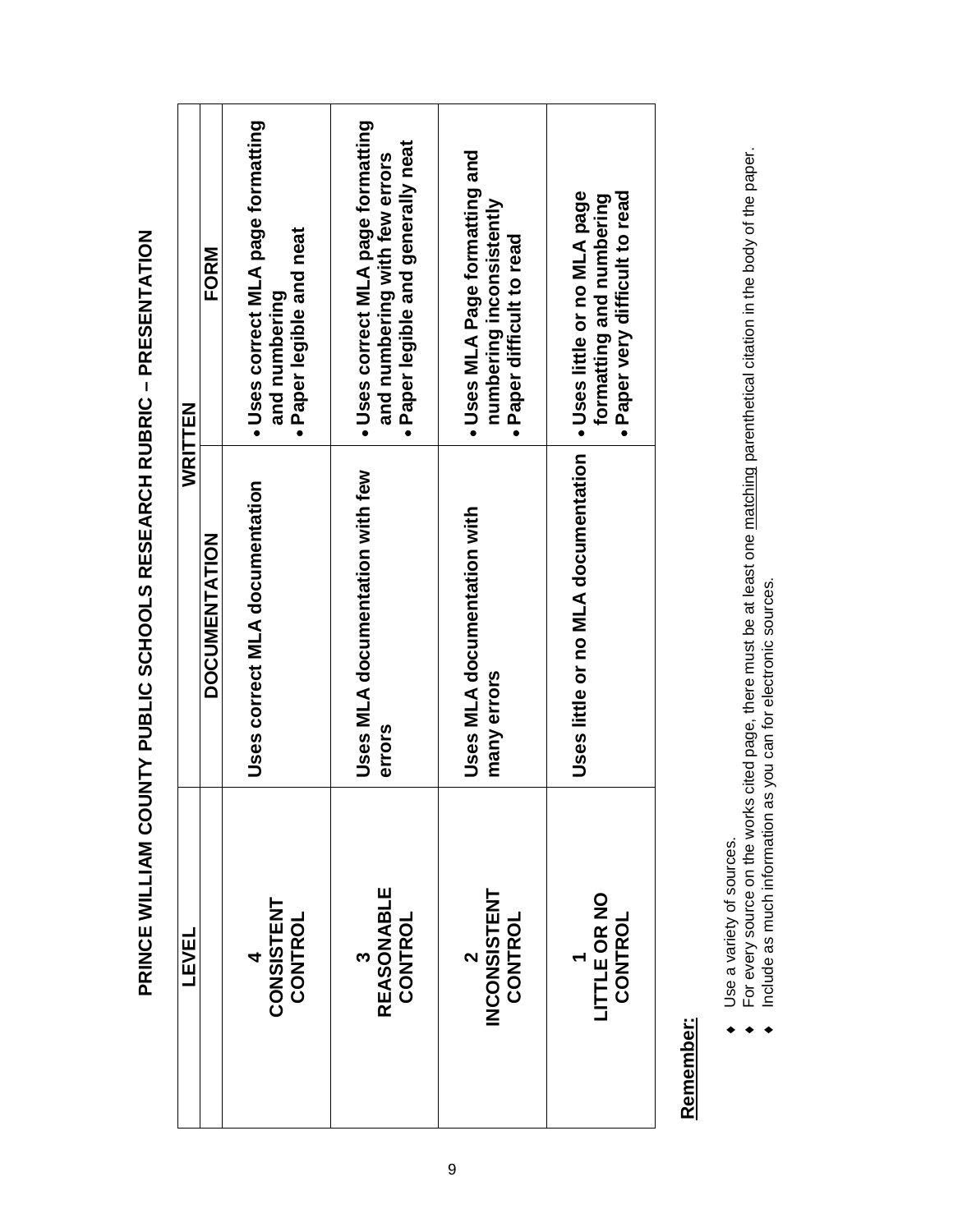# PRINCE WILLIAM COUNTY PUBLIC SCHOOLS RESEARCH RUBRIC – PRESENTATION

| LEVEL | WRITTEN | |
|---|---|---|
| | DOCUMENTATION | FORM |
| **4** **CONSISTENT CONTROL** | **Uses correct MLA documentation** | • **Uses correct MLA page formatting and numbering** <br> • **Paper legible and neat** |
| **3** **REASONABLE CONTROL** | **Uses MLA documentation with few errors** | • **Uses correct MLA page formatting and numbering with few errors** <br> • **Paper legible and generally neat** |
| **2** **INCONSISTENT CONTROL** | **Uses MLA documentation with many errors** | • **Uses MLA Page formatting and numbering inconsistently** <br> • **Paper difficult to read** |
| **1** **LITTLE OR NO CONTROL** | **Uses little or no MLA documentation** | • **Uses little or no MLA page formatting and numbering** <br> • **Paper very difficult to read** |

**Remember:**

- Use a variety of sources.
- For every source on the works cited page, there must be at least one matching parenthetical citation in the body of the paper.
- Include as much information as you can for electronic sources.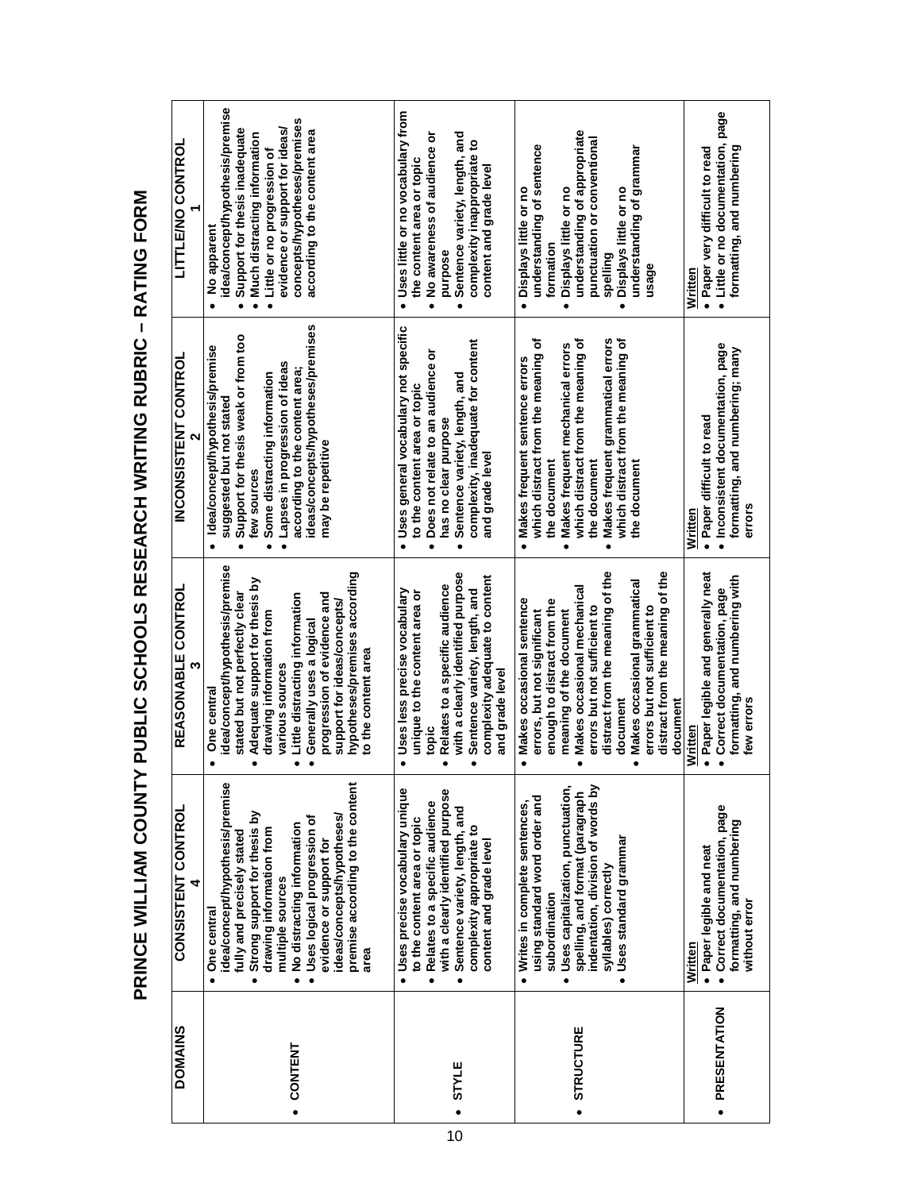# PRINCE WILLIAM COUNTY PUBLIC SCHOOLS RESEARCH WRITING RUBRIC – RATING FORM

| DOMAINS | CONSISTENT CONTROL 4 | REASONABLE CONTROL 3 | INCONSISTENT CONTROL 2 | LITTLE/NO CONTROL 1 |
|---|---|---|---|---|
| • CONTENT | • One central idea/concept/hypothesis/premise fully and precisely stated<br>• Strong support for thesis by drawing information from multiple sources<br>• No distracting information<br>• Uses logical progression of evidence or support for ideas/concepts/hypotheses/premise according to the content area | • One central idea/concept/hypothesis/premise stated but not perfectly clear<br>• Adequate support for thesis by drawing information from various sources<br>• Little distracting information<br>• Generally uses a logical progression of evidence and support for ideas/concepts/hypotheses/premises according to the content area | • Idea/concept/hypothesis/premise suggested but not stated<br>• Support for thesis weak or from too few sources<br>• Some distracting information<br>• Lapses in progression of ideas according to the content area; ideas/concepts/hypotheses/premises may be repetitive | • No apparent idea/concept/hypothesis/premise<br>• Support for thesis inadequate<br>• Much distracting information<br>• Little or no progression of evidence or support for ideas/concepts/hypotheses/premises according to the content area |
| • STYLE | • Uses precise vocabulary unique to the content area or topic<br>• Relates to a specific audience with a clearly identified purpose<br>• Sentence variety, length, and complexity appropriate to content and grade level | • Uses less precise vocabulary unique to the content area or topic<br>• Relates to a specific audience with a clearly identified purpose<br>• Sentence variety, length, and complexity adequate to content and grade level | • Uses general vocabulary not specific to the content area or topic<br>• Does not relate to an audience or has no clear purpose<br>• Sentence variety, length, and complexity, inadequate for content and grade level | • Uses little or no vocabulary from the content area or topic<br>• No awareness of audience or purpose<br>• Sentence variety, length, and complexity inappropriate to content and grade level |
| • STRUCTURE | • Writes in complete sentences, using standard word order and subordination<br>• Uses capitalization, punctuation, spelling, and format (paragraph indentation, division of words by syllables) correctly<br>• Uses standard grammar | • Makes occasional sentence errors, but not significant enough to distract from the meaning of the document<br>• Makes occasional mechanical errors but not sufficient to distract from the meaning of the document<br>• Makes occasional grammatical errors but not sufficient to distract from the meaning of the document | • Makes frequent sentence errors which distract from the meaning of the document<br>• Makes frequent mechanical errors which distract from the meaning of the document<br>• Makes frequent grammatical errors which distract from the meaning of the document | • Displays little or no understanding of sentence formation<br>• Displays little or no understanding of appropriate punctuation or conventional spelling<br>• Displays little or no understanding of grammar usage |
| • PRESENTATION | Written<br>• Paper legible and neat<br>• Correct documentation, page formatting, and numbering without error | Written<br>• Paper legible and generally neat<br>• Correct documentation, page formatting, and numbering with few errors | Written<br>• Paper difficult to read<br>• Inconsistent documentation, page formatting, and numbering; many errors | Written<br>• Paper very difficult to read<br>• Little or no documentation, page formatting, and numbering |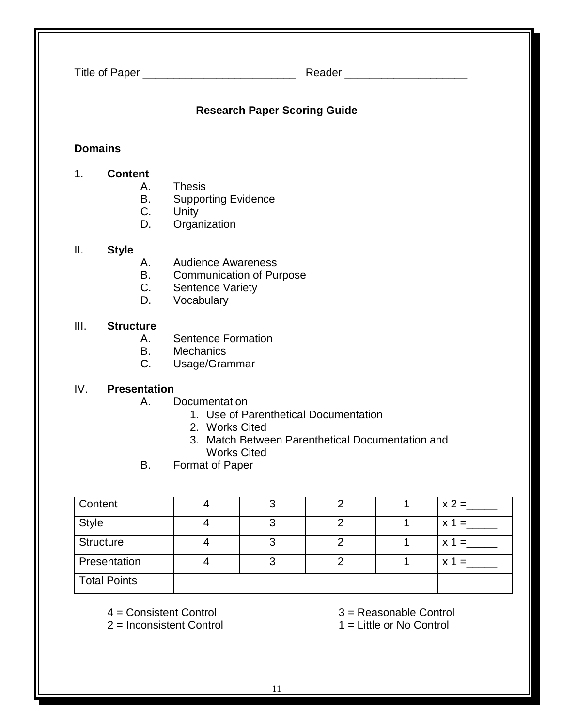Title of Paper _________________________ Reader ____________________

## Research Paper Scoring Guide

**Domains**

1. **Content**
   - A. Thesis
   - B. Supporting Evidence
   - C. Unity
   - D. Organization

II. **Style**
   - A. Audience Awareness
   - B. Communication of Purpose
   - C. Sentence Variety
   - D. Vocabulary

III. **Structure**
   - A. Sentence Formation
   - B. Mechanics
   - C. Usage/Grammar

IV. **Presentation**
   - A. Documentation
     1. Use of Parenthetical Documentation
     2. Works Cited
     3. Match Between Parenthetical Documentation and Works Cited
   - B. Format of Paper

| Content | 4 | 3 | 2 | 1 | x 2 =_____ |
|---|---|---|---|---|---|
| Style | 4 | 3 | 2 | 1 | x 1 =_____ |
| Structure | 4 | 3 | 2 | 1 | x 1 =_____ |
| Presentation | 4 | 3 | 2 | 1 | x 1 =_____ |
| Total Points | | | | | |

4 = Consistent Control
3 = Reasonable Control
2 = Inconsistent Control
1 = Little or No Control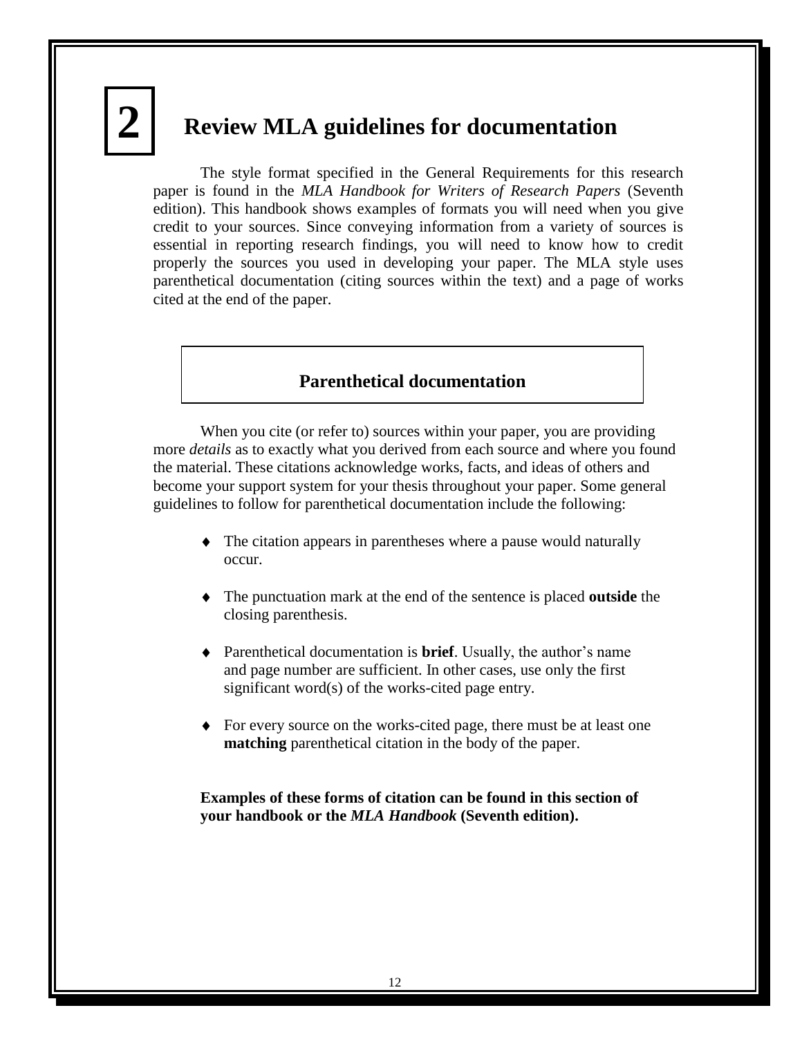# 2 Review MLA guidelines for documentation

The style format specified in the General Requirements for this research paper is found in the *MLA Handbook for Writers of Research Papers* (Seventh edition). This handbook shows examples of formats you will need when you give credit to your sources. Since conveying information from a variety of sources is essential in reporting research findings, you will need to know how to credit properly the sources you used in developing your paper. The MLA style uses parenthetical documentation (citing sources within the text) and a page of works cited at the end of the paper.

## Parenthetical documentation

When you cite (or refer to) sources within your paper, you are providing more *details* as to exactly what you derived from each source and where you found the material. These citations acknowledge works, facts, and ideas of others and become your support system for your thesis throughout your paper. Some general guidelines to follow for parenthetical documentation include the following:

- The citation appears in parentheses where a pause would naturally occur.
- The punctuation mark at the end of the sentence is placed **outside** the closing parenthesis.
- Parenthetical documentation is **brief**. Usually, the author's name and page number are sufficient. In other cases, use only the first significant word(s) of the works-cited page entry.
- For every source on the works-cited page, there must be at least one **matching** parenthetical citation in the body of the paper.

**Examples of these forms of citation can be found in this section of your handbook or the *MLA Handbook* (Seventh edition).**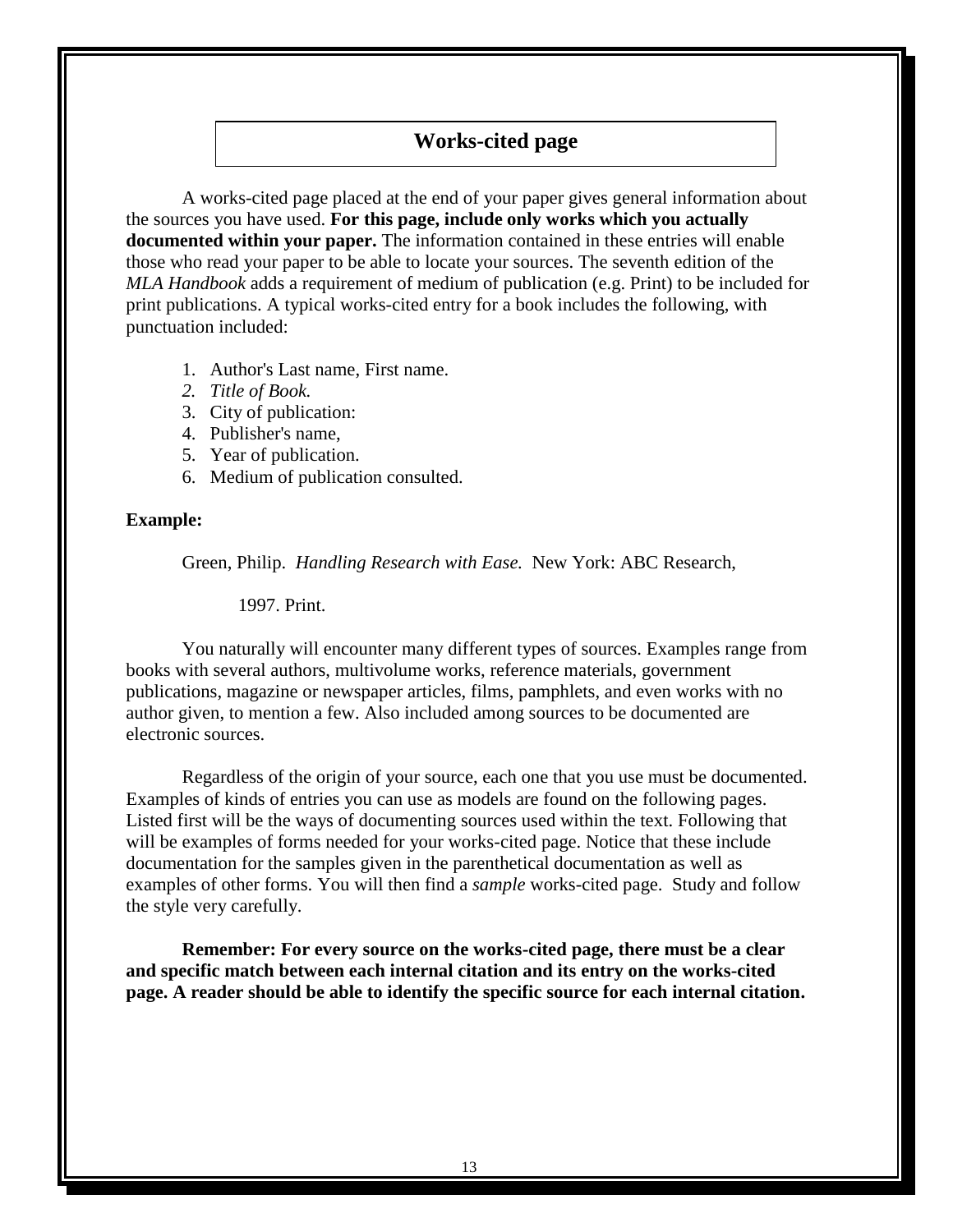## Works-cited page

A works-cited page placed at the end of your paper gives general information about the sources you have used. **For this page, include only works which you actually documented within your paper.** The information contained in these entries will enable those who read your paper to be able to locate your sources. The seventh edition of the *MLA Handbook* adds a requirement of medium of publication (e.g. Print) to be included for print publications. A typical works-cited entry for a book includes the following, with punctuation included:

1. Author's Last name, First name.
2. *Title of Book.*
3. City of publication:
4. Publisher's name,
5. Year of publication.
6. Medium of publication consulted.

**Example:**

Green, Philip. *Handling Research with Ease.* New York: ABC Research,

1997. Print.

You naturally will encounter many different types of sources. Examples range from books with several authors, multivolume works, reference materials, government publications, magazine or newspaper articles, films, pamphlets, and even works with no author given, to mention a few. Also included among sources to be documented are electronic sources.

Regardless of the origin of your source, each one that you use must be documented. Examples of kinds of entries you can use as models are found on the following pages. Listed first will be the ways of documenting sources used within the text. Following that will be examples of forms needed for your works-cited page. Notice that these include documentation for the samples given in the parenthetical documentation as well as examples of other forms. You will then find a *sample* works-cited page. Study and follow the style very carefully.

**Remember: For every source on the works-cited page, there must be a clear and specific match between each internal citation and its entry on the works-cited page. A reader should be able to identify the specific source for each internal citation.**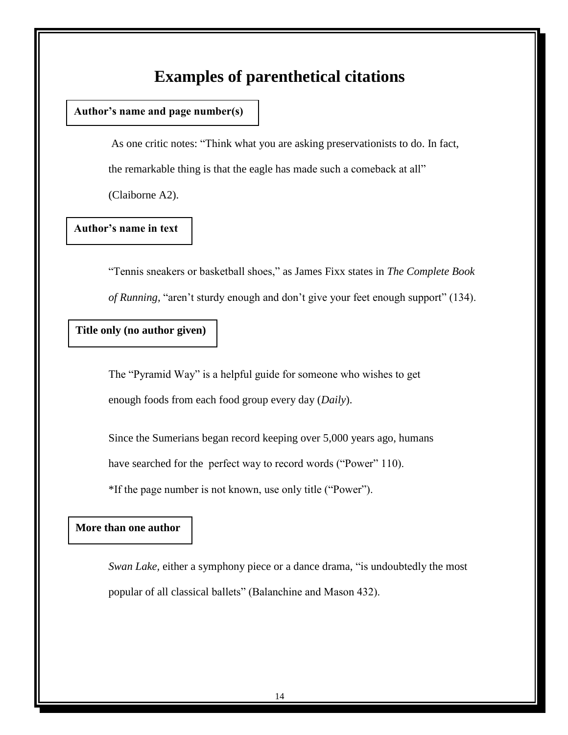# Examples of parenthetical citations

**Author's name and page number(s)**

As one critic notes: "Think what you are asking preservationists to do. In fact, the remarkable thing is that the eagle has made such a comeback at all" (Claiborne A2).

**Author's name in text**

"Tennis sneakers or basketball shoes," as James Fixx states in *The Complete Book of Running*, "aren't sturdy enough and don't give your feet enough support" (134).

**Title only (no author given)**

The "Pyramid Way" is a helpful guide for someone who wishes to get enough foods from each food group every day (*Daily*).

Since the Sumerians began record keeping over 5,000 years ago, humans have searched for the perfect way to record words ("Power" 110).

*If the page number is not known, use only title ("Power").

**More than one author**

*Swan Lake*, either a symphony piece or a dance drama, "is undoubtedly the most popular of all classical ballets" (Balanchine and Mason 432).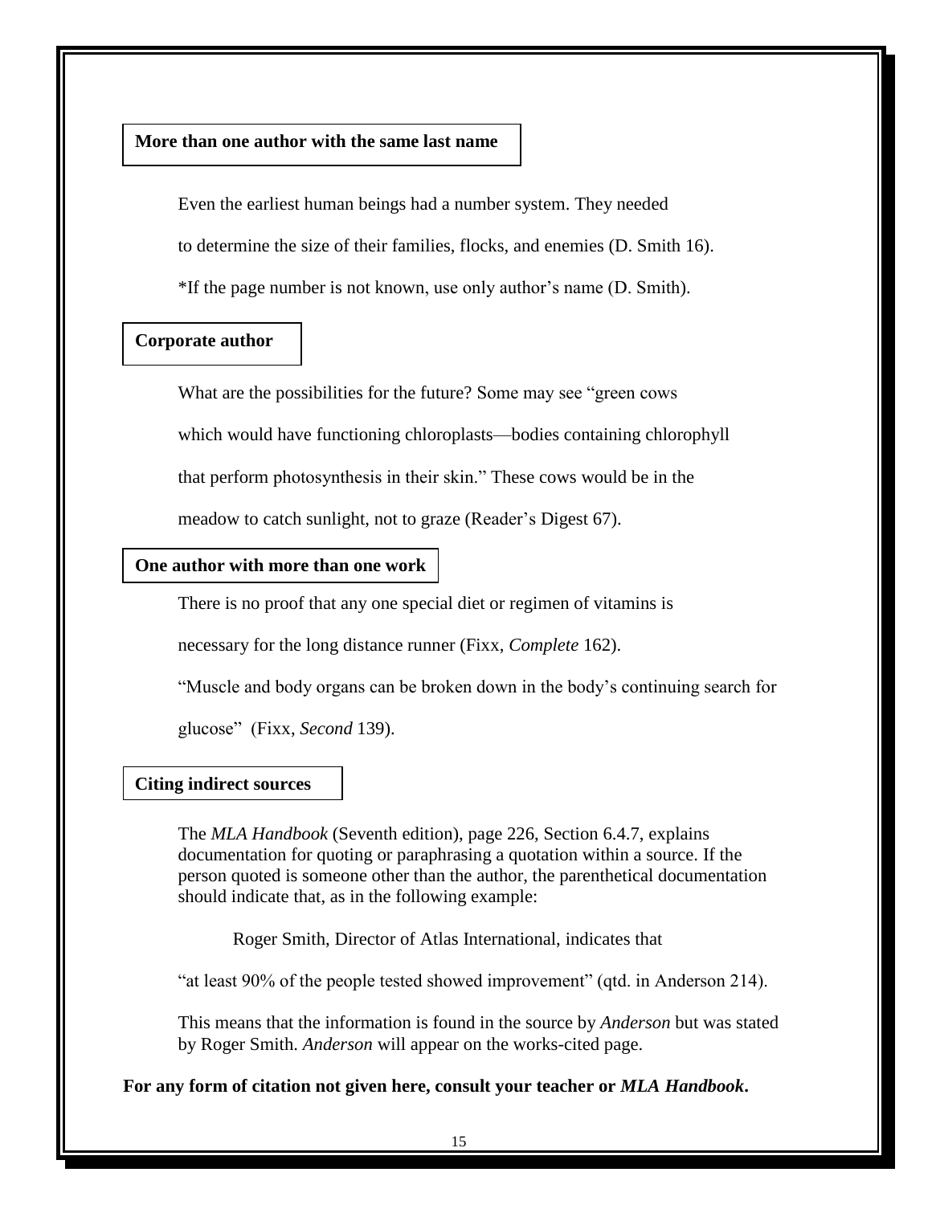**More than one author with the same last name**

Even the earliest human beings had a number system. They needed to determine the size of their families, flocks, and enemies (D. Smith 16).

*If the page number is not known, use only author's name (D. Smith).

**Corporate author**

What are the possibilities for the future? Some may see "green cows which would have functioning chloroplasts—bodies containing chlorophyll that perform photosynthesis in their skin." These cows would be in the meadow to catch sunlight, not to graze (Reader's Digest 67).

**One author with more than one work**

There is no proof that any one special diet or regimen of vitamins is necessary for the long distance runner (Fixx, *Complete* 162).

"Muscle and body organs can be broken down in the body's continuing search for glucose" (Fixx, *Second* 139).

**Citing indirect sources**

The *MLA Handbook* (Seventh edition), page 226, Section 6.4.7, explains documentation for quoting or paraphrasing a quotation within a source. If the person quoted is someone other than the author, the parenthetical documentation should indicate that, as in the following example:

Roger Smith, Director of Atlas International, indicates that "at least 90% of the people tested showed improvement" (qtd. in Anderson 214).

This means that the information is found in the source by *Anderson* but was stated by Roger Smith. *Anderson* will appear on the works-cited page.

**For any form of citation not given here, consult your teacher or *MLA Handbook*.**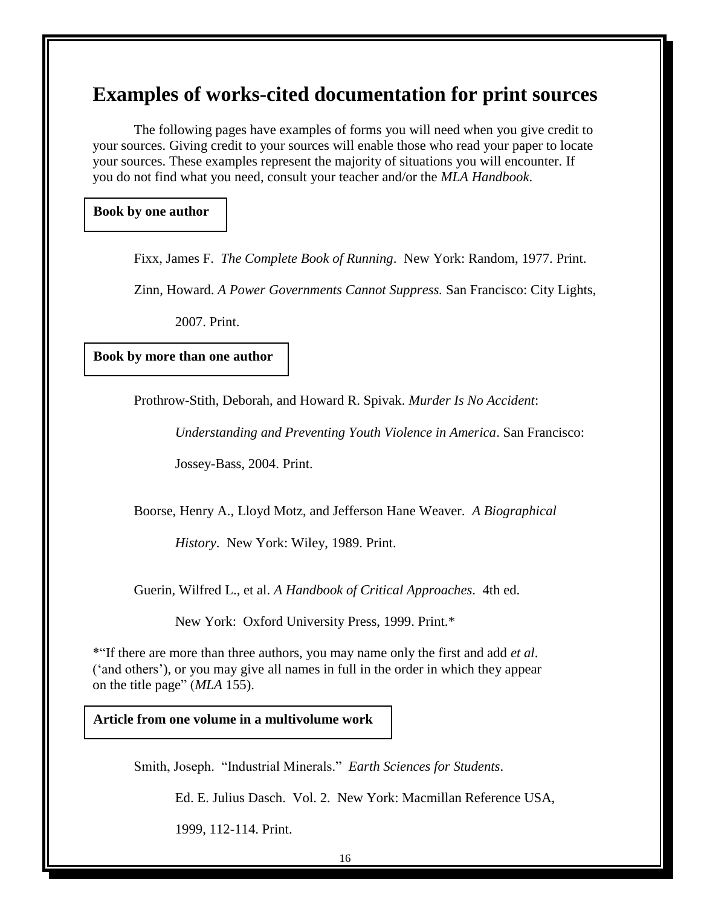# Examples of works-cited documentation for print sources

The following pages have examples of forms you will need when you give credit to your sources. Giving credit to your sources will enable those who read your paper to locate your sources. These examples represent the majority of situations you will encounter. If you do not find what you need, consult your teacher and/or the *MLA Handbook.*

**Book by one author**

Fixx, James F. *The Complete Book of Running*. New York: Random, 1977. Print.

Zinn, Howard. *A Power Governments Cannot Suppress.* San Francisco: City Lights, 2007. Print.

**Book by more than one author**

Prothrow-Stith, Deborah, and Howard R. Spivak. *Murder Is No Accident*: *Understanding and Preventing Youth Violence in America*. San Francisco: Jossey-Bass, 2004. Print.

Boorse, Henry A., Lloyd Motz, and Jefferson Hane Weaver. *A Biographical History*. New York: Wiley, 1989. Print.

Guerin, Wilfred L., et al. *A Handbook of Critical Approaches*. 4th ed. New York: Oxford University Press, 1999. Print.*

*"If there are more than three authors, you may name only the first and add *et al*. ('and others'), or you may give all names in full in the order in which they appear on the title page" (*MLA* 155).

**Article from one volume in a multivolume work**

Smith, Joseph. "Industrial Minerals." *Earth Sciences for Students*. Ed. E. Julius Dasch. Vol. 2. New York: Macmillan Reference USA, 1999, 112-114. Print.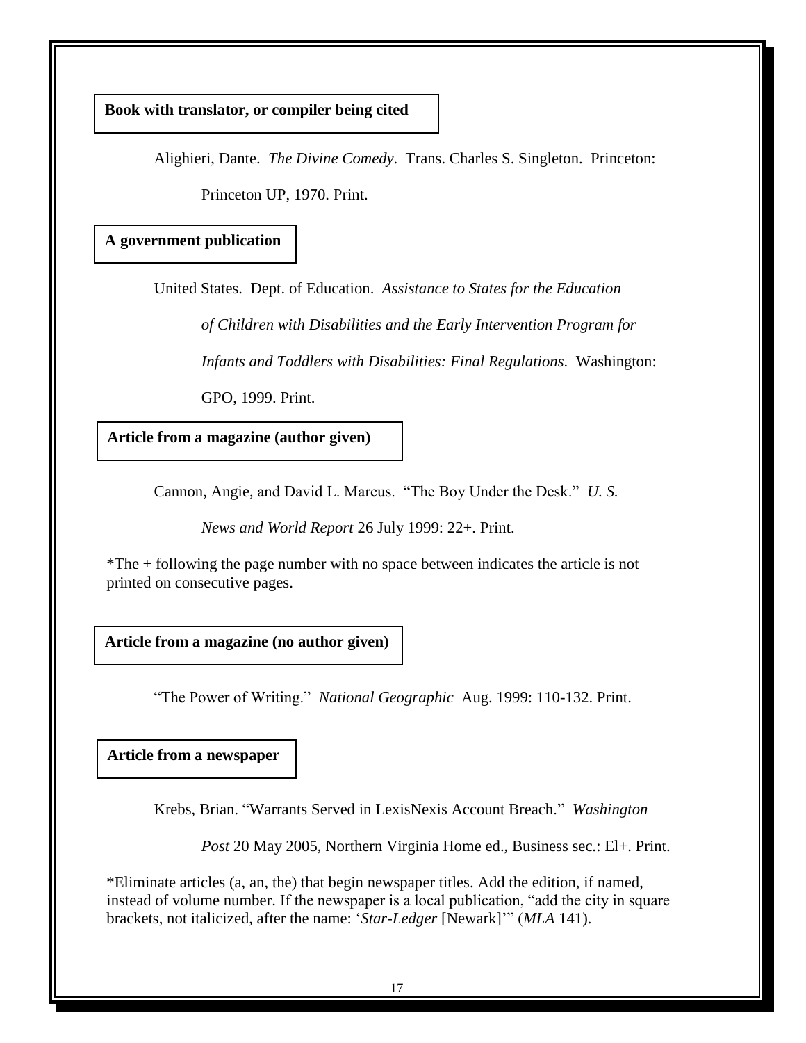**Book with translator, or compiler being cited**

Alighieri, Dante. *The Divine Comedy*. Trans. Charles S. Singleton. Princeton: Princeton UP, 1970. Print.

**A government publication**

United States. Dept. of Education. *Assistance to States for the Education of Children with Disabilities and the Early Intervention Program for Infants and Toddlers with Disabilities: Final Regulations*. Washington: GPO, 1999. Print.

**Article from a magazine (author given)**

Cannon, Angie, and David L. Marcus. "The Boy Under the Desk." *U. S. News and World Report* 26 July 1999: 22+. Print.

*The + following the page number with no space between indicates the article is not printed on consecutive pages.

**Article from a magazine (no author given)**

"The Power of Writing." *National Geographic* Aug. 1999: 110-132. Print.

**Article from a newspaper**

Krebs, Brian. "Warrants Served in LexisNexis Account Breach." *Washington Post* 20 May 2005, Northern Virginia Home ed., Business sec.: El+. Print.

*Eliminate articles (a, an, the) that begin newspaper titles. Add the edition, if named, instead of volume number. If the newspaper is a local publication, "add the city in square brackets, not italicized, after the name: '*Star-Ledger* [Newark]'" (*MLA* 141).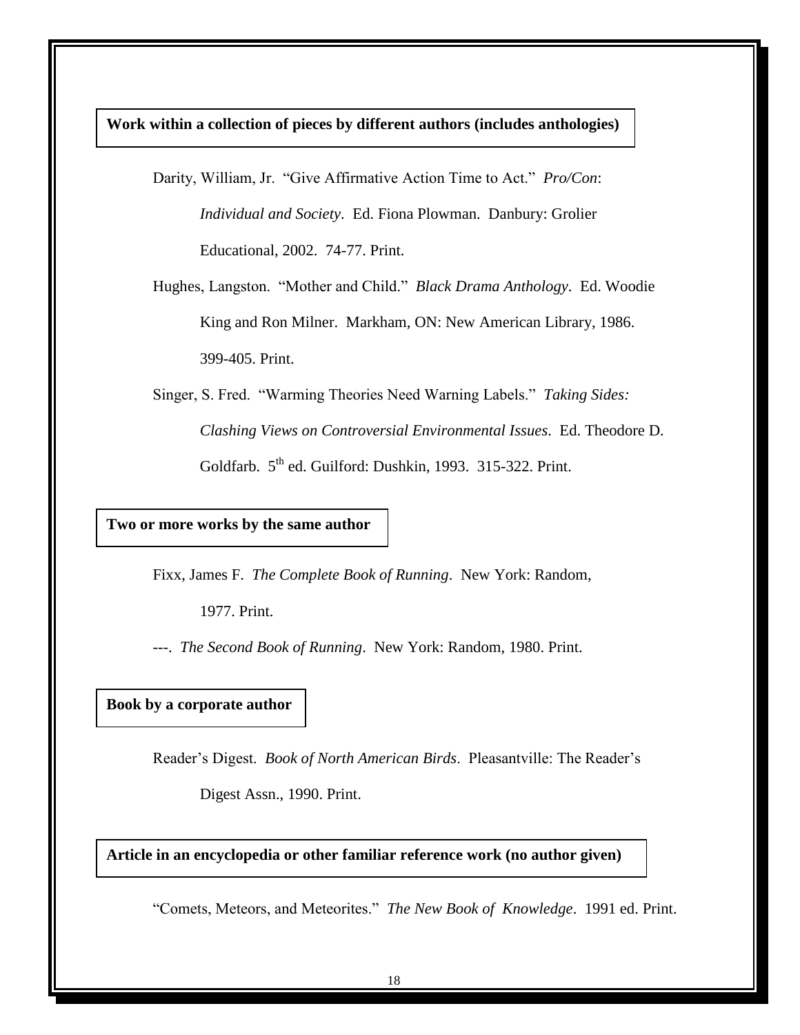**Work within a collection of pieces by different authors (includes anthologies)**

Darity, William, Jr. "Give Affirmative Action Time to Act." *Pro/Con*: *Individual and Society*. Ed. Fiona Plowman. Danbury: Grolier Educational, 2002. 74-77. Print.

Hughes, Langston. "Mother and Child." *Black Drama Anthology*. Ed. Woodie King and Ron Milner. Markham, ON: New American Library, 1986. 399-405. Print.

Singer, S. Fred. "Warming Theories Need Warning Labels." *Taking Sides: Clashing Views on Controversial Environmental Issues*. Ed. Theodore D. Goldfarb. 5th ed. Guilford: Dushkin, 1993. 315-322. Print.

**Two or more works by the same author**

Fixx, James F. *The Complete Book of Running*. New York: Random, 1977. Print.

---. *The Second Book of Running*. New York: Random, 1980. Print.

**Book by a corporate author**

Reader's Digest. *Book of North American Birds*. Pleasantville: The Reader's Digest Assn., 1990. Print.

**Article in an encyclopedia or other familiar reference work (no author given)**

"Comets, Meteors, and Meteorites." *The New Book of Knowledge*. 1991 ed. Print.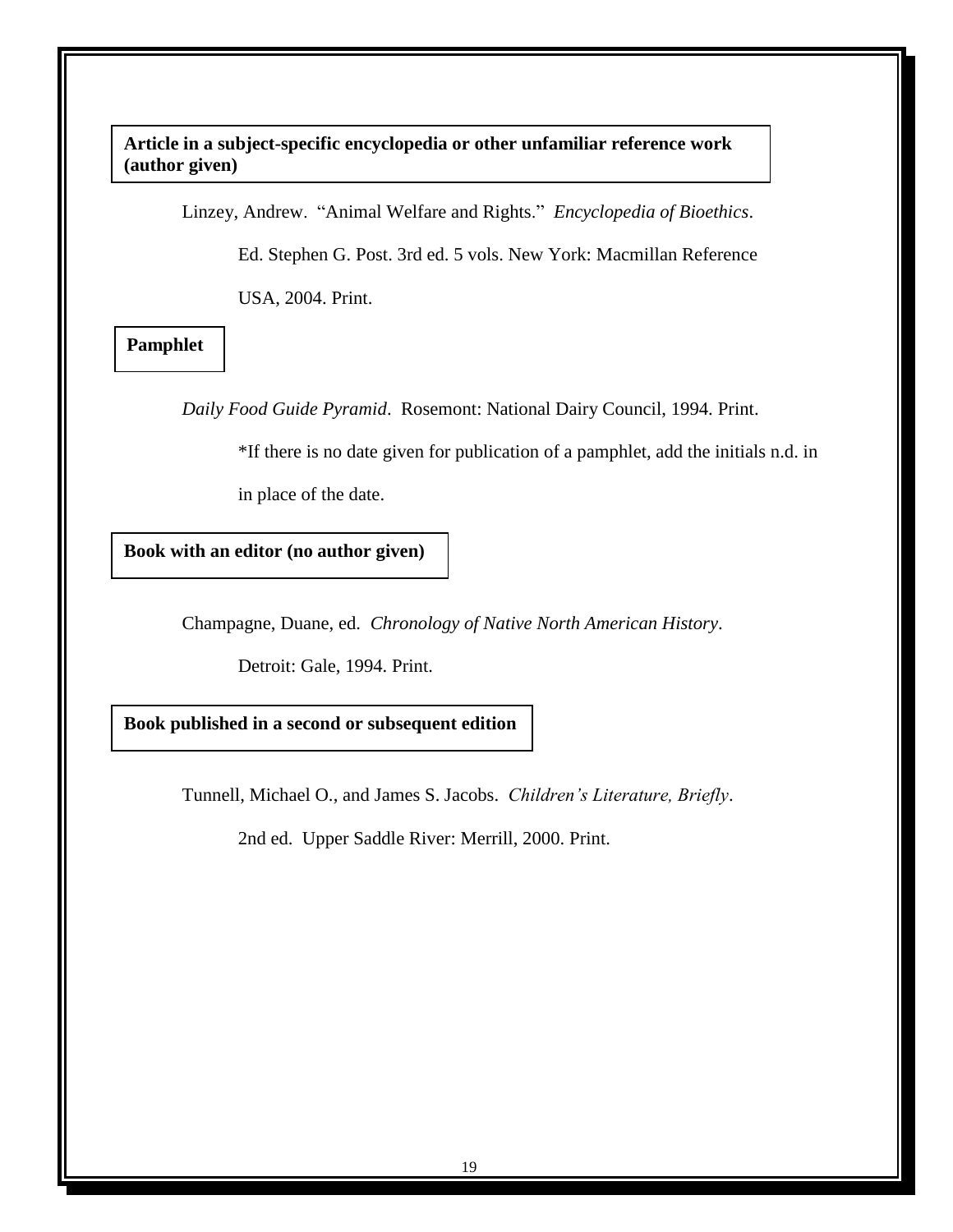**Article in a subject-specific encyclopedia or other unfamiliar reference work (author given)**

Linzey, Andrew. "Animal Welfare and Rights." *Encyclopedia of Bioethics*. Ed. Stephen G. Post. 3rd ed. 5 vols. New York: Macmillan Reference USA, 2004. Print.

**Pamphlet**

*Daily Food Guide Pyramid*. Rosemont: National Dairy Council, 1994. Print.

*If there is no date given for publication of a pamphlet, add the initials n.d. in in place of the date.

**Book with an editor (no author given)**

Champagne, Duane, ed. *Chronology of Native North American History*. Detroit: Gale, 1994. Print.

**Book published in a second or subsequent edition**

Tunnell, Michael O., and James S. Jacobs. *Children's Literature, Briefly*. 2nd ed. Upper Saddle River: Merrill, 2000. Print.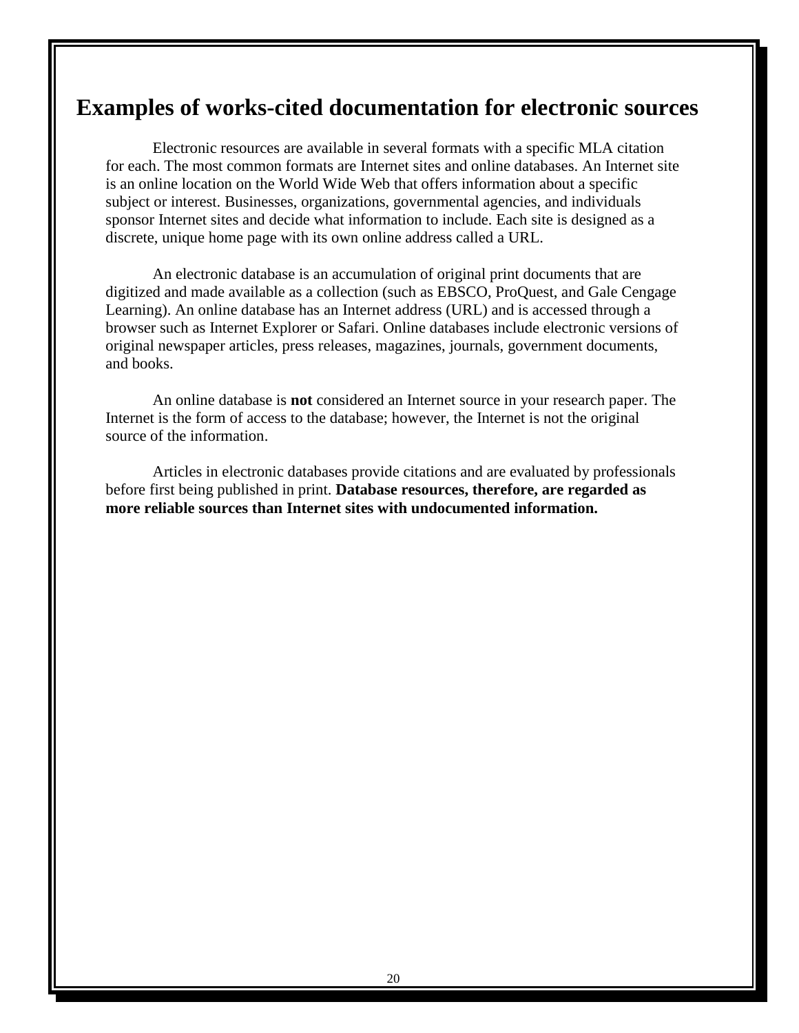# Examples of works-cited documentation for electronic sources

Electronic resources are available in several formats with a specific MLA citation for each. The most common formats are Internet sites and online databases. An Internet site is an online location on the World Wide Web that offers information about a specific subject or interest. Businesses, organizations, governmental agencies, and individuals sponsor Internet sites and decide what information to include. Each site is designed as a discrete, unique home page with its own online address called a URL.

An electronic database is an accumulation of original print documents that are digitized and made available as a collection (such as EBSCO, ProQuest, and Gale Cengage Learning). An online database has an Internet address (URL) and is accessed through a browser such as Internet Explorer or Safari. Online databases include electronic versions of original newspaper articles, press releases, magazines, journals, government documents, and books.

An online database is **not** considered an Internet source in your research paper. The Internet is the form of access to the database; however, the Internet is not the original source of the information.

Articles in electronic databases provide citations and are evaluated by professionals before first being published in print. **Database resources, therefore, are regarded as more reliable sources than Internet sites with undocumented information.**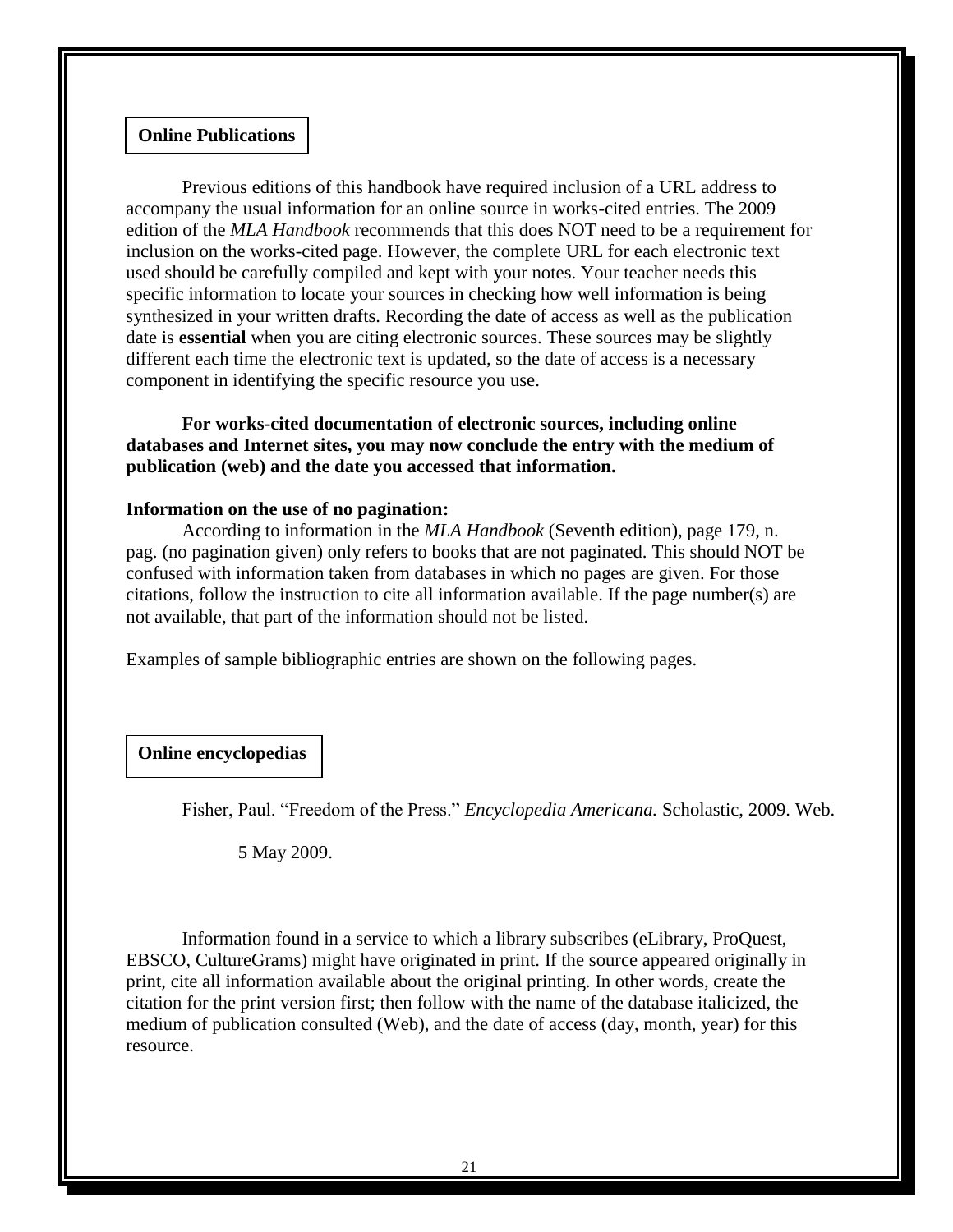## Online Publications

Previous editions of this handbook have required inclusion of a URL address to accompany the usual information for an online source in works-cited entries. The 2009 edition of the *MLA Handbook* recommends that this does NOT need to be a requirement for inclusion on the works-cited page. However, the complete URL for each electronic text used should be carefully compiled and kept with your notes. Your teacher needs this specific information to locate your sources in checking how well information is being synthesized in your written drafts. Recording the date of access as well as the publication date is **essential** when you are citing electronic sources. These sources may be slightly different each time the electronic text is updated, so the date of access is a necessary component in identifying the specific resource you use.

**For works-cited documentation of electronic sources, including online databases and Internet sites, you may now conclude the entry with the medium of publication (web) and the date you accessed that information.**

**Information on the use of no pagination:**

According to information in the *MLA Handbook* (Seventh edition), page 179, n. pag. (no pagination given) only refers to books that are not paginated. This should NOT be confused with information taken from databases in which no pages are given. For those citations, follow the instruction to cite all information available. If the page number(s) are not available, that part of the information should not be listed.

Examples of sample bibliographic entries are shown on the following pages.

## Online encyclopedias

Fisher, Paul. "Freedom of the Press." *Encyclopedia Americana.* Scholastic, 2009. Web. 5 May 2009.

Information found in a service to which a library subscribes (eLibrary, ProQuest, EBSCO, CultureGrams) might have originated in print. If the source appeared originally in print, cite all information available about the original printing. In other words, create the citation for the print version first; then follow with the name of the database italicized, the medium of publication consulted (Web), and the date of access (day, month, year) for this resource.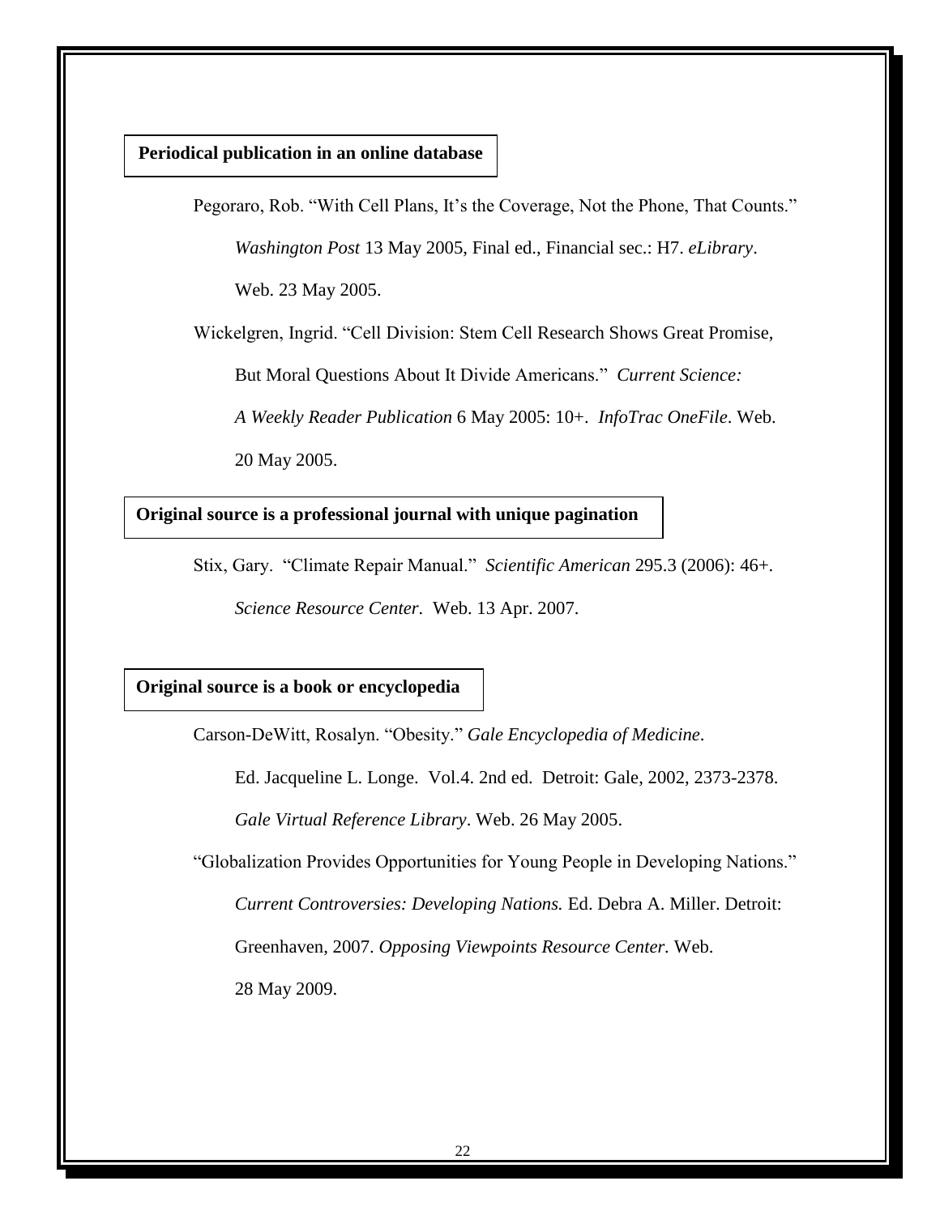**Periodical publication in an online database**

Pegoraro, Rob. "With Cell Plans, It's the Coverage, Not the Phone, That Counts." *Washington Post* 13 May 2005, Final ed., Financial sec.: H7. *eLibrary*. Web. 23 May 2005.

Wickelgren, Ingrid. "Cell Division: Stem Cell Research Shows Great Promise, But Moral Questions About It Divide Americans." *Current Science: A Weekly Reader Publication* 6 May 2005: 10+. *InfoTrac OneFile*. Web. 20 May 2005.

**Original source is a professional journal with unique pagination**

Stix, Gary. "Climate Repair Manual." *Scientific American* 295.3 (2006): 46+. *Science Resource Center*. Web. 13 Apr. 2007.

**Original source is a book or encyclopedia**

Carson-DeWitt, Rosalyn. "Obesity." *Gale Encyclopedia of Medicine*. Ed. Jacqueline L. Longe. Vol.4. 2nd ed. Detroit: Gale, 2002, 2373-2378. *Gale Virtual Reference Library*. Web. 26 May 2005.

"Globalization Provides Opportunities for Young People in Developing Nations." *Current Controversies: Developing Nations.* Ed. Debra A. Miller. Detroit: Greenhaven, 2007. *Opposing Viewpoints Resource Center.* Web. 28 May 2009.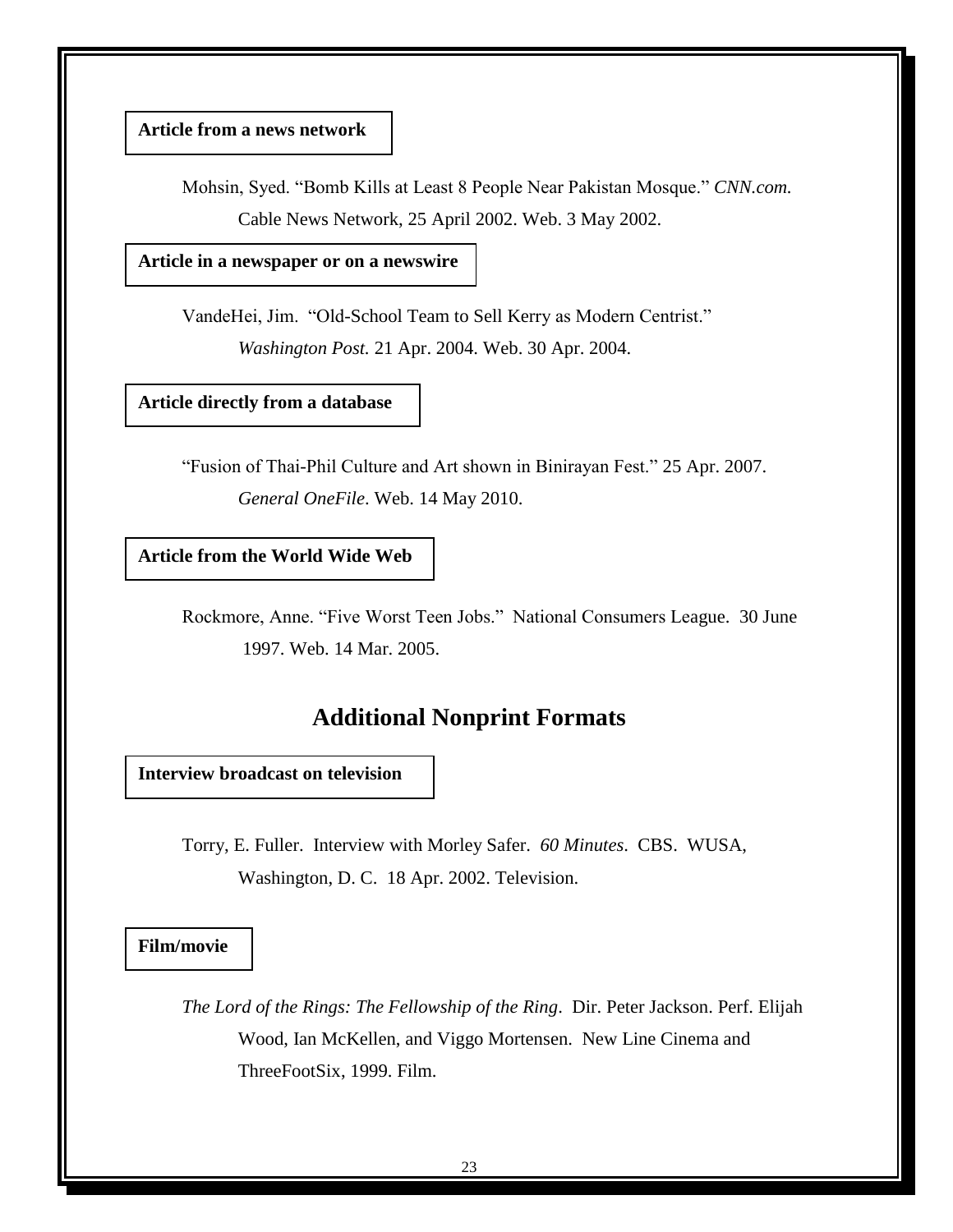**Article from a news network**

Mohsin, Syed. "Bomb Kills at Least 8 People Near Pakistan Mosque." *CNN.com.* Cable News Network, 25 April 2002. Web. 3 May 2002.

**Article in a newspaper or on a newswire**

VandeHei, Jim. "Old-School Team to Sell Kerry as Modern Centrist." *Washington Post.* 21 Apr. 2004. Web. 30 Apr. 2004.

**Article directly from a database**

"Fusion of Thai-Phil Culture and Art shown in Binirayan Fest." 25 Apr. 2007. *General OneFile*. Web. 14 May 2010.

**Article from the World Wide Web**

Rockmore, Anne. "Five Worst Teen Jobs." National Consumers League. 30 June 1997. Web. 14 Mar. 2005.

## Additional Nonprint Formats

**Interview broadcast on television**

Torry, E. Fuller. Interview with Morley Safer. *60 Minutes.* CBS. WUSA, Washington, D. C. 18 Apr. 2002. Television.

**Film/movie**

*The Lord of the Rings: The Fellowship of the Ring*. Dir. Peter Jackson. Perf. Elijah Wood, Ian McKellen, and Viggo Mortensen. New Line Cinema and ThreeFootSix, 1999. Film.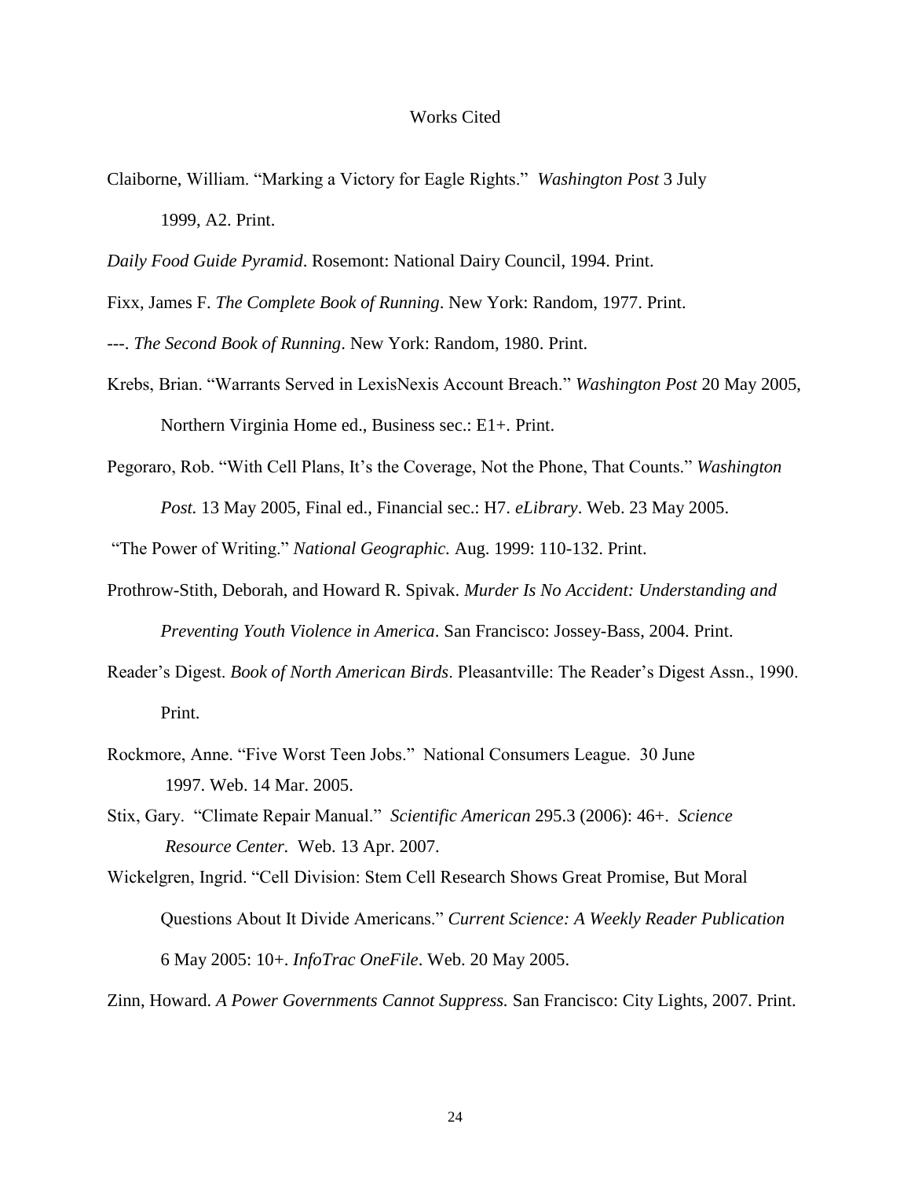# Works Cited

Claiborne, William. "Marking a Victory for Eagle Rights." *Washington Post* 3 July 1999, A2. Print.

*Daily Food Guide Pyramid*. Rosemont: National Dairy Council, 1994. Print.

Fixx, James F. *The Complete Book of Running*. New York: Random, 1977. Print.

---. *The Second Book of Running*. New York: Random, 1980. Print.

Krebs, Brian. "Warrants Served in LexisNexis Account Breach." *Washington Post* 20 May 2005, Northern Virginia Home ed., Business sec.: E1+. Print.

Pegoraro, Rob. "With Cell Plans, It's the Coverage, Not the Phone, That Counts." *Washington Post.* 13 May 2005, Final ed., Financial sec.: H7. *eLibrary*. Web. 23 May 2005.

"The Power of Writing." *National Geographic*. Aug. 1999: 110-132. Print.

Prothrow-Stith, Deborah, and Howard R. Spivak. *Murder Is No Accident: Understanding and Preventing Youth Violence in America*. San Francisco: Jossey-Bass, 2004. Print.

Reader's Digest. *Book of North American Birds*. Pleasantville: The Reader's Digest Assn., 1990. Print.

Rockmore, Anne. "Five Worst Teen Jobs." National Consumers League. 30 June 1997. Web. 14 Mar. 2005.

Stix, Gary. "Climate Repair Manual." *Scientific American* 295.3 (2006): 46+. *Science Resource Center.* Web. 13 Apr. 2007.

Wickelgren, Ingrid. "Cell Division: Stem Cell Research Shows Great Promise, But Moral Questions About It Divide Americans." *Current Science: A Weekly Reader Publication* 6 May 2005: 10+. *InfoTrac OneFile*. Web. 20 May 2005.

Zinn, Howard. *A Power Governments Cannot Suppress.* San Francisco: City Lights, 2007. Print.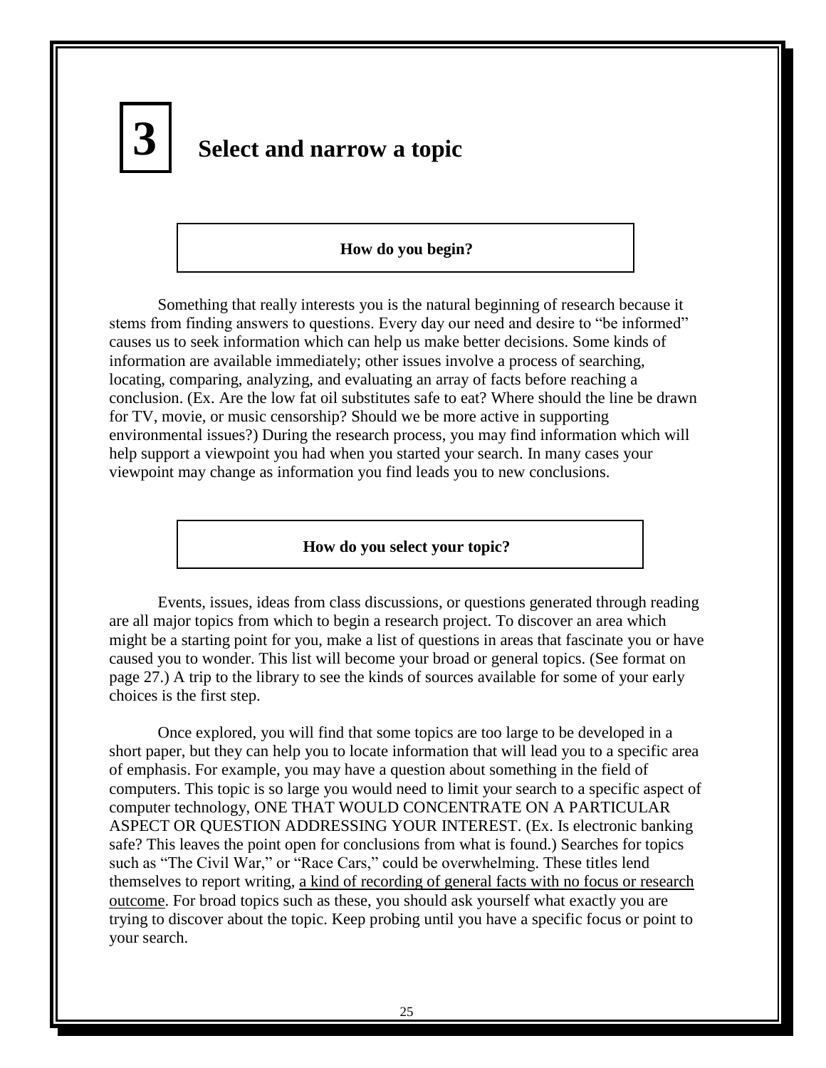# 3 Select and narrow a topic

## How do you begin?

Something that really interests you is the natural beginning of research because it stems from finding answers to questions. Every day our need and desire to "be informed" causes us to seek information which can help us make better decisions. Some kinds of information are available immediately; other issues involve a process of searching, locating, comparing, analyzing, and evaluating an array of facts before reaching a conclusion. (Ex. Are the low fat oil substitutes safe to eat? Where should the line be drawn for TV, movie, or music censorship? Should we be more active in supporting environmental issues?) During the research process, you may find information which will help support a viewpoint you had when you started your search. In many cases your viewpoint may change as information you find leads you to new conclusions.

## How do you select your topic?

Events, issues, ideas from class discussions, or questions generated through reading are all major topics from which to begin a research project. To discover an area which might be a starting point for you, make a list of questions in areas that fascinate you or have caused you to wonder. This list will become your broad or general topics. (See format on page 27.) A trip to the library to see the kinds of sources available for some of your early choices is the first step.

Once explored, you will find that some topics are too large to be developed in a short paper, but they can help you to locate information that will lead you to a specific area of emphasis. For example, you may have a question about something in the field of computers. This topic is so large you would need to limit your search to a specific aspect of computer technology, ONE THAT WOULD CONCENTRATE ON A PARTICULAR ASPECT OR QUESTION ADDRESSING YOUR INTEREST. (Ex. Is electronic banking safe? This leaves the point open for conclusions from what is found.) Searches for topics such as "The Civil War," or "Race Cars," could be overwhelming. These titles lend themselves to report writing, <u>a kind of recording of general facts with no focus or research outcome</u>. For broad topics such as these, you should ask yourself what exactly you are trying to discover about the topic. Keep probing until you have a specific focus or point to your search.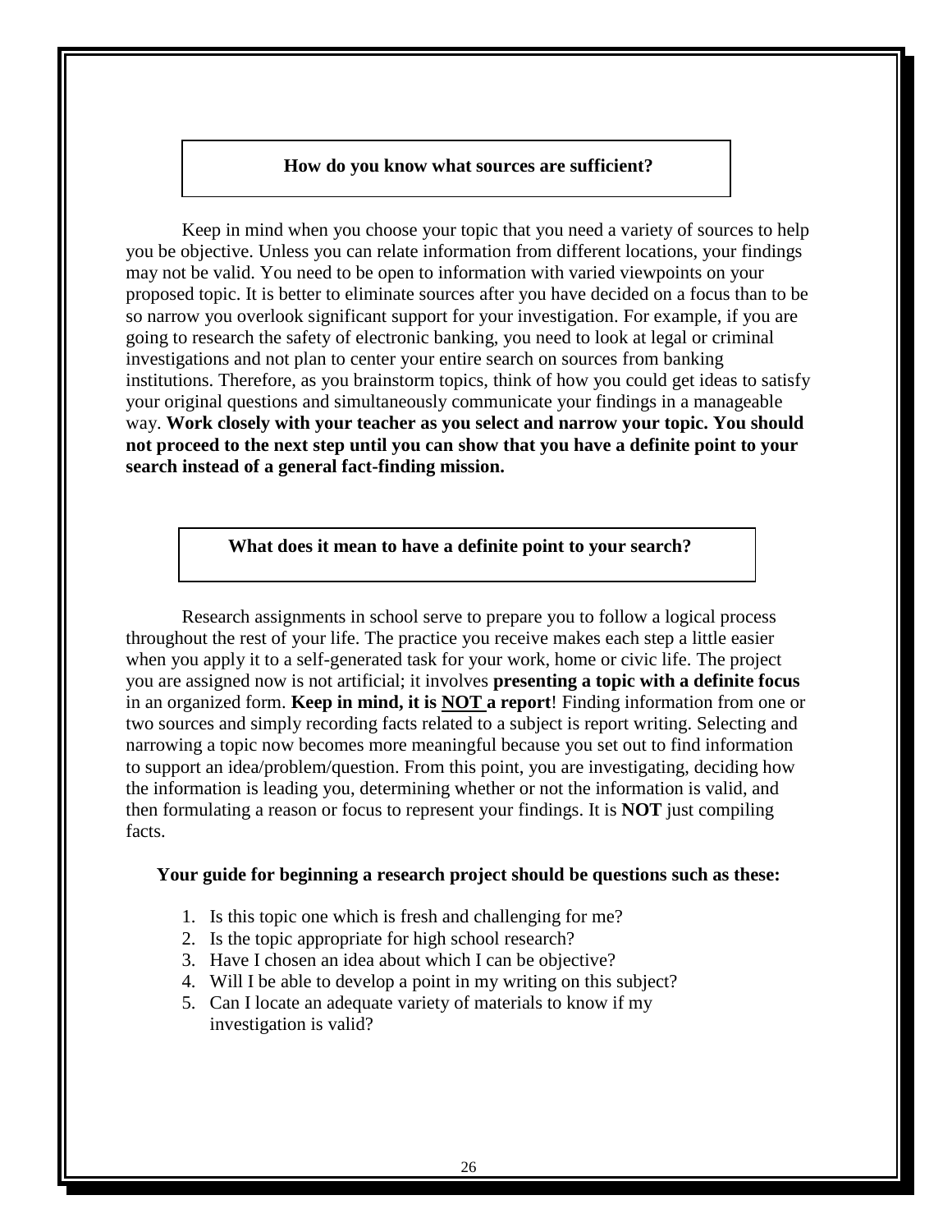## How do you know what sources are sufficient?

Keep in mind when you choose your topic that you need a variety of sources to help you be objective. Unless you can relate information from different locations, your findings may not be valid. You need to be open to information with varied viewpoints on your proposed topic. It is better to eliminate sources after you have decided on a focus than to be so narrow you overlook significant support for your investigation. For example, if you are going to research the safety of electronic banking, you need to look at legal or criminal investigations and not plan to center your entire search on sources from banking institutions. Therefore, as you brainstorm topics, think of how you could get ideas to satisfy your original questions and simultaneously communicate your findings in a manageable way. **Work closely with your teacher as you select and narrow your topic. You should not proceed to the next step until you can show that you have a definite point to your search instead of a general fact-finding mission.**

## What does it mean to have a definite point to your search?

Research assignments in school serve to prepare you to follow a logical process throughout the rest of your life. The practice you receive makes each step a little easier when you apply it to a self-generated task for your work, home or civic life. The project you are assigned now is not artificial; it involves **presenting a topic with a definite focus** in an organized form. **Keep in mind, it is <u>NOT</u> a report**! Finding information from one or two sources and simply recording facts related to a subject is report writing. Selecting and narrowing a topic now becomes more meaningful because you set out to find information to support an idea/problem/question. From this point, you are investigating, deciding how the information is leading you, determining whether or not the information is valid, and then formulating a reason or focus to represent your findings. It is **NOT** just compiling facts.

**Your guide for beginning a research project should be questions such as these:**

1. Is this topic one which is fresh and challenging for me?
2. Is the topic appropriate for high school research?
3. Have I chosen an idea about which I can be objective?
4. Will I be able to develop a point in my writing on this subject?
5. Can I locate an adequate variety of materials to know if my investigation is valid?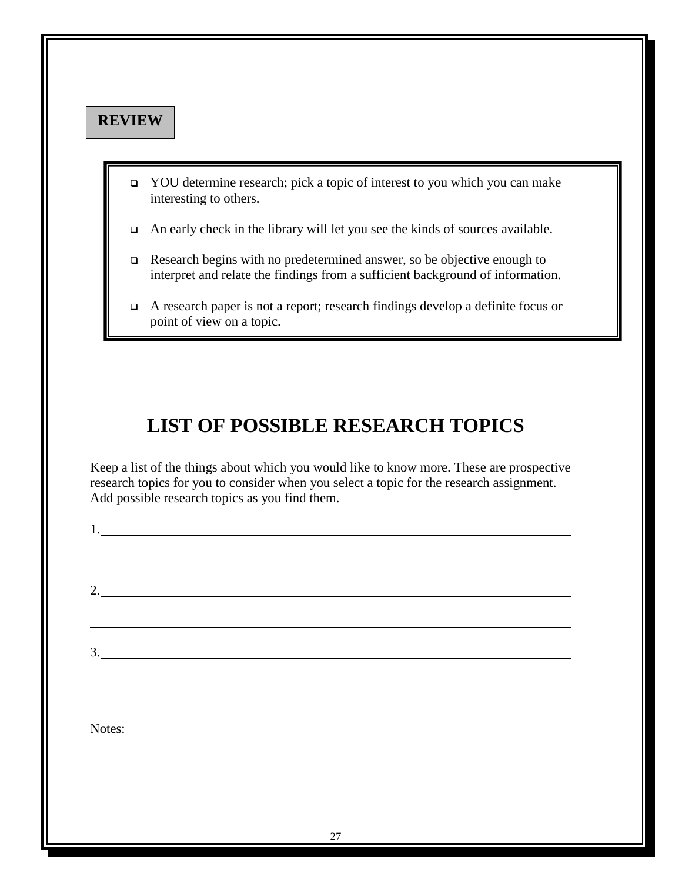**REVIEW**

- YOU determine research; pick a topic of interest to you which you can make interesting to others.
- An early check in the library will let you see the kinds of sources available.
- Research begins with no predetermined answer, so be objective enough to interpret and relate the findings from a sufficient background of information.
- A research paper is not a report; research findings develop a definite focus or point of view on a topic.

# LIST OF POSSIBLE RESEARCH TOPICS

Keep a list of the things about which you would like to know more. These are prospective research topics for you to consider when you select a topic for the research assignment. Add possible research topics as you find them.

1.\_\_\_\_\_\_\_\_\_\_\_\_\_\_\_\_\_\_\_\_\_\_\_\_\_\_\_\_\_\_\_\_\_\_\_\_\_\_\_\_\_\_\_\_\_\_\_\_\_\_\_\_\_\_\_\_\_\_\_\_\_\_\_\_\_\_\_\_

\_\_\_\_\_\_\_\_\_\_\_\_\_\_\_\_\_\_\_\_\_\_\_\_\_\_\_\_\_\_\_\_\_\_\_\_\_\_\_\_\_\_\_\_\_\_\_\_\_\_\_\_\_\_\_\_\_\_\_\_\_\_\_\_\_\_\_\_\_\_

2.\_\_\_\_\_\_\_\_\_\_\_\_\_\_\_\_\_\_\_\_\_\_\_\_\_\_\_\_\_\_\_\_\_\_\_\_\_\_\_\_\_\_\_\_\_\_\_\_\_\_\_\_\_\_\_\_\_\_\_\_\_\_\_\_\_\_\_\_

\_\_\_\_\_\_\_\_\_\_\_\_\_\_\_\_\_\_\_\_\_\_\_\_\_\_\_\_\_\_\_\_\_\_\_\_\_\_\_\_\_\_\_\_\_\_\_\_\_\_\_\_\_\_\_\_\_\_\_\_\_\_\_\_\_\_\_\_\_\_

3.\_\_\_\_\_\_\_\_\_\_\_\_\_\_\_\_\_\_\_\_\_\_\_\_\_\_\_\_\_\_\_\_\_\_\_\_\_\_\_\_\_\_\_\_\_\_\_\_\_\_\_\_\_\_\_\_\_\_\_\_\_\_\_\_\_\_\_\_

\_\_\_\_\_\_\_\_\_\_\_\_\_\_\_\_\_\_\_\_\_\_\_\_\_\_\_\_\_\_\_\_\_\_\_\_\_\_\_\_\_\_\_\_\_\_\_\_\_\_\_\_\_\_\_\_\_\_\_\_\_\_\_\_\_\_\_\_\_\_

Notes: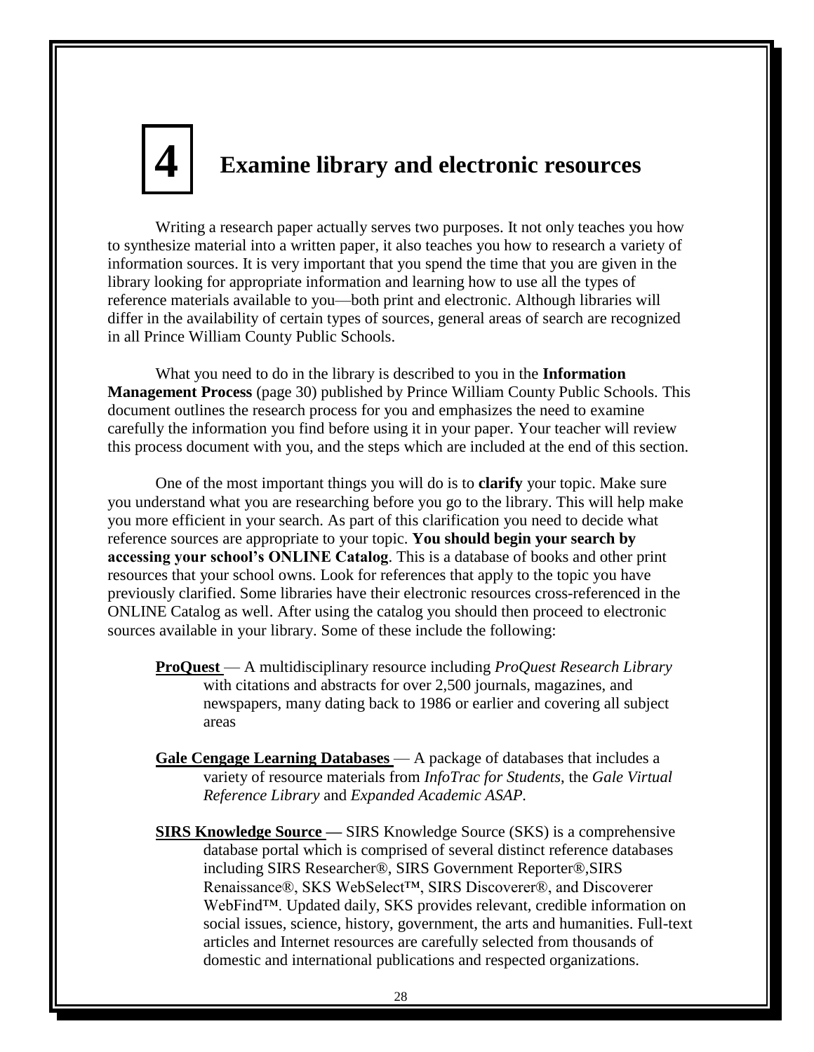# 4 Examine library and electronic resources

Writing a research paper actually serves two purposes. It not only teaches you how to synthesize material into a written paper, it also teaches you how to research a variety of information sources. It is very important that you spend the time that you are given in the library looking for appropriate information and learning how to use all the types of reference materials available to you—both print and electronic. Although libraries will differ in the availability of certain types of sources, general areas of search are recognized in all Prince William County Public Schools.

What you need to do in the library is described to you in the **Information Management Process** (page 30) published by Prince William County Public Schools. This document outlines the research process for you and emphasizes the need to examine carefully the information you find before using it in your paper. Your teacher will review this process document with you, and the steps which are included at the end of this section.

One of the most important things you will do is to **clarify** your topic. Make sure you understand what you are researching before you go to the library. This will help make you more efficient in your search. As part of this clarification you need to decide what reference sources are appropriate to your topic. **You should begin your search by accessing your school's ONLINE Catalog**. This is a database of books and other print resources that your school owns. Look for references that apply to the topic you have previously clarified. Some libraries have their electronic resources cross-referenced in the ONLINE Catalog as well. After using the catalog you should then proceed to electronic sources available in your library. Some of these include the following:

**ProQuest** — A multidisciplinary resource including *ProQuest Research Library* with citations and abstracts for over 2,500 journals, magazines, and newspapers, many dating back to 1986 or earlier and covering all subject areas

**Gale Cengage Learning Databases** — A package of databases that includes a variety of resource materials from *InfoTrac for Students*, the *Gale Virtual Reference Library* and *Expanded Academic ASAP*.

**SIRS Knowledge Source —** SIRS Knowledge Source (SKS) is a comprehensive database portal which is comprised of several distinct reference databases including SIRS Researcher®, SIRS Government Reporter®,SIRS Renaissance®, SKS WebSelect™, SIRS Discoverer®, and Discoverer WebFind™. Updated daily, SKS provides relevant, credible information on social issues, science, history, government, the arts and humanities. Full-text articles and Internet resources are carefully selected from thousands of domestic and international publications and respected organizations.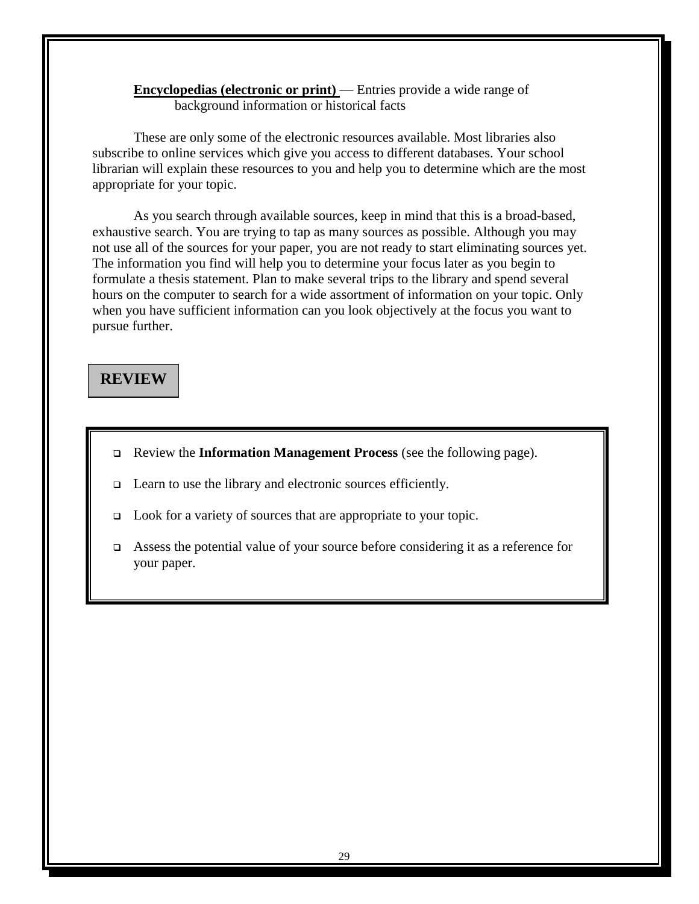**Encyclopedias (electronic or print)** — Entries provide a wide range of background information or historical facts

These are only some of the electronic resources available. Most libraries also subscribe to online services which give you access to different databases. Your school librarian will explain these resources to you and help you to determine which are the most appropriate for your topic.

As you search through available sources, keep in mind that this is a broad-based, exhaustive search. You are trying to tap as many sources as possible. Although you may not use all of the sources for your paper, you are not ready to start eliminating sources yet. The information you find will help you to determine your focus later as you begin to formulate a thesis statement. Plan to make several trips to the library and spend several hours on the computer to search for a wide assortment of information on your topic. Only when you have sufficient information can you look objectively at the focus you want to pursue further.

## REVIEW

- Review the **Information Management Process** (see the following page).
- Learn to use the library and electronic sources efficiently.
- Look for a variety of sources that are appropriate to your topic.
- Assess the potential value of your source before considering it as a reference for your paper.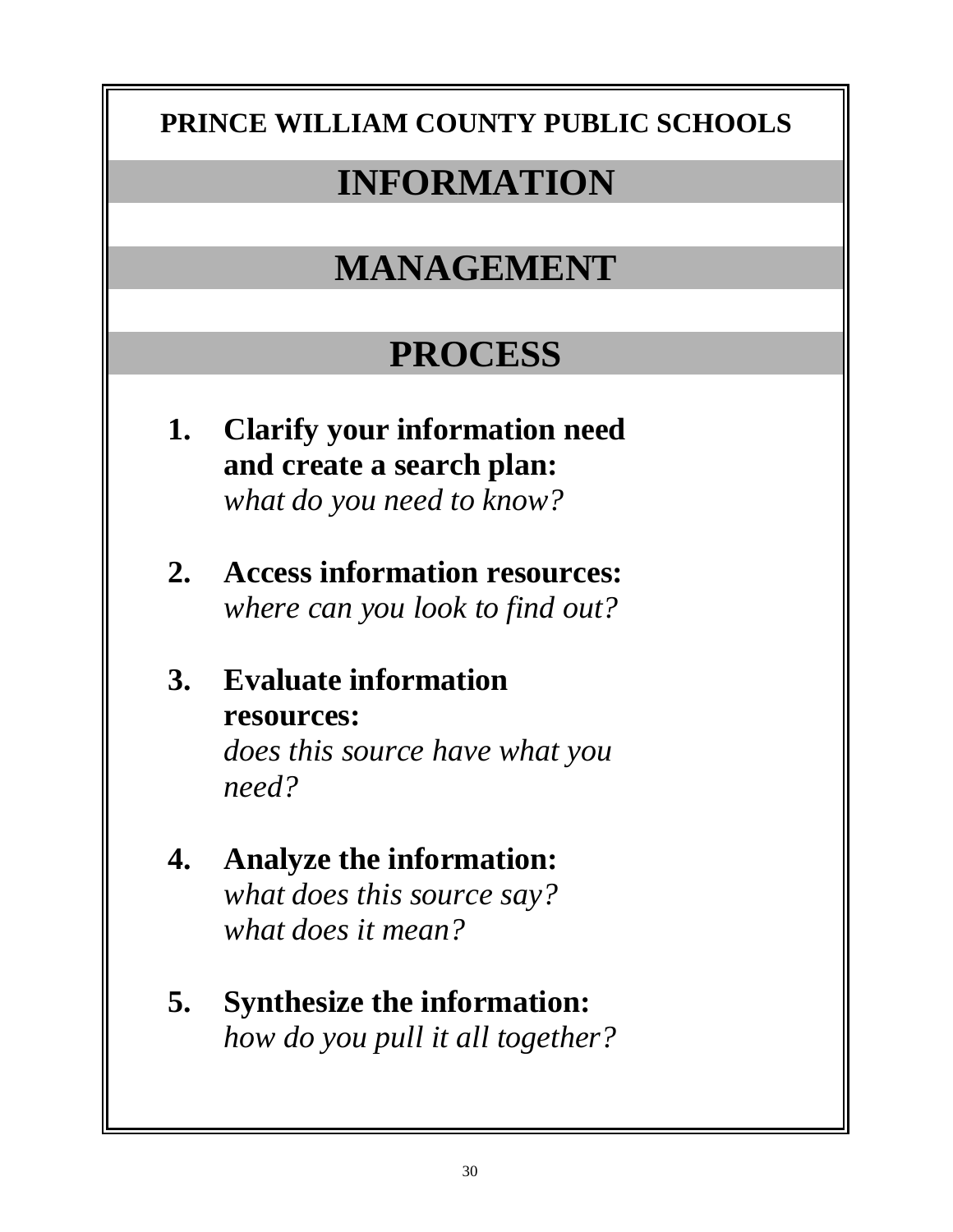**PRINCE WILLIAM COUNTY PUBLIC SCHOOLS**

# INFORMATION

# MANAGEMENT

# PROCESS

1. **Clarify your information need and create a search plan:**
   *what do you need to know?*

2. **Access information resources:**
   *where can you look to find out?*

3. **Evaluate information resources:**
   *does this source have what you need?*

4. **Analyze the information:**
   *what does this source say?*
   *what does it mean?*

5. **Synthesize the information:**
   *how do you pull it all together?*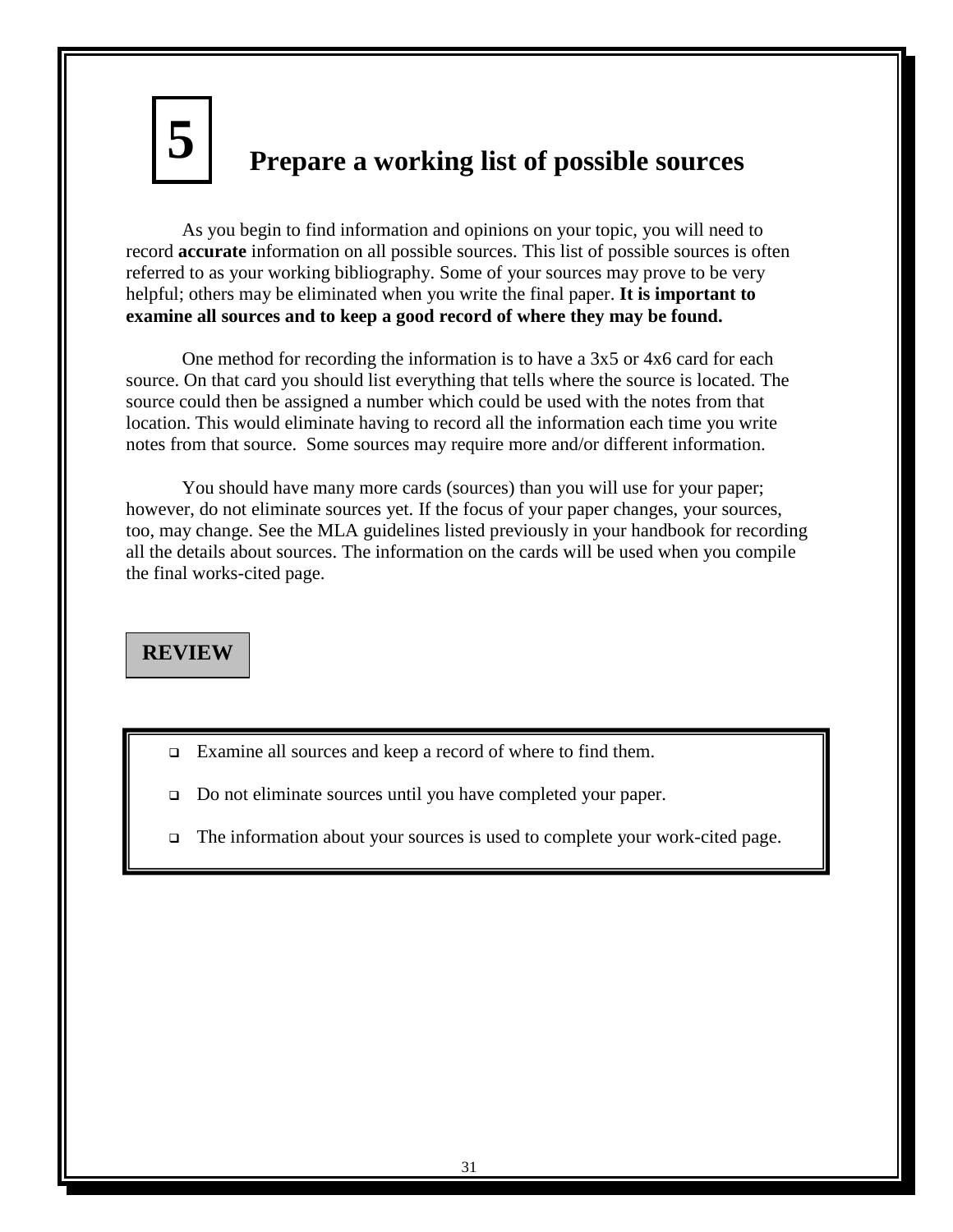# 5 Prepare a working list of possible sources

As you begin to find information and opinions on your topic, you will need to record **accurate** information on all possible sources. This list of possible sources is often referred to as your working bibliography. Some of your sources may prove to be very helpful; others may be eliminated when you write the final paper. **It is important to examine all sources and to keep a good record of where they may be found.**

One method for recording the information is to have a 3x5 or 4x6 card for each source. On that card you should list everything that tells where the source is located. The source could then be assigned a number which could be used with the notes from that location. This would eliminate having to record all the information each time you write notes from that source. Some sources may require more and/or different information.

You should have many more cards (sources) than you will use for your paper; however, do not eliminate sources yet. If the focus of your paper changes, your sources, too, may change. See the MLA guidelines listed previously in your handbook for recording all the details about sources. The information on the cards will be used when you compile the final works-cited page.

**REVIEW**

- Examine all sources and keep a record of where to find them.
- Do not eliminate sources until you have completed your paper.
- The information about your sources is used to complete your work-cited page.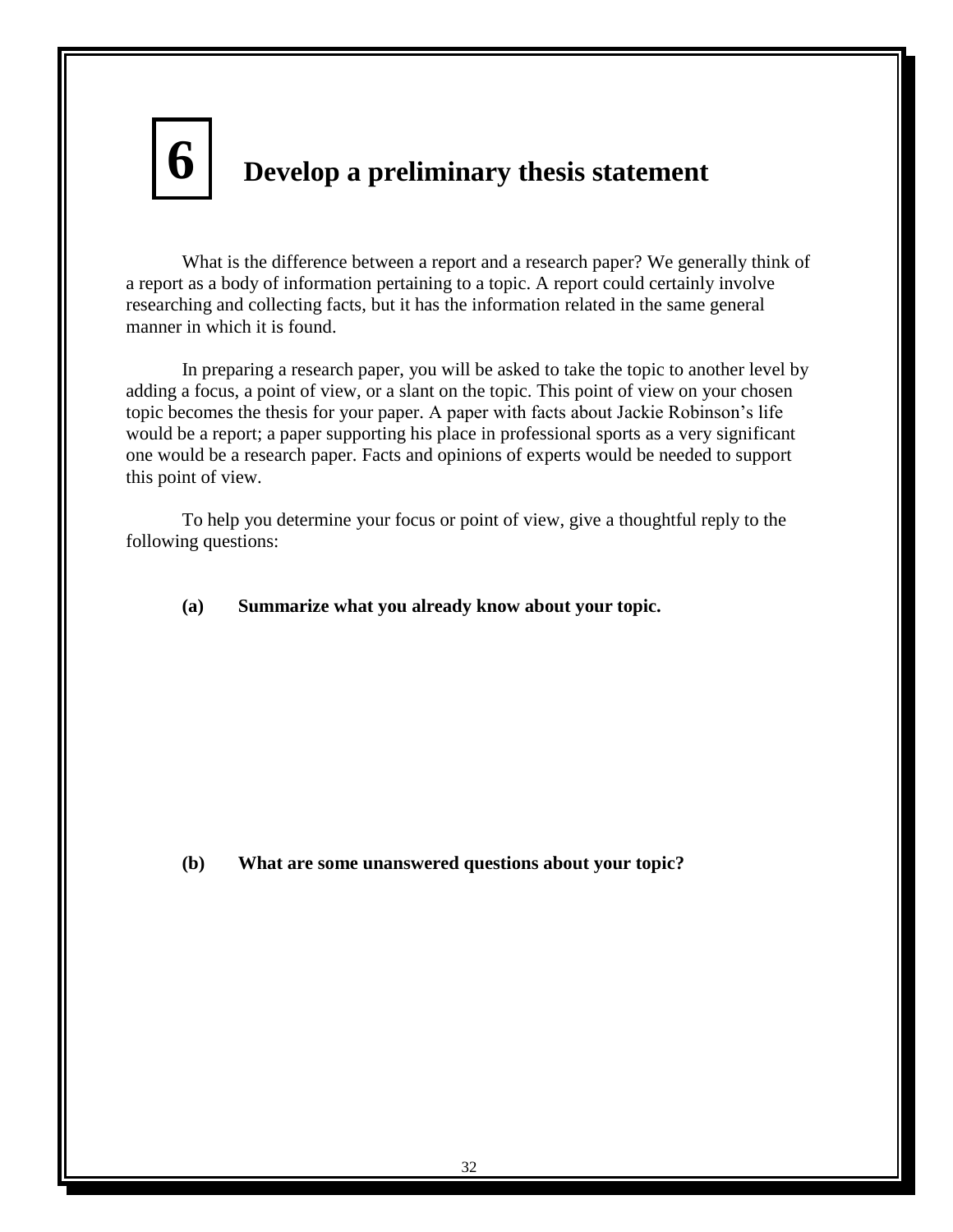# 6 Develop a preliminary thesis statement

What is the difference between a report and a research paper? We generally think of a report as a body of information pertaining to a topic. A report could certainly involve researching and collecting facts, but it has the information related in the same general manner in which it is found.

In preparing a research paper, you will be asked to take the topic to another level by adding a focus, a point of view, or a slant on the topic. This point of view on your chosen topic becomes the thesis for your paper. A paper with facts about Jackie Robinson's life would be a report; a paper supporting his place in professional sports as a very significant one would be a research paper. Facts and opinions of experts would be needed to support this point of view.

To help you determine your focus or point of view, give a thoughtful reply to the following questions:

**(a) Summarize what you already know about your topic.**

**(b) What are some unanswered questions about your topic?**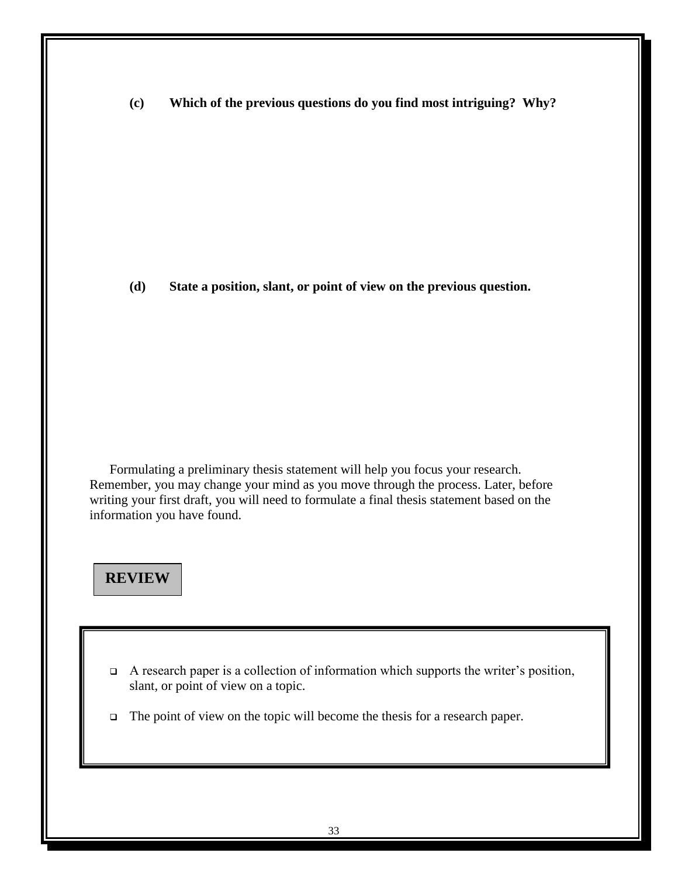**(c) Which of the previous questions do you find most intriguing? Why?**

**(d) State a position, slant, or point of view on the previous question.**

Formulating a preliminary thesis statement will help you focus your research. Remember, you may change your mind as you move through the process. Later, before writing your first draft, you will need to formulate a final thesis statement based on the information you have found.

**REVIEW**

- A research paper is a collection of information which supports the writer's position, slant, or point of view on a topic.
- The point of view on the topic will become the thesis for a research paper.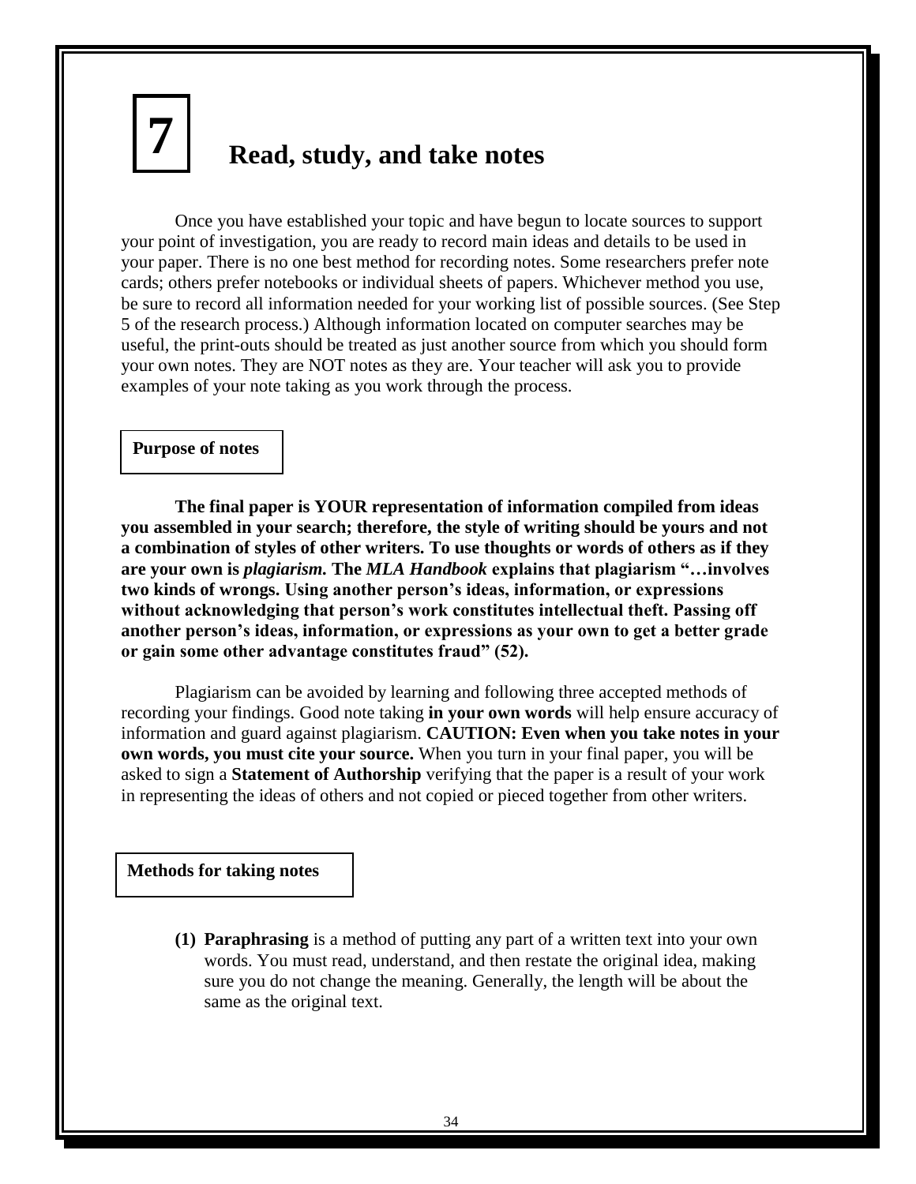# 7 Read, study, and take notes

Once you have established your topic and have begun to locate sources to support your point of investigation, you are ready to record main ideas and details to be used in your paper. There is no one best method for recording notes. Some researchers prefer note cards; others prefer notebooks or individual sheets of papers. Whichever method you use, be sure to record all information needed for your working list of possible sources. (See Step 5 of the research process.) Although information located on computer searches may be useful, the print-outs should be treated as just another source from which you should form your own notes. They are NOT notes as they are. Your teacher will ask you to provide examples of your note taking as you work through the process.

## Purpose of notes

**The final paper is YOUR representation of information compiled from ideas you assembled in your search; therefore, the style of writing should be yours and not a combination of styles of other writers. To use thoughts or words of others as if they are your own is *plagiarism.* The *MLA Handbook* explains that plagiarism "…involves two kinds of wrongs. Using another person's ideas, information, or expressions without acknowledging that person's work constitutes intellectual theft. Passing off another person's ideas, information, or expressions as your own to get a better grade or gain some other advantage constitutes fraud" (52).**

Plagiarism can be avoided by learning and following three accepted methods of recording your findings. Good note taking **in your own words** will help ensure accuracy of information and guard against plagiarism. **CAUTION: Even when you take notes in your own words, you must cite your source.** When you turn in your final paper, you will be asked to sign a **Statement of Authorship** verifying that the paper is a result of your work in representing the ideas of others and not copied or pieced together from other writers.

## Methods for taking notes

**(1) Paraphrasing** is a method of putting any part of a written text into your own words. You must read, understand, and then restate the original idea, making sure you do not change the meaning. Generally, the length will be about the same as the original text.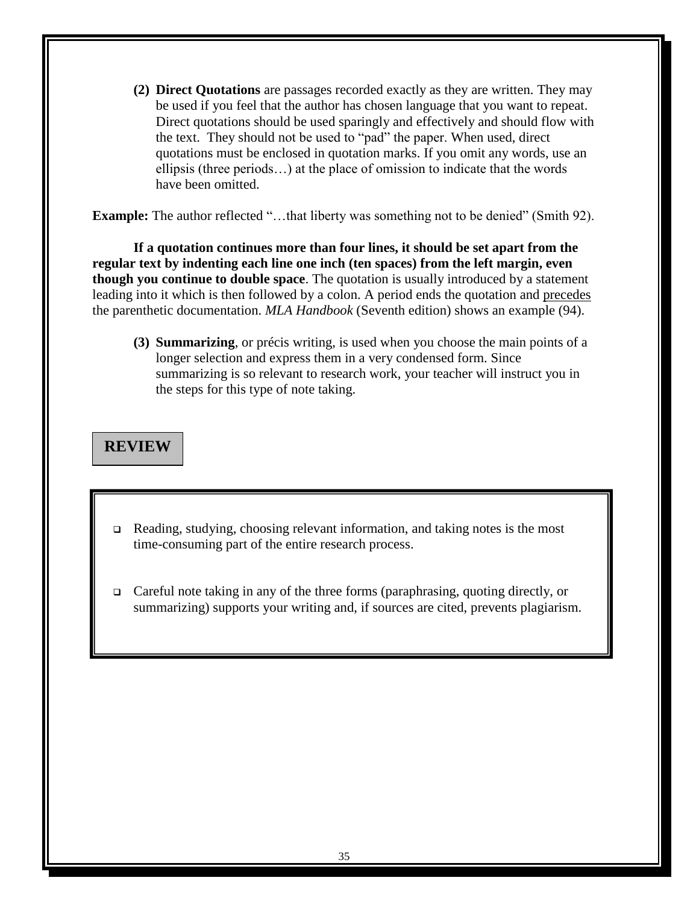(2) **Direct Quotations** are passages recorded exactly as they are written. They may be used if you feel that the author has chosen language that you want to repeat. Direct quotations should be used sparingly and effectively and should flow with the text. They should not be used to "pad" the paper. When used, direct quotations must be enclosed in quotation marks. If you omit any words, use an ellipsis (three periods…) at the place of omission to indicate that the words have been omitted.

**Example:** The author reflected "…that liberty was something not to be denied" (Smith 92).

**If a quotation continues more than four lines, it should be set apart from the regular text by indenting each line one inch (ten spaces) from the left margin, even though you continue to double space**. The quotation is usually introduced by a statement leading into it which is then followed by a colon. A period ends the quotation and <u>precedes</u> the parenthetic documentation. *MLA Handbook* (Seventh edition) shows an example (94).

(3) **Summarizing**, or précis writing, is used when you choose the main points of a longer selection and express them in a very condensed form. Since summarizing is so relevant to research work, your teacher will instruct you in the steps for this type of note taking.

## REVIEW

- Reading, studying, choosing relevant information, and taking notes is the most time-consuming part of the entire research process.

- Careful note taking in any of the three forms (paraphrasing, quoting directly, or summarizing) supports your writing and, if sources are cited, prevents plagiarism.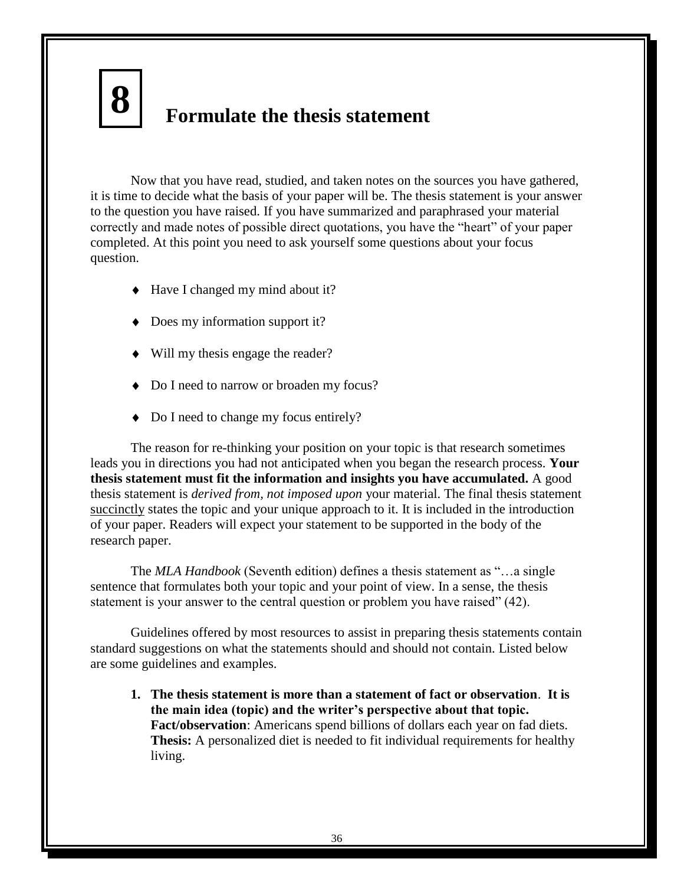# 8 Formulate the thesis statement

Now that you have read, studied, and taken notes on the sources you have gathered, it is time to decide what the basis of your paper will be. The thesis statement is your answer to the question you have raised. If you have summarized and paraphrased your material correctly and made notes of possible direct quotations, you have the "heart" of your paper completed. At this point you need to ask yourself some questions about your focus question.

- Have I changed my mind about it?
- Does my information support it?
- Will my thesis engage the reader?
- Do I need to narrow or broaden my focus?
- Do I need to change my focus entirely?

The reason for re-thinking your position on your topic is that research sometimes leads you in directions you had not anticipated when you began the research process. **Your thesis statement must fit the information and insights you have accumulated.** A good thesis statement is *derived from, not imposed upon* your material. The final thesis statement <u>succinctly</u> states the topic and your unique approach to it. It is included in the introduction of your paper. Readers will expect your statement to be supported in the body of the research paper.

The *MLA Handbook* (Seventh edition) defines a thesis statement as "…a single sentence that formulates both your topic and your point of view. In a sense, the thesis statement is your answer to the central question or problem you have raised" (42).

Guidelines offered by most resources to assist in preparing thesis statements contain standard suggestions on what the statements should and should not contain. Listed below are some guidelines and examples.

1. **The thesis statement is more than a statement of fact or observation**. **It is the main idea (topic) and the writer's perspective about that topic.**
   **Fact/observation**: Americans spend billions of dollars each year on fad diets.
   **Thesis:** A personalized diet is needed to fit individual requirements for healthy living.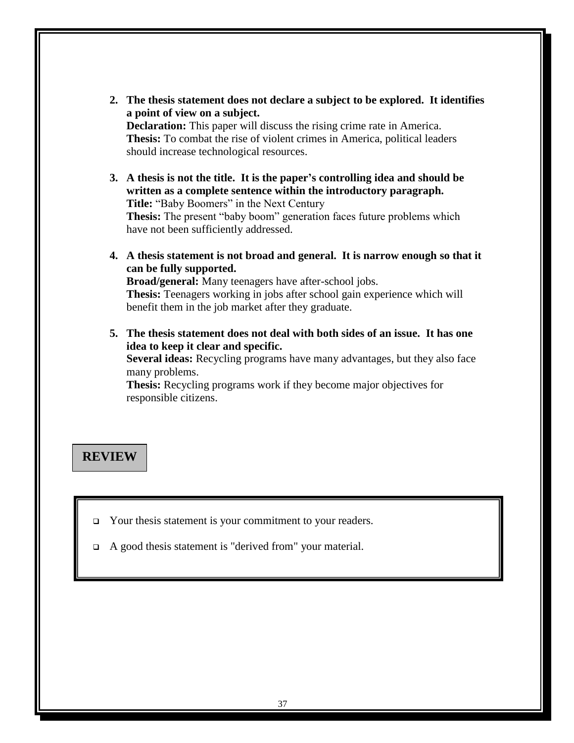2. **The thesis statement does not declare a subject to be explored. It identifies a point of view on a subject.**
   **Declaration:** This paper will discuss the rising crime rate in America.
   **Thesis:** To combat the rise of violent crimes in America, political leaders should increase technological resources.

3. **A thesis is not the title. It is the paper's controlling idea and should be written as a complete sentence within the introductory paragraph.**
   **Title:** "Baby Boomers" in the Next Century
   **Thesis:** The present "baby boom" generation faces future problems which have not been sufficiently addressed.

4. **A thesis statement is not broad and general. It is narrow enough so that it can be fully supported.**
   **Broad/general:** Many teenagers have after-school jobs.
   **Thesis:** Teenagers working in jobs after school gain experience which will benefit them in the job market after they graduate.

5. **The thesis statement does not deal with both sides of an issue. It has one idea to keep it clear and specific.**
   **Several ideas:** Recycling programs have many advantages, but they also face many problems.
   **Thesis:** Recycling programs work if they become major objectives for responsible citizens.

## REVIEW

- Your thesis statement is your commitment to your readers.
- A good thesis statement is "derived from" your material.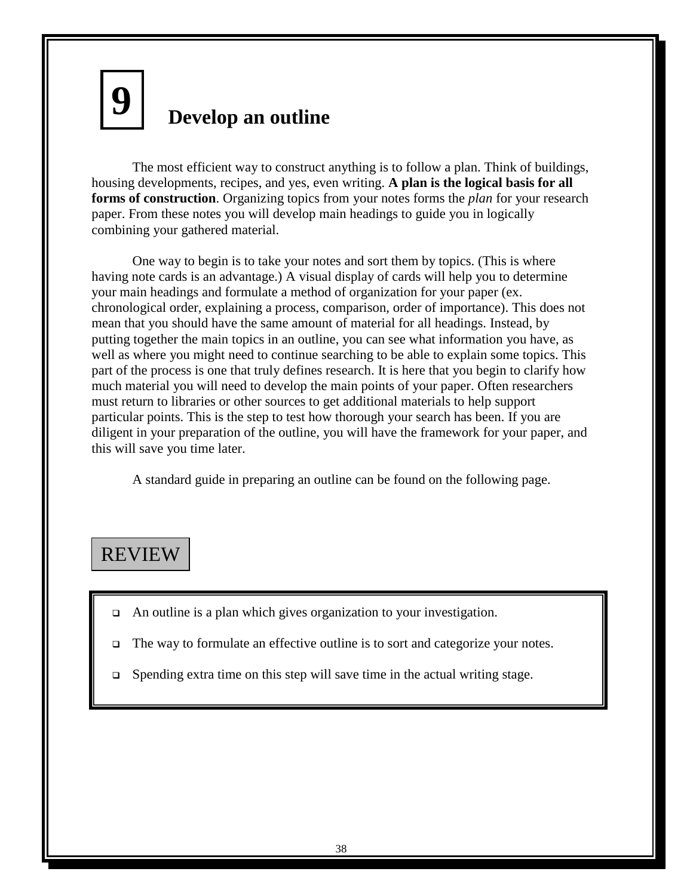# 9 Develop an outline

The most efficient way to construct anything is to follow a plan. Think of buildings, housing developments, recipes, and yes, even writing. **A plan is the logical basis for all forms of construction**. Organizing topics from your notes forms the *plan* for your research paper. From these notes you will develop main headings to guide you in logically combining your gathered material.

One way to begin is to take your notes and sort them by topics. (This is where having note cards is an advantage.) A visual display of cards will help you to determine your main headings and formulate a method of organization for your paper (ex. chronological order, explaining a process, comparison, order of importance). This does not mean that you should have the same amount of material for all headings. Instead, by putting together the main topics in an outline, you can see what information you have, as well as where you might need to continue searching to be able to explain some topics. This part of the process is one that truly defines research. It is here that you begin to clarify how much material you will need to develop the main points of your paper. Often researchers must return to libraries or other sources to get additional materials to help support particular points. This is the step to test how thorough your search has been. If you are diligent in your preparation of the outline, you will have the framework for your paper, and this will save you time later.

A standard guide in preparing an outline can be found on the following page.

## REVIEW

- An outline is a plan which gives organization to your investigation.
- The way to formulate an effective outline is to sort and categorize your notes.
- Spending extra time on this step will save time in the actual writing stage.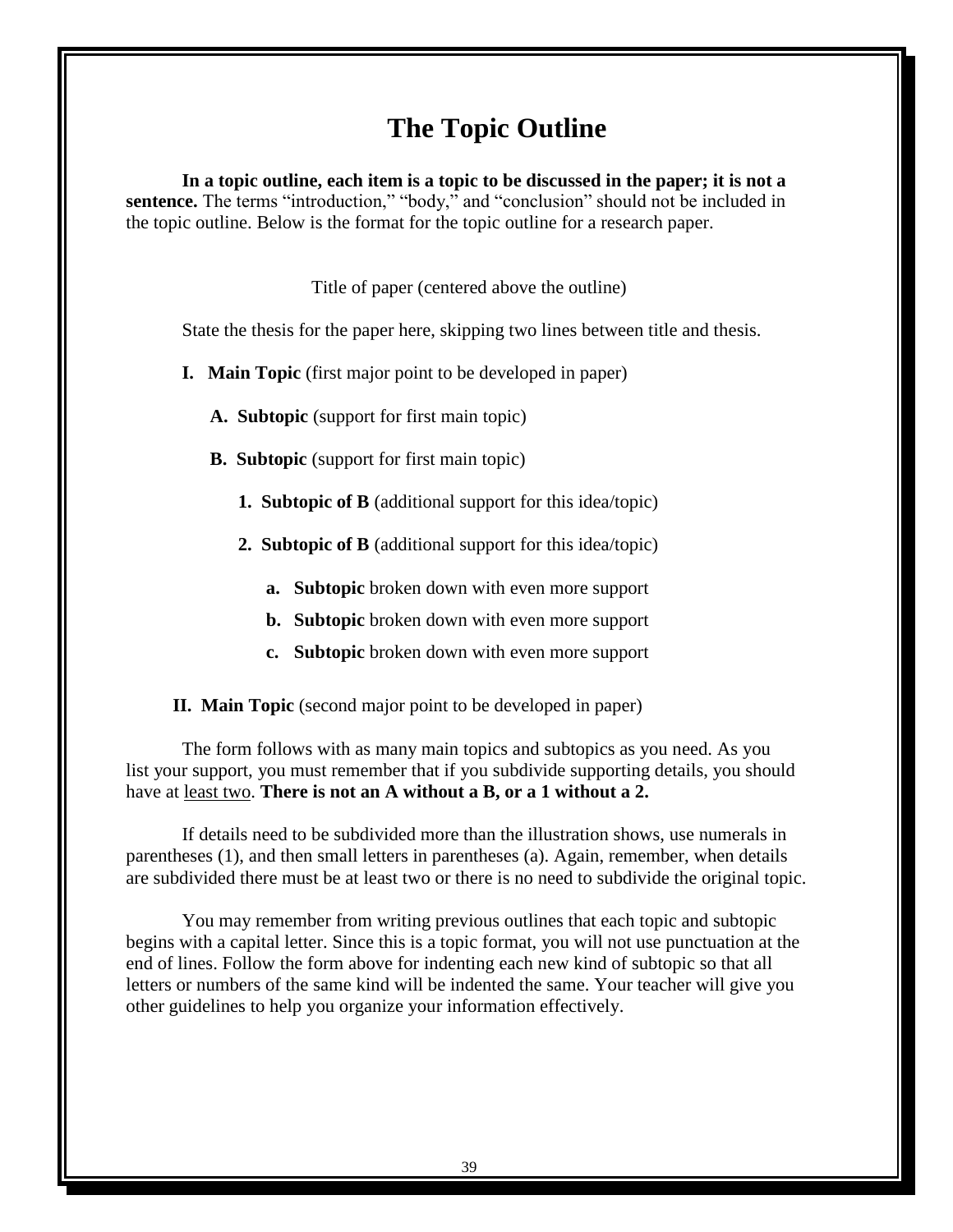# The Topic Outline

**In a topic outline, each item is a topic to be discussed in the paper; it is not a sentence.** The terms "introduction," "body," and "conclusion" should not be included in the topic outline. Below is the format for the topic outline for a research paper.

Title of paper (centered above the outline)

State the thesis for the paper here, skipping two lines between title and thesis.

**I. Main Topic** (first major point to be developed in paper)

&nbsp;&nbsp;&nbsp;&nbsp;**A. Subtopic** (support for first main topic)

&nbsp;&nbsp;&nbsp;&nbsp;**B. Subtopic** (support for first main topic)

&nbsp;&nbsp;&nbsp;&nbsp;&nbsp;&nbsp;&nbsp;&nbsp;**1. Subtopic of B** (additional support for this idea/topic)

&nbsp;&nbsp;&nbsp;&nbsp;&nbsp;&nbsp;&nbsp;&nbsp;**2. Subtopic of B** (additional support for this idea/topic)

&nbsp;&nbsp;&nbsp;&nbsp;&nbsp;&nbsp;&nbsp;&nbsp;&nbsp;&nbsp;&nbsp;&nbsp;**a. Subtopic** broken down with even more support

&nbsp;&nbsp;&nbsp;&nbsp;&nbsp;&nbsp;&nbsp;&nbsp;&nbsp;&nbsp;&nbsp;&nbsp;**b. Subtopic** broken down with even more support

&nbsp;&nbsp;&nbsp;&nbsp;&nbsp;&nbsp;&nbsp;&nbsp;&nbsp;&nbsp;&nbsp;&nbsp;**c. Subtopic** broken down with even more support

**II. Main Topic** (second major point to be developed in paper)

The form follows with as many main topics and subtopics as you need. As you list your support, you must remember that if you subdivide supporting details, you should have at least two. **There is not an A without a B, or a 1 without a 2.**

If details need to be subdivided more than the illustration shows, use numerals in parentheses (1), and then small letters in parentheses (a). Again, remember, when details are subdivided there must be at least two or there is no need to subdivide the original topic.

You may remember from writing previous outlines that each topic and subtopic begins with a capital letter. Since this is a topic format, you will not use punctuation at the end of lines. Follow the form above for indenting each new kind of subtopic so that all letters or numbers of the same kind will be indented the same. Your teacher will give you other guidelines to help you organize your information effectively.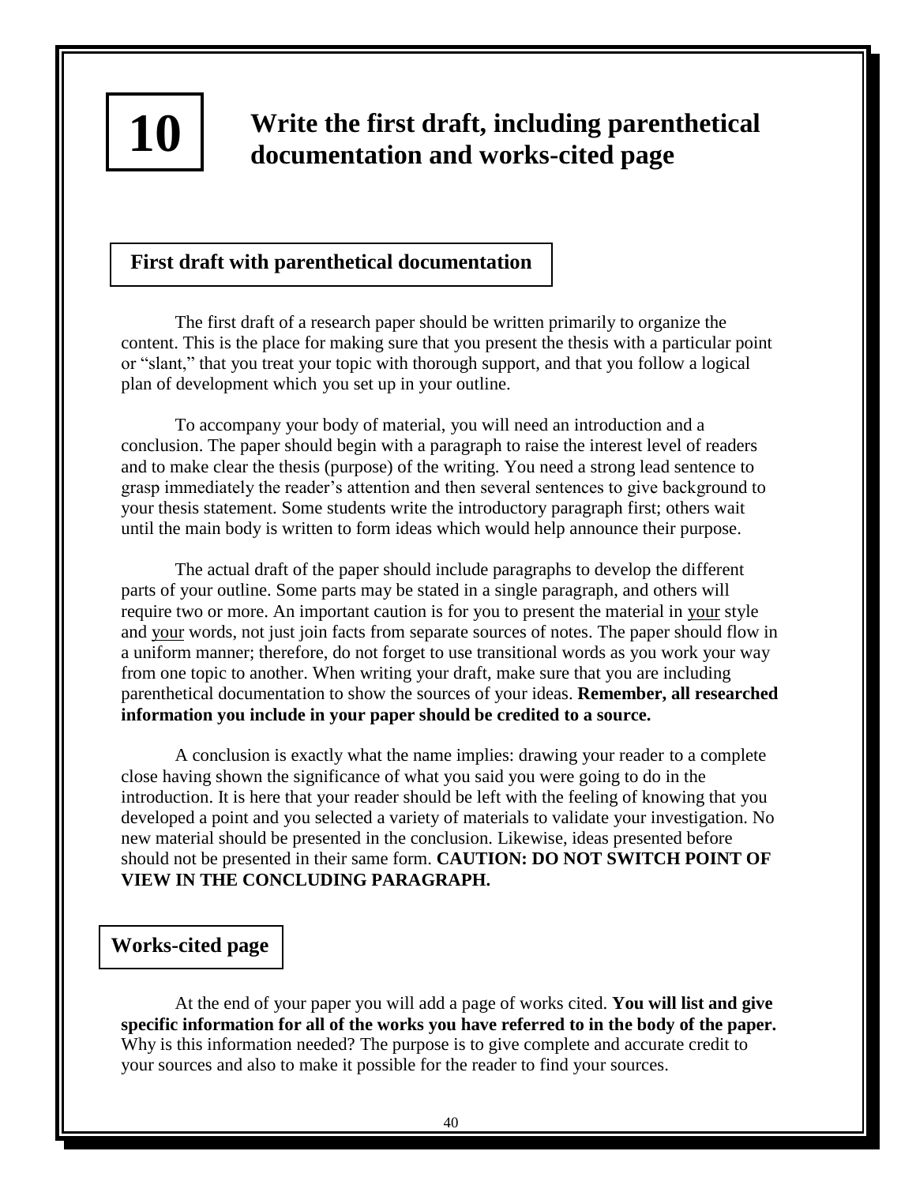# 10 Write the first draft, including parenthetical documentation and works-cited page

## First draft with parenthetical documentation

The first draft of a research paper should be written primarily to organize the content. This is the place for making sure that you present the thesis with a particular point or "slant," that you treat your topic with thorough support, and that you follow a logical plan of development which you set up in your outline.

To accompany your body of material, you will need an introduction and a conclusion. The paper should begin with a paragraph to raise the interest level of readers and to make clear the thesis (purpose) of the writing. You need a strong lead sentence to grasp immediately the reader's attention and then several sentences to give background to your thesis statement. Some students write the introductory paragraph first; others wait until the main body is written to form ideas which would help announce their purpose.

The actual draft of the paper should include paragraphs to develop the different parts of your outline. Some parts may be stated in a single paragraph, and others will require two or more. An important caution is for you to present the material in <u>your</u> style and <u>your</u> words, not just join facts from separate sources of notes. The paper should flow in a uniform manner; therefore, do not forget to use transitional words as you work your way from one topic to another. When writing your draft, make sure that you are including parenthetical documentation to show the sources of your ideas. **Remember, all researched information you include in your paper should be credited to a source.**

A conclusion is exactly what the name implies: drawing your reader to a complete close having shown the significance of what you said you were going to do in the introduction. It is here that your reader should be left with the feeling of knowing that you developed a point and you selected a variety of materials to validate your investigation. No new material should be presented in the conclusion. Likewise, ideas presented before should not be presented in their same form. **CAUTION: DO NOT SWITCH POINT OF VIEW IN THE CONCLUDING PARAGRAPH.**

## Works-cited page

At the end of your paper you will add a page of works cited. **You will list and give specific information for all of the works you have referred to in the body of the paper.** Why is this information needed? The purpose is to give complete and accurate credit to your sources and also to make it possible for the reader to find your sources.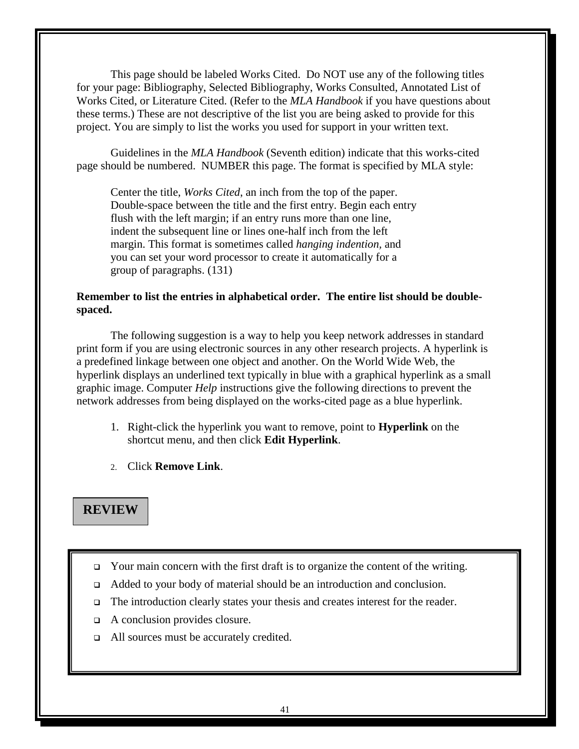This page should be labeled Works Cited.  Do NOT use any of the following titles for your page: Bibliography, Selected Bibliography, Works Consulted, Annotated List of Works Cited, or Literature Cited. (Refer to the *MLA Handbook* if you have questions about these terms.) These are not descriptive of the list you are being asked to provide for this project. You are simply to list the works you used for support in your written text.

Guidelines in the *MLA Handbook* (Seventh edition) indicate that this works-cited page should be numbered.  NUMBER this page. The format is specified by MLA style:

> Center the title, *Works Cited*, an inch from the top of the paper. Double-space between the title and the first entry. Begin each entry flush with the left margin; if an entry runs more than one line, indent the subsequent line or lines one-half inch from the left margin. This format is sometimes called *hanging indention,* and you can set your word processor to create it automatically for a group of paragraphs. (131)

**Remember to list the entries in alphabetical order.  The entire list should be double-spaced.**

The following suggestion is a way to help you keep network addresses in standard print form if you are using electronic sources in any other research projects. A hyperlink is a predefined linkage between one object and another. On the World Wide Web, the hyperlink displays an underlined text typically in blue with a graphical hyperlink as a small graphic image. Computer *Help* instructions give the following directions to prevent the network addresses from being displayed on the works-cited page as a blue hyperlink.

1. Right-click the hyperlink you want to remove, point to **Hyperlink** on the shortcut menu, and then click **Edit Hyperlink**.
2. Click **Remove Link**.

## REVIEW

- Your main concern with the first draft is to organize the content of the writing.
- Added to your body of material should be an introduction and conclusion.
- The introduction clearly states your thesis and creates interest for the reader.
- A conclusion provides closure.
- All sources must be accurately credited.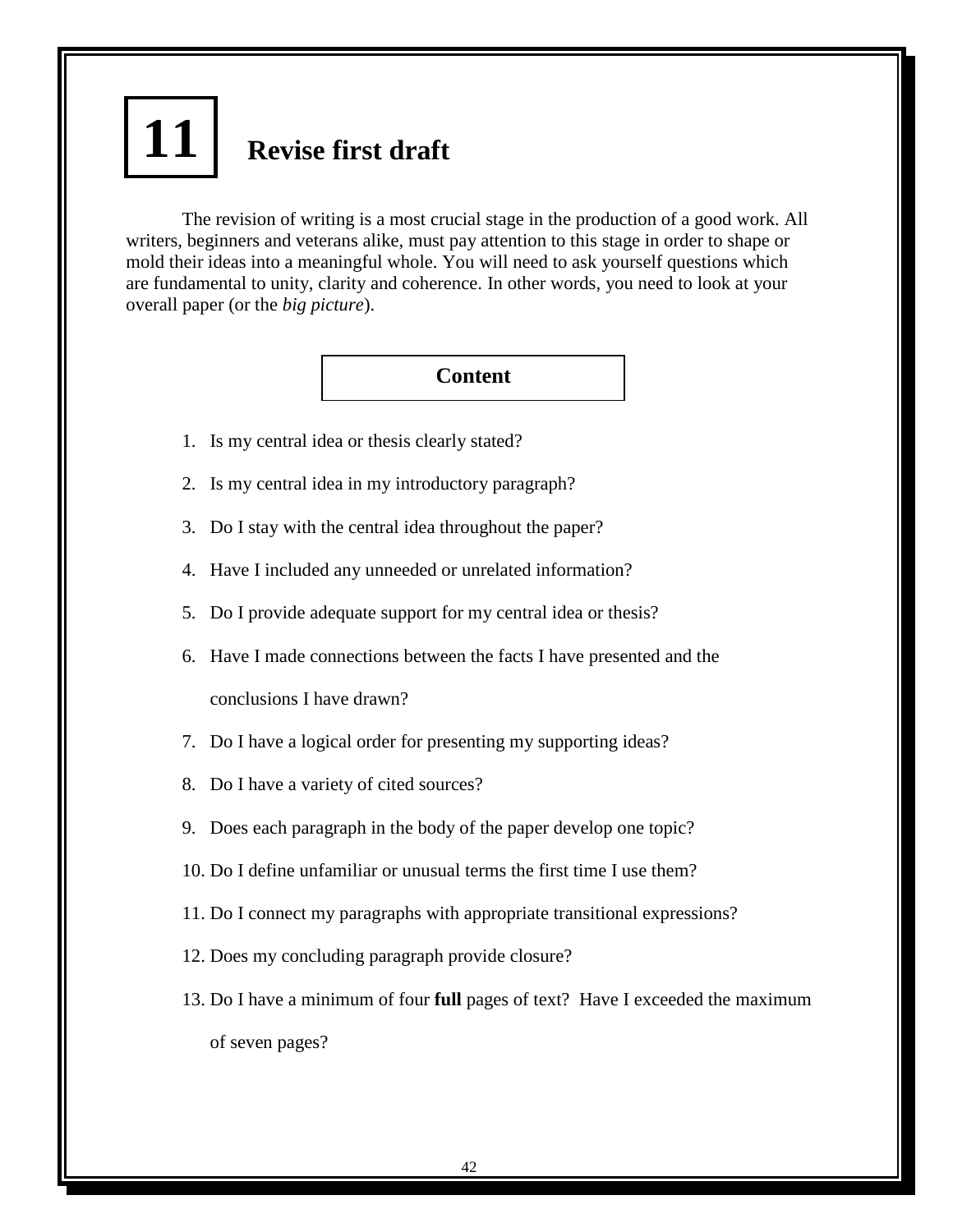# 11 Revise first draft

The revision of writing is a most crucial stage in the production of a good work. All writers, beginners and veterans alike, must pay attention to this stage in order to shape or mold their ideas into a meaningful whole. You will need to ask yourself questions which are fundamental to unity, clarity and coherence. In other words, you need to look at your overall paper (or the *big picture*).

## Content

1. Is my central idea or thesis clearly stated?
2. Is my central idea in my introductory paragraph?
3. Do I stay with the central idea throughout the paper?
4. Have I included any unneeded or unrelated information?
5. Do I provide adequate support for my central idea or thesis?
6. Have I made connections between the facts I have presented and the conclusions I have drawn?
7. Do I have a logical order for presenting my supporting ideas?
8. Do I have a variety of cited sources?
9. Does each paragraph in the body of the paper develop one topic?
10. Do I define unfamiliar or unusual terms the first time I use them?
11. Do I connect my paragraphs with appropriate transitional expressions?
12. Does my concluding paragraph provide closure?
13. Do I have a minimum of four **full** pages of text? Have I exceeded the maximum of seven pages?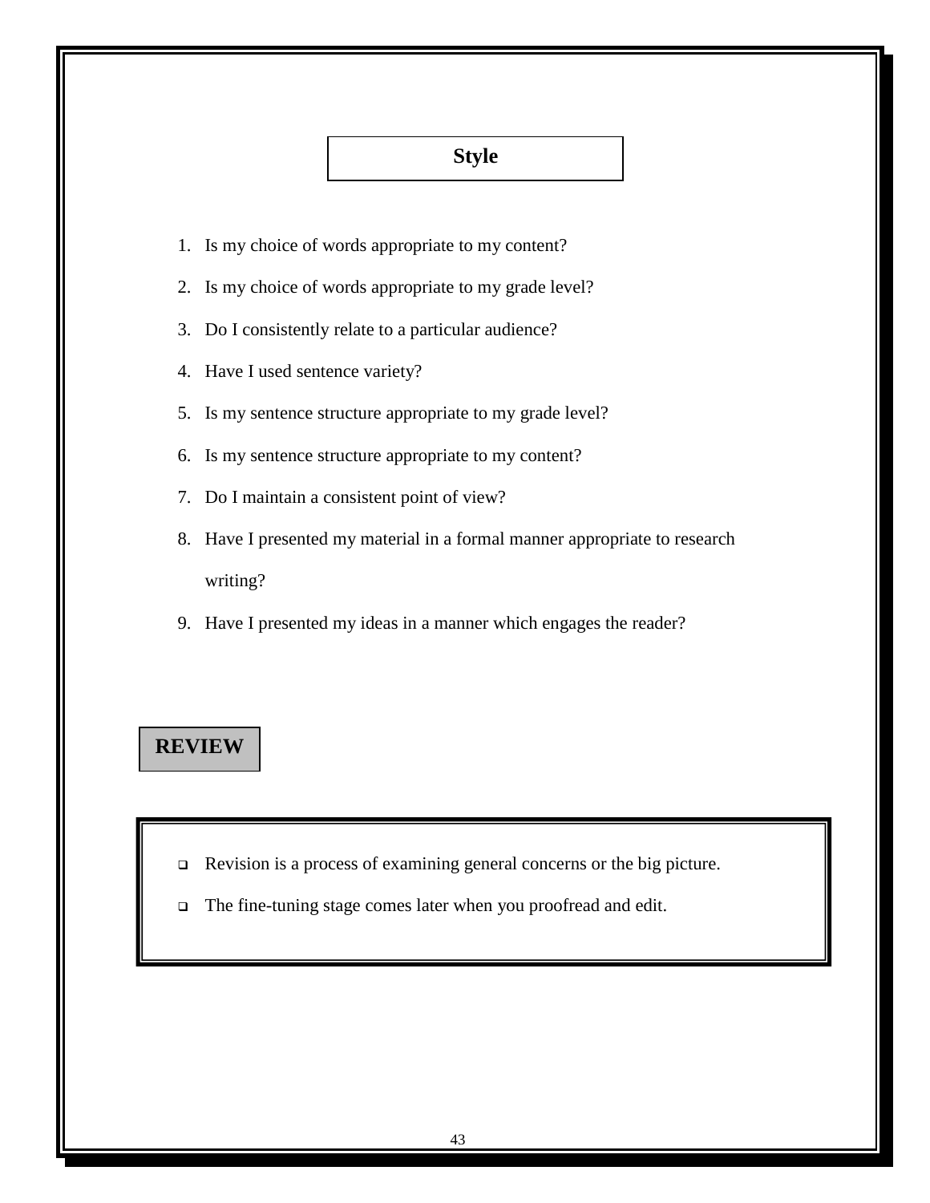## Style

1. Is my choice of words appropriate to my content?
2. Is my choice of words appropriate to my grade level?
3. Do I consistently relate to a particular audience?
4. Have I used sentence variety?
5. Is my sentence structure appropriate to my grade level?
6. Is my sentence structure appropriate to my content?
7. Do I maintain a consistent point of view?
8. Have I presented my material in a formal manner appropriate to research writing?
9. Have I presented my ideas in a manner which engages the reader?

## REVIEW

- Revision is a process of examining general concerns or the big picture.
- The fine-tuning stage comes later when you proofread and edit.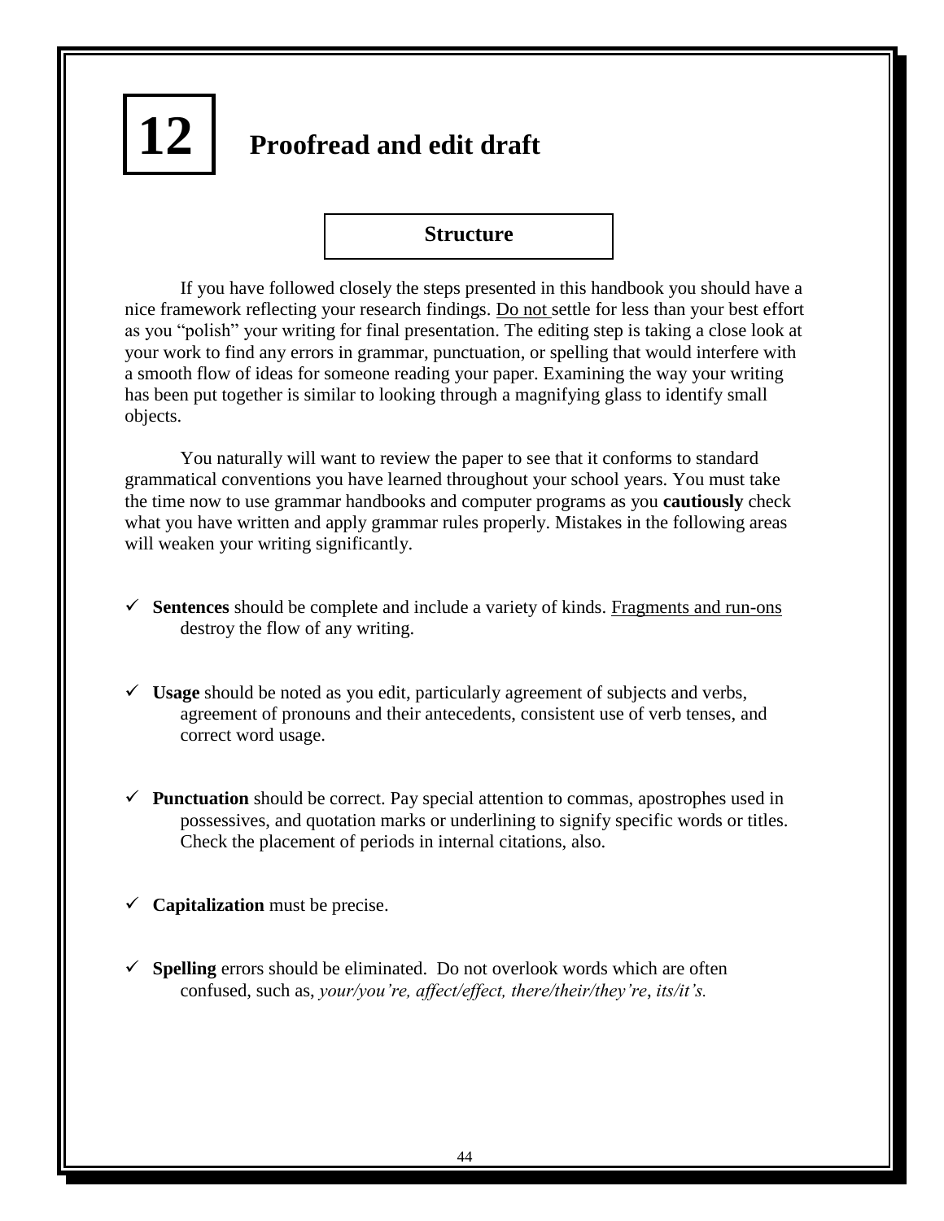# 12 Proofread and edit draft

## Structure

If you have followed closely the steps presented in this handbook you should have a nice framework reflecting your research findings. <u>Do not</u> settle for less than your best effort as you "polish" your writing for final presentation. The editing step is taking a close look at your work to find any errors in grammar, punctuation, or spelling that would interfere with a smooth flow of ideas for someone reading your paper. Examining the way your writing has been put together is similar to looking through a magnifying glass to identify small objects.

You naturally will want to review the paper to see that it conforms to standard grammatical conventions you have learned throughout your school years. You must take the time now to use grammar handbooks and computer programs as you **cautiously** check what you have written and apply grammar rules properly. Mistakes in the following areas will weaken your writing significantly.

- ✓ **Sentences** should be complete and include a variety of kinds. <u>Fragments and run-ons</u> destroy the flow of any writing.

- ✓ **Usage** should be noted as you edit, particularly agreement of subjects and verbs, agreement of pronouns and their antecedents, consistent use of verb tenses, and correct word usage.

- ✓ **Punctuation** should be correct. Pay special attention to commas, apostrophes used in possessives, and quotation marks or underlining to signify specific words or titles. Check the placement of periods in internal citations, also.

- ✓ **Capitalization** must be precise.

- ✓ **Spelling** errors should be eliminated. Do not overlook words which are often confused, such as, *your/you're, affect/effect, there/their/they're*, *its/it's.*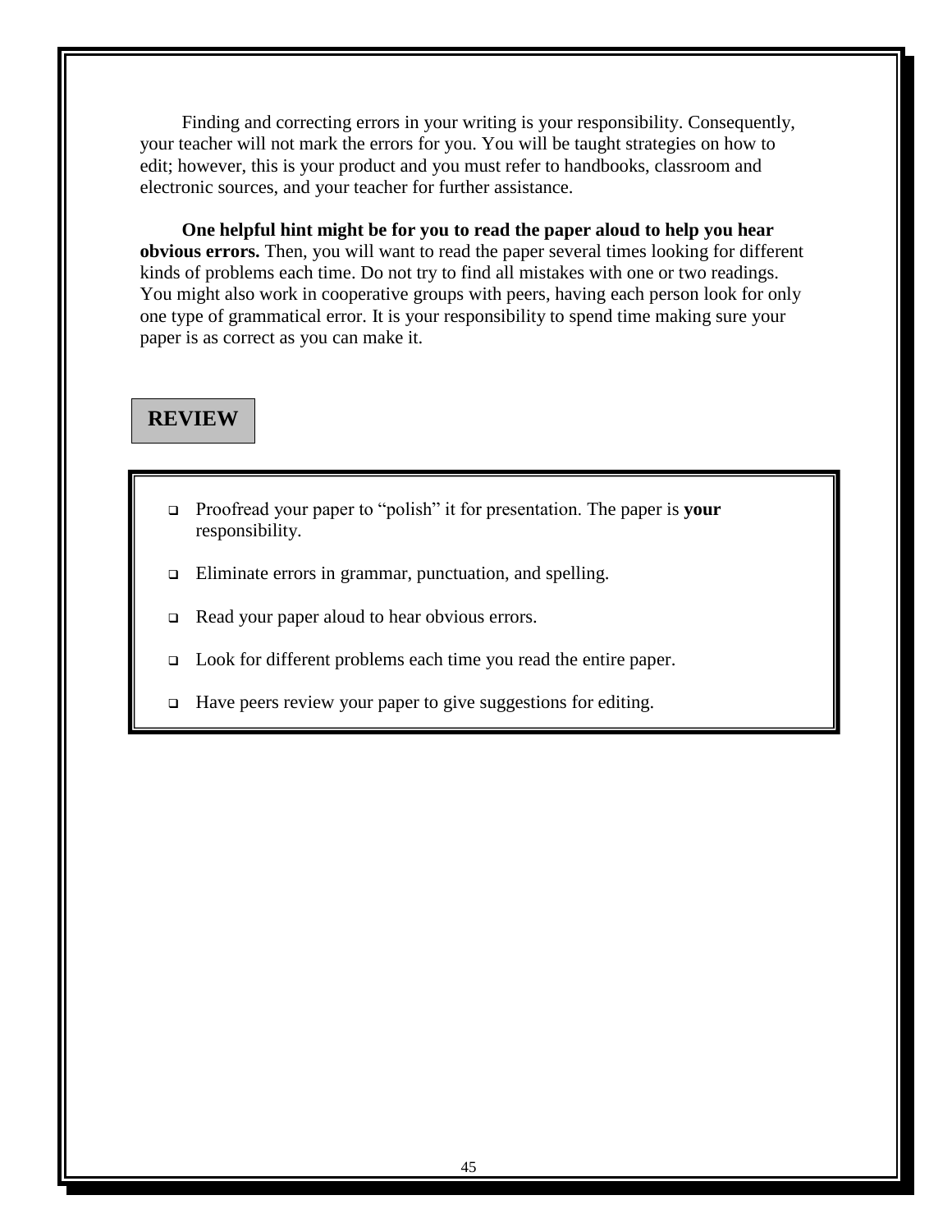Finding and correcting errors in your writing is your responsibility. Consequently, your teacher will not mark the errors for you. You will be taught strategies on how to edit; however, this is your product and you must refer to handbooks, classroom and electronic sources, and your teacher for further assistance.

**One helpful hint might be for you to read the paper aloud to help you hear obvious errors.** Then, you will want to read the paper several times looking for different kinds of problems each time. Do not try to find all mistakes with one or two readings. You might also work in cooperative groups with peers, having each person look for only one type of grammatical error. It is your responsibility to spend time making sure your paper is as correct as you can make it.

## REVIEW

- Proofread your paper to "polish" it for presentation. The paper is **your** responsibility.
- Eliminate errors in grammar, punctuation, and spelling.
- Read your paper aloud to hear obvious errors.
- Look for different problems each time you read the entire paper.
- Have peers review your paper to give suggestions for editing.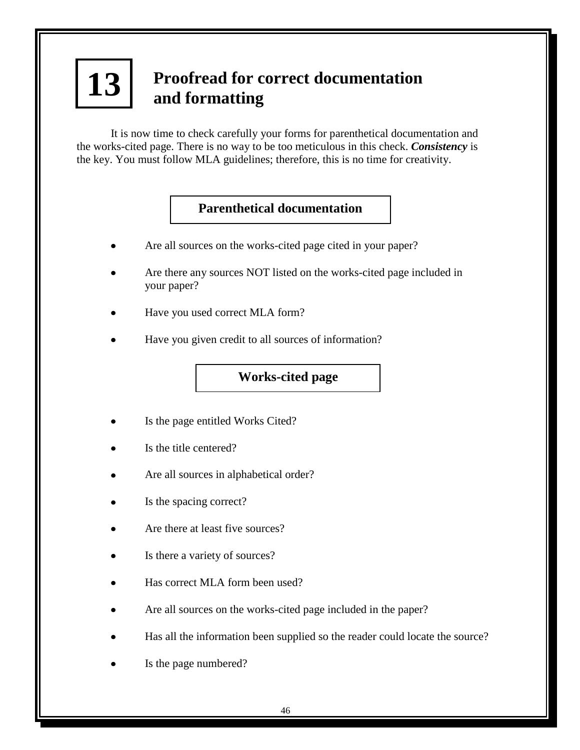# 13 Proofread for correct documentation and formatting

It is now time to check carefully your forms for parenthetical documentation and the works-cited page. There is no way to be too meticulous in this check. ***Consistency*** is the key. You must follow MLA guidelines; therefore, this is no time for creativity.

## Parenthetical documentation

- Are all sources on the works-cited page cited in your paper?
- Are there any sources NOT listed on the works-cited page included in your paper?
- Have you used correct MLA form?
- Have you given credit to all sources of information?

## Works-cited page

- Is the page entitled Works Cited?
- Is the title centered?
- Are all sources in alphabetical order?
- Is the spacing correct?
- Are there at least five sources?
- Is there a variety of sources?
- Has correct MLA form been used?
- Are all sources on the works-cited page included in the paper?
- Has all the information been supplied so the reader could locate the source?
- Is the page numbered?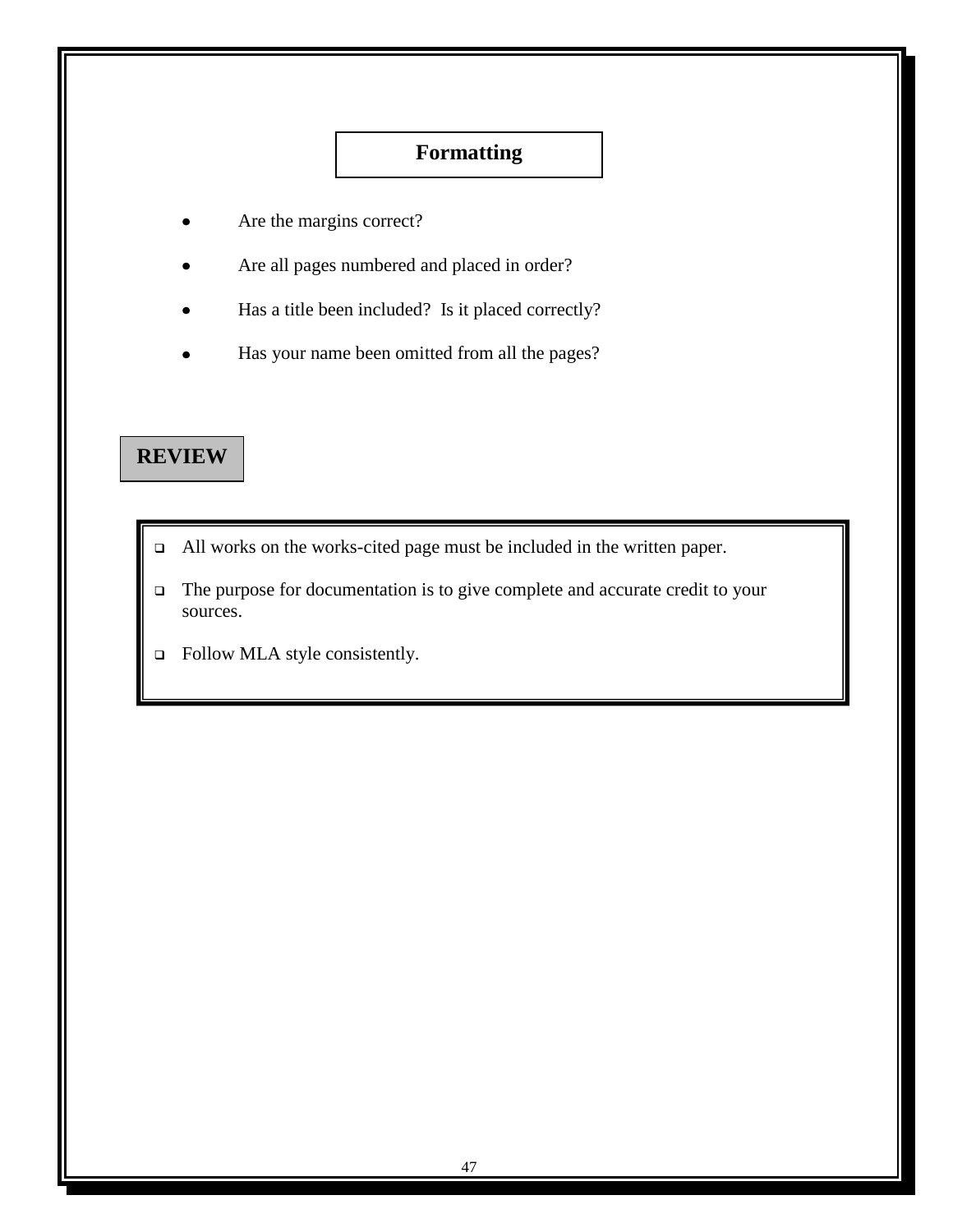## Formatting

- Are the margins correct?
- Are all pages numbered and placed in order?
- Has a title been included?  Is it placed correctly?
- Has your name been omitted from all the pages?

## REVIEW

- All works on the works-cited page must be included in the written paper.
- The purpose for documentation is to give complete and accurate credit to your sources.
- Follow MLA style consistently.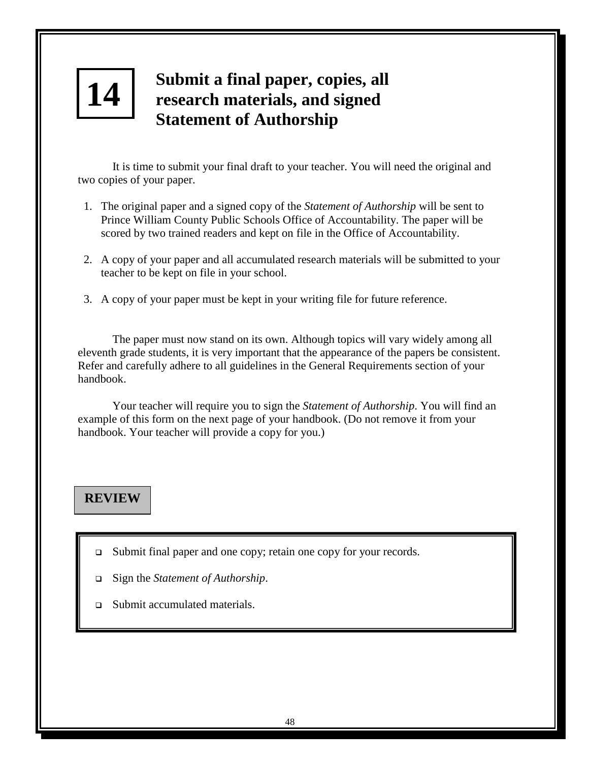# 14 Submit a final paper, copies, all research materials, and signed Statement of Authorship

It is time to submit your final draft to your teacher. You will need the original and two copies of your paper.

1. The original paper and a signed copy of the *Statement of Authorship* will be sent to Prince William County Public Schools Office of Accountability. The paper will be scored by two trained readers and kept on file in the Office of Accountability.

2. A copy of your paper and all accumulated research materials will be submitted to your teacher to be kept on file in your school.

3. A copy of your paper must be kept in your writing file for future reference.

The paper must now stand on its own. Although topics will vary widely among all eleventh grade students, it is very important that the appearance of the papers be consistent. Refer and carefully adhere to all guidelines in the General Requirements section of your handbook.

Your teacher will require you to sign the *Statement of Authorship*. You will find an example of this form on the next page of your handbook. (Do not remove it from your handbook. Your teacher will provide a copy for you.)

## REVIEW

- Submit final paper and one copy; retain one copy for your records.
- Sign the *Statement of Authorship*.
- Submit accumulated materials.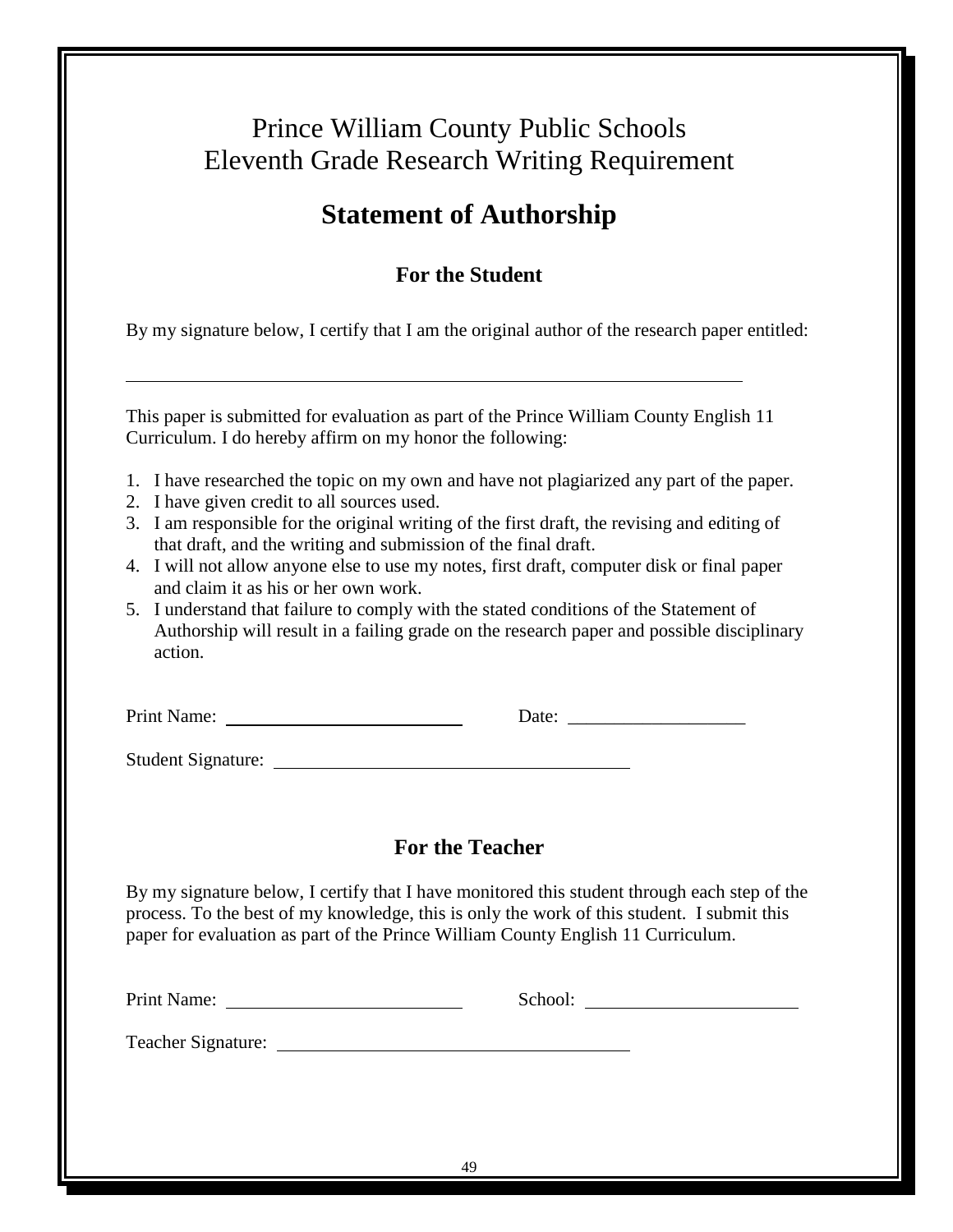# Prince William County Public Schools
# Eleventh Grade Research Writing Requirement

## Statement of Authorship

### For the Student

By my signature below, I certify that I am the original author of the research paper entitled:

\_\_\_\_\_\_\_\_\_\_\_\_\_\_\_\_\_\_\_\_\_\_\_\_\_\_\_\_\_\_\_\_\_\_\_\_\_\_\_\_\_\_\_\_\_\_\_\_\_\_\_\_\_\_\_\_\_\_\_\_\_\_\_\_\_\_

This paper is submitted for evaluation as part of the Prince William County English 11 Curriculum. I do hereby affirm on my honor the following:

1. I have researched the topic on my own and have not plagiarized any part of the paper.
2. I have given credit to all sources used.
3. I am responsible for the original writing of the first draft, the revising and editing of that draft, and the writing and submission of the final draft.
4. I will not allow anyone else to use my notes, first draft, computer disk or final paper and claim it as his or her own work.
5. I understand that failure to comply with the stated conditions of the Statement of Authorship will result in a failing grade on the research paper and possible disciplinary action.

Print Name: \_\_\_\_\_\_\_\_\_\_\_\_\_\_\_\_\_\_\_\_\_\_\_\_\_\_ Date: \_\_\_\_\_\_\_\_\_\_\_\_\_\_\_\_\_\_\_\_

Student Signature: \_\_\_\_\_\_\_\_\_\_\_\_\_\_\_\_\_\_\_\_\_\_\_\_\_\_\_\_\_\_\_\_\_\_\_\_\_\_

### For the Teacher

By my signature below, I certify that I have monitored this student through each step of the process. To the best of my knowledge, this is only the work of this student. I submit this paper for evaluation as part of the Prince William County English 11 Curriculum.

Print Name: \_\_\_\_\_\_\_\_\_\_\_\_\_\_\_\_\_\_\_\_\_\_\_\_\_\_ School: \_\_\_\_\_\_\_\_\_\_\_\_\_\_\_\_\_\_\_\_\_\_\_\_

Teacher Signature: \_\_\_\_\_\_\_\_\_\_\_\_\_\_\_\_\_\_\_\_\_\_\_\_\_\_\_\_\_\_\_\_\_\_\_\_\_\_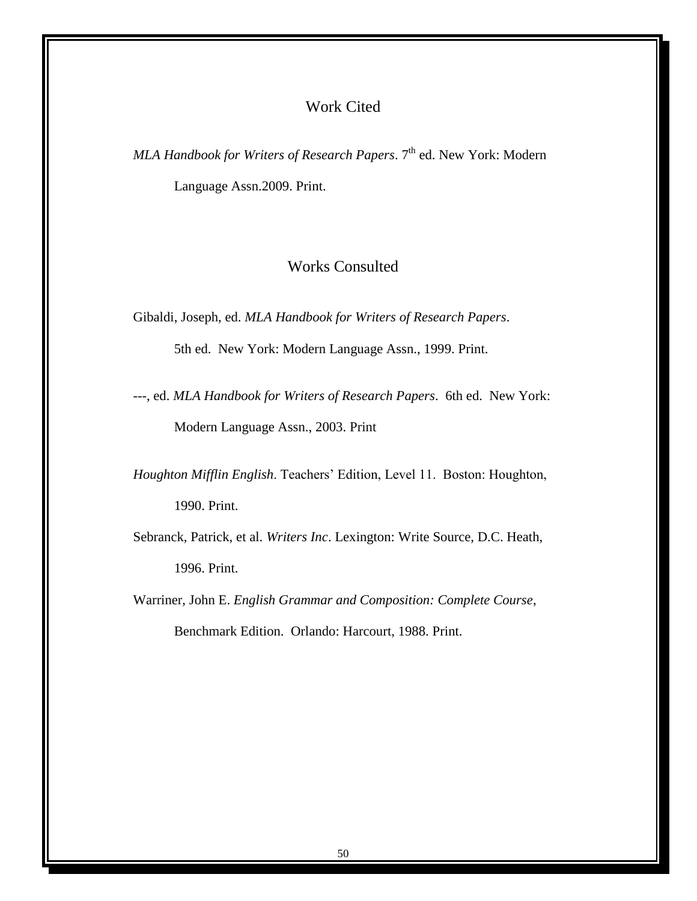# Work Cited

*MLA Handbook for Writers of Research Papers*. 7th ed. New York: Modern Language Assn.2009. Print.

# Works Consulted

Gibaldi, Joseph, ed. *MLA Handbook for Writers of Research Papers*. 5th ed. New York: Modern Language Assn., 1999. Print.

---, ed. *MLA Handbook for Writers of Research Papers*. 6th ed. New York: Modern Language Assn., 2003. Print

*Houghton Mifflin English*. Teachers' Edition, Level 11. Boston: Houghton, 1990. Print.

Sebranck, Patrick, et al. *Writers Inc*. Lexington: Write Source, D.C. Heath, 1996. Print.

Warriner, John E. *English Grammar and Composition: Complete Course*, Benchmark Edition. Orlando: Harcourt, 1988. Print.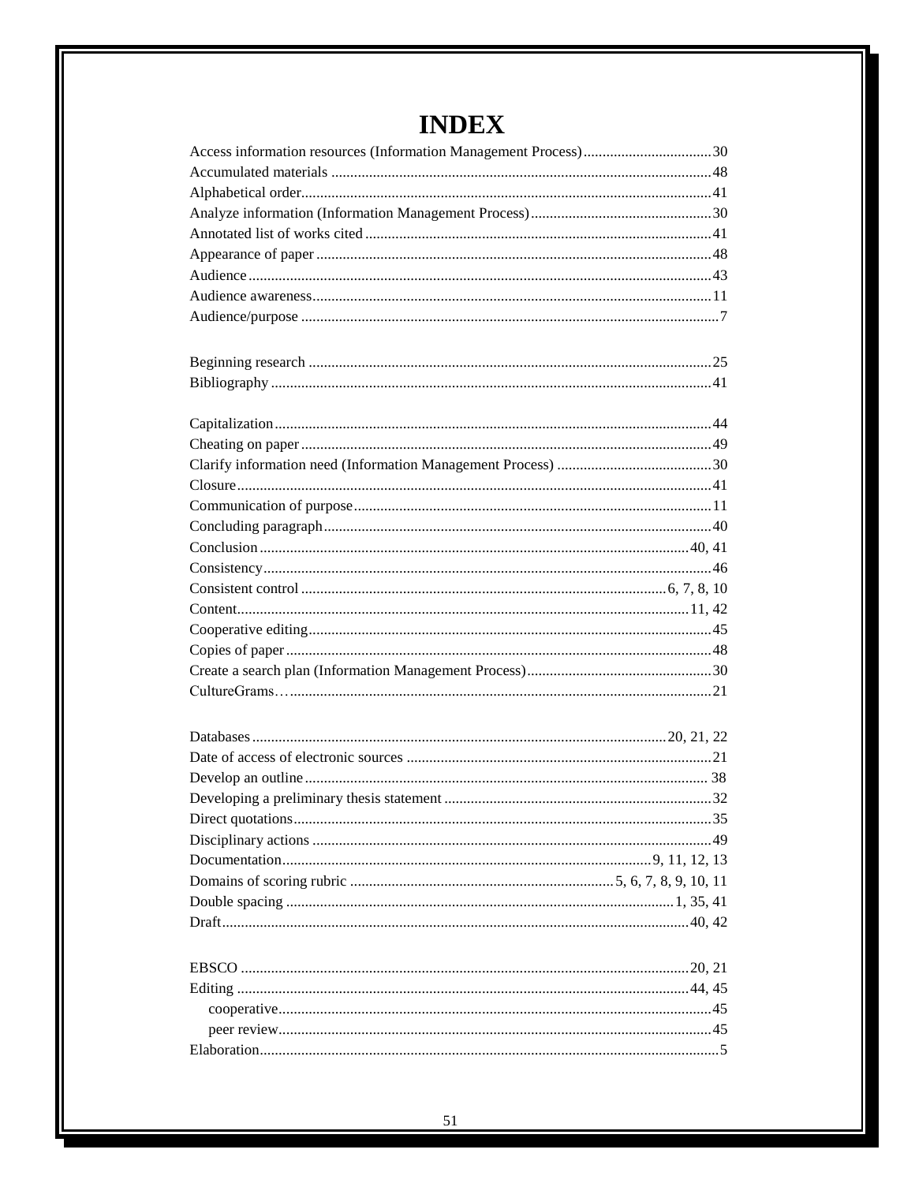# INDEX

Access information resources (Information Management Process) .................................. 30
Accumulated materials .................................................................................................... 48
Alphabetical order ............................................................................................................ 41
Analyze information (Information Management Process) ................................................ 30
Annotated list of works cited ........................................................................................... 41
Appearance of paper ........................................................................................................ 48
Audience .......................................................................................................................... 43
Audience awareness ......................................................................................................... 11
Audience/purpose .............................................................................................................. 7

Beginning research .......................................................................................................... 25
Bibliography .................................................................................................................... 41

Capitalization ................................................................................................................... 44
Cheating on paper ............................................................................................................ 49
Clarify information need (Information Management Process) ......................................... 30
Closure ............................................................................................................................. 41
Communication of purpose .............................................................................................. 11
Concluding paragraph ...................................................................................................... 40
Conclusion .................................................................................................................. 40, 41
Consistency ...................................................................................................................... 46
Consistent control ................................................................................................ 6, 7, 8, 10
Content ........................................................................................................................ 11, 42
Cooperative editing .......................................................................................................... 45
Copies of paper ................................................................................................................ 48
Create a search plan (Information Management Process) ................................................. 30
CultureGrams… ............................................................................................................... 21

Databases ............................................................................................................. 20, 21, 22
Date of access of electronic sources ................................................................................. 21
Develop an outline ........................................................................................................... 38
Developing a preliminary thesis statement ....................................................................... 32
Direct quotations .............................................................................................................. 35
Disciplinary actions ......................................................................................................... 49
Documentation ................................................................................................. 9, 11, 12, 13
Domains of scoring rubric ..................................................................... 5, 6, 7, 8, 9, 10, 11
Double spacing ..................................................................................................... 1, 35, 41
Draft ............................................................................................................................ 40, 42

EBSCO ........................................................................................................................ 20, 21
Editing ......................................................................................................................... 44, 45
  cooperative ................................................................................................................. 45
  peer review ................................................................................................................. 45
Elaboration ......................................................................................................................... 5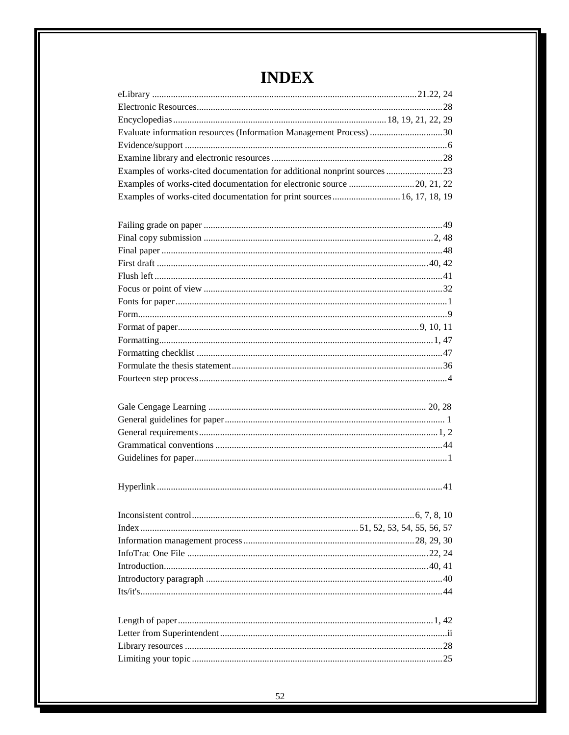# INDEX

eLibrary ........................................ 21.22, 24
Electronic Resources........................................ 28
Encyclopedias........................................ 18, 19, 21, 22, 29
Evaluate information resources (Information Management Process) ........................................ 30
Evidence/support ........................................ 6
Examine library and electronic resources ........................................ 28
Examples of works-cited documentation for additional nonprint sources ........................................ 23
Examples of works-cited documentation for electronic source ........................................ 20, 21, 22
Examples of works-cited documentation for print sources ........................................ 16, 17, 18, 19

Failing grade on paper ........................................ 49
Final copy submission ........................................ 2, 48
Final paper ........................................ 48
First draft ........................................ 40, 42
Flush left ........................................ 41
Focus or point of view ........................................ 32
Fonts for paper ........................................ 1
Form........................................ 9
Format of paper........................................ 9, 10, 11
Formatting........................................ 1, 47
Formatting checklist ........................................ 47
Formulate the thesis statement ........................................ 36
Fourteen step process ........................................ 4

Gale Cengage Learning ........................................ 20, 28
General guidelines for paper ........................................ 1
General requirements ........................................ 1, 2
Grammatical conventions ........................................ 44
Guidelines for paper ........................................ 1

Hyperlink ........................................ 41

Inconsistent control ........................................ 6, 7, 8, 10
Index ........................................ 51, 52, 53, 54, 55, 56, 57
Information management process ........................................ 28, 29, 30
InfoTrac One File ........................................ 22, 24
Introduction........................................ 40, 41
Introductory paragraph ........................................ 40
Its/it's........................................ 44

Length of paper ........................................ 1, 42
Letter from Superintendent ........................................ ii
Library resources ........................................ 28
Limiting your topic ........................................ 25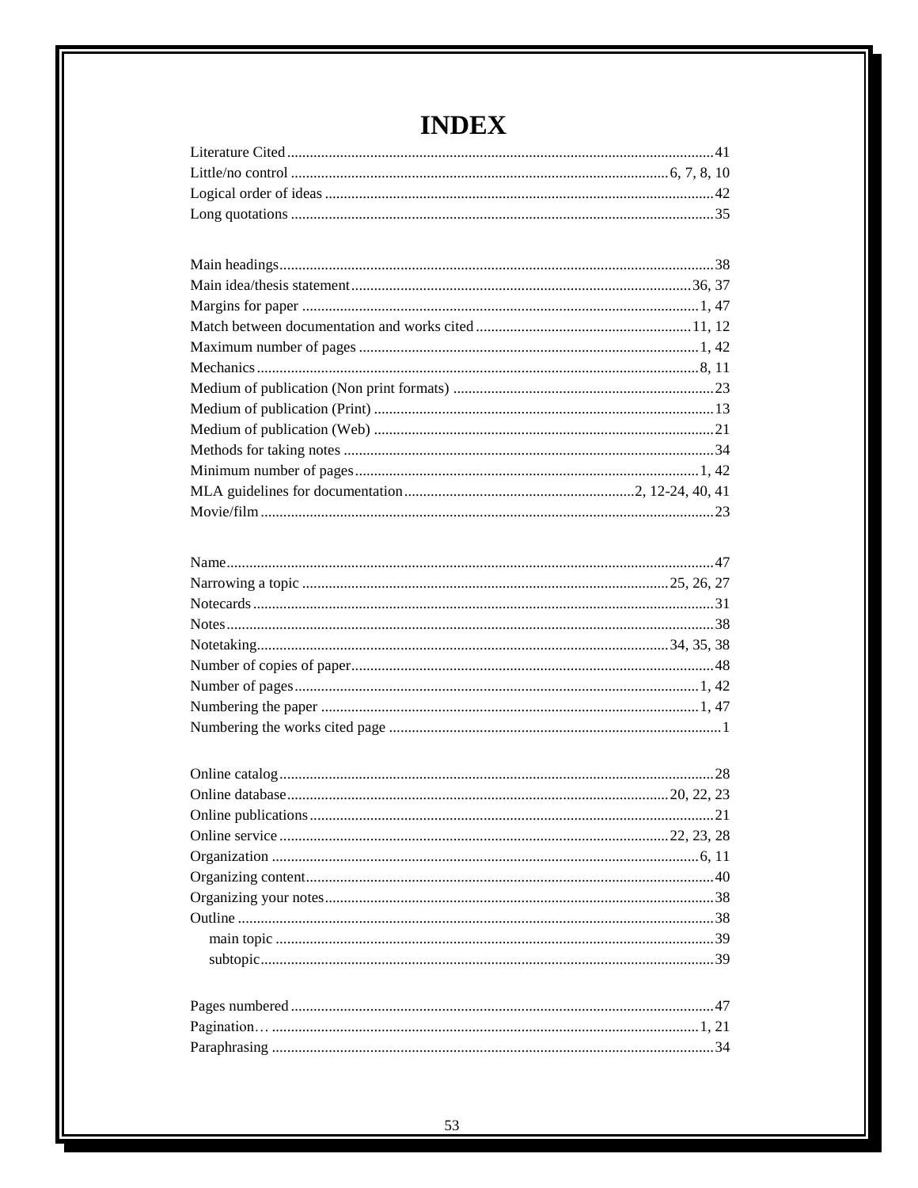# INDEX

Literature Cited ............ 41
Little/no control ............ 6, 7, 8, 10
Logical order of ideas ............ 42
Long quotations ............ 35

Main headings ............ 38
Main idea/thesis statement ............ 36, 37
Margins for paper ............ 1, 47
Match between documentation and works cited ............ 11, 12
Maximum number of pages ............ 1, 42
Mechanics ............ 8, 11
Medium of publication (Non print formats) ............ 23
Medium of publication (Print) ............ 13
Medium of publication (Web) ............ 21
Methods for taking notes ............ 34
Minimum number of pages ............ 1, 42
MLA guidelines for documentation ............ 2, 12-24, 40, 41
Movie/film ............ 23

Name ............ 47
Narrowing a topic ............ 25, 26, 27
Notecards ............ 31
Notes ............ 38
Notetaking ............ 34, 35, 38
Number of copies of paper ............ 48
Number of pages ............ 1, 42
Numbering the paper ............ 1, 47
Numbering the works cited page ............ 1

Online catalog ............ 28
Online database ............ 20, 22, 23
Online publications ............ 21
Online service ............ 22, 23, 28
Organization ............ 6, 11
Organizing content ............ 40
Organizing your notes ............ 38
Outline ............ 38
  main topic ............ 39
  subtopic ............ 39

Pages numbered ............ 47
Pagination… ............ 1, 21
Paraphrasing ............ 34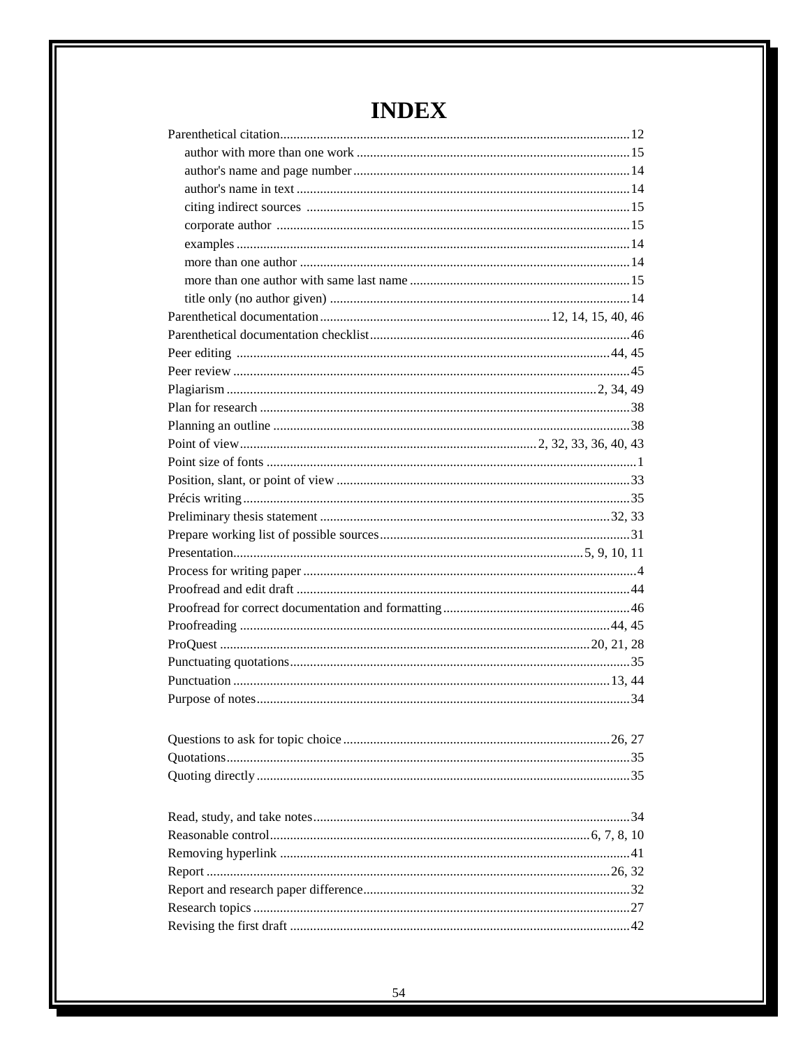# INDEX

Parenthetical citation........................................................................................................12
- author with more than one work .................................................................................15
- author's name and page number..................................................................................14
- author's name in text...................................................................................................14
- citing indirect sources ...............................................................................................15
- corporate author ........................................................................................................15
- examples....................................................................................................................14
- more than one author .................................................................................................14
- more than one author with same last name .................................................................15
- title only (no author given) .........................................................................................14

Parenthetical documentation.....................................................................12, 14, 15, 40, 46
Parenthetical documentation checklist.............................................................................46
Peer editing ................................................................................................................44, 45
Peer review .....................................................................................................................45
Plagiarism ..............................................................................................................2, 34, 49
Plan for research ..............................................................................................................38
Planning an outline ..........................................................................................................38
Point of view.......................................................................................2, 32, 33, 36, 40, 43
Point size of fonts .............................................................................................................1
Position, slant, or point of view .......................................................................................33
Précis writing..................................................................................................................35
Preliminary thesis statement .......................................................................................32, 33
Prepare working list of possible sources...........................................................................31
Presentation.......................................................................................................5, 9, 10, 11
Process for writing paper ...................................................................................................4
Proofread and edit draft ...................................................................................................44
Proofread for correct documentation and formatting........................................................46
Proofreading .............................................................................................................44, 45
ProQuest ...........................................................................................................20, 21, 28
Punctuating quotations.....................................................................................................35
Punctuation ..............................................................................................................13, 44
Purpose of notes...............................................................................................................34

Questions to ask for topic choice...................................................................................26, 27
Quotations.......................................................................................................................35
Quoting directly...............................................................................................................35

Read, study, and take notes..............................................................................................34
Reasonable control..............................................................................................6, 7, 8, 10
Removing hyperlink ........................................................................................................41
Report ......................................................................................................................26, 32
Report and research paper difference...............................................................................32
Research topics ...............................................................................................................27
Revising the first draft .....................................................................................................42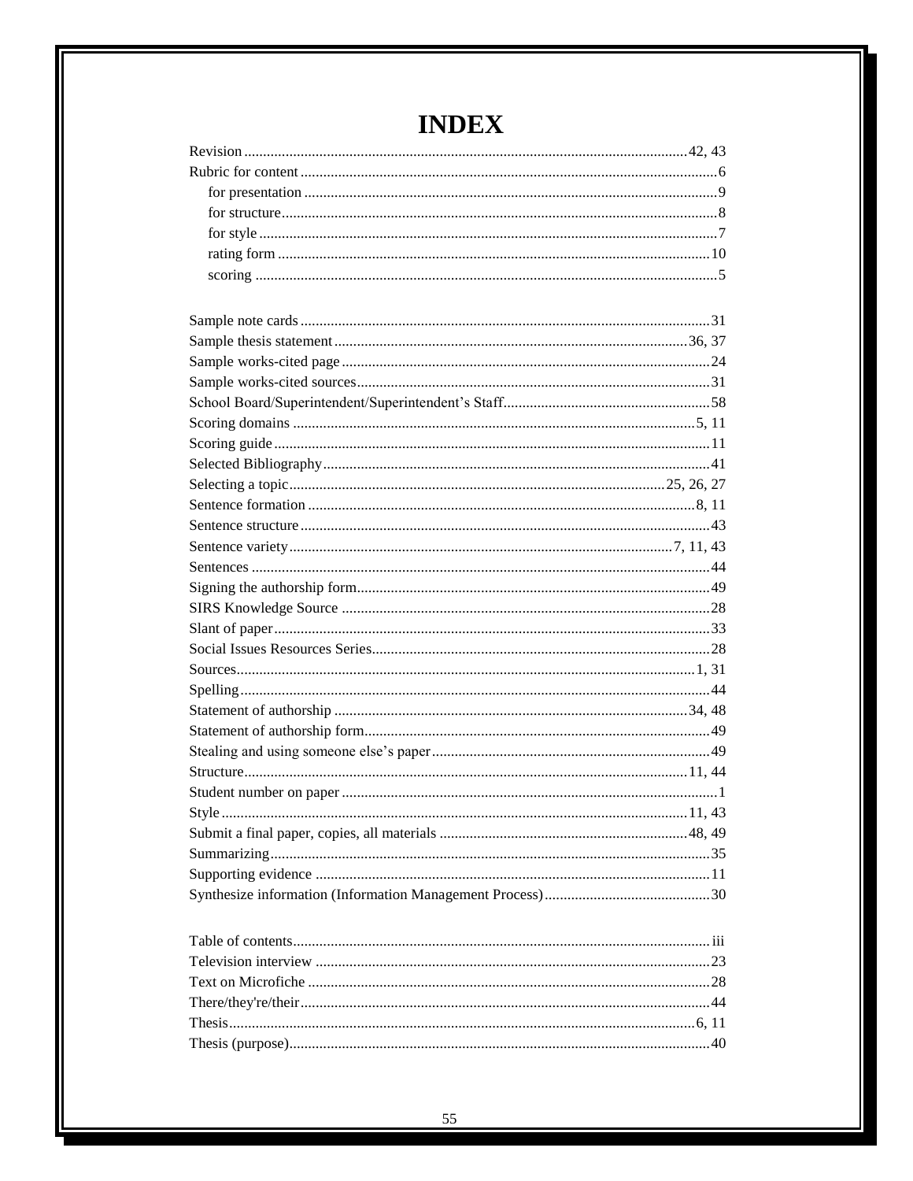# INDEX

Revision .......... 42, 43
Rubric for content .......... 6
  for presentation .......... 9
  for structure .......... 8
  for style .......... 7
  rating form .......... 10
  scoring .......... 5

Sample note cards .......... 31
Sample thesis statement .......... 36, 37
Sample works-cited page .......... 24
Sample works-cited sources .......... 31
School Board/Superintendent/Superintendent's Staff .......... 58
Scoring domains .......... 5, 11
Scoring guide .......... 11
Selected Bibliography .......... 41
Selecting a topic .......... 25, 26, 27
Sentence formation .......... 8, 11
Sentence structure .......... 43
Sentence variety .......... 7, 11, 43
Sentences .......... 44
Signing the authorship form .......... 49
SIRS Knowledge Source .......... 28
Slant of paper .......... 33
Social Issues Resources Series .......... 28
Sources .......... 1, 31
Spelling .......... 44
Statement of authorship .......... 34, 48
Statement of authorship form .......... 49
Stealing and using someone else's paper .......... 49
Structure .......... 11, 44
Student number on paper .......... 1
Style .......... 11, 43
Submit a final paper, copies, all materials .......... 48, 49
Summarizing .......... 35
Supporting evidence .......... 11
Synthesize information (Information Management Process) .......... 30

Table of contents .......... iii
Television interview .......... 23
Text on Microfiche .......... 28
There/they're/their .......... 44
Thesis .......... 6, 11
Thesis (purpose) .......... 40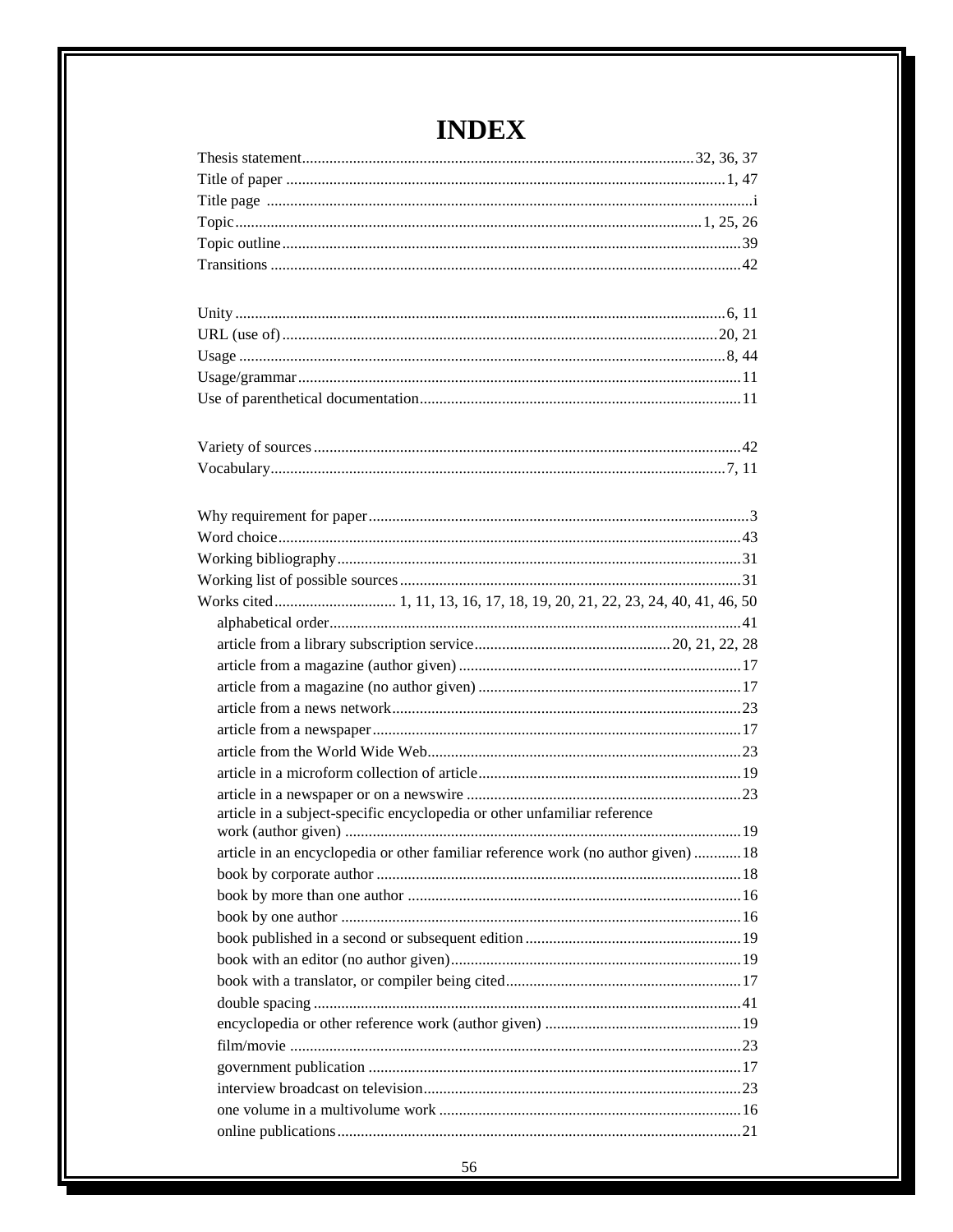# INDEX

Thesis statement .......... 32, 36, 37
Title of paper .......... 1, 47
Title page .......... i
Topic .......... 1, 25, 26
Topic outline .......... 39
Transitions .......... 42

Unity .......... 6, 11
URL (use of) .......... 20, 21
Usage .......... 8, 44
Usage/grammar .......... 11
Use of parenthetical documentation .......... 11

Variety of sources .......... 42
Vocabulary .......... 7, 11

Why requirement for paper .......... 3
Word choice .......... 43
Working bibliography .......... 31
Working list of possible sources .......... 31
Works cited .......... 1, 11, 13, 16, 17, 18, 19, 20, 21, 22, 23, 24, 40, 41, 46, 50
- alphabetical order .......... 41
- article from a library subscription service .......... 20, 21, 22, 28
- article from a magazine (author given) .......... 17
- article from a magazine (no author given) .......... 17
- article from a news network .......... 23
- article from a newspaper .......... 17
- article from the World Wide Web .......... 23
- article in a microform collection of article .......... 19
- article in a newspaper or on a newswire .......... 23
- article in a subject-specific encyclopedia or other unfamiliar reference work (author given) .......... 19
- article in an encyclopedia or other familiar reference work (no author given) .......... 18
- book by corporate author .......... 18
- book by more than one author .......... 16
- book by one author .......... 16
- book published in a second or subsequent edition .......... 19
- book with an editor (no author given) .......... 19
- book with a translator, or compiler being cited .......... 17
- double spacing .......... 41
- encyclopedia or other reference work (author given) .......... 19
- film/movie .......... 23
- government publication .......... 17
- interview broadcast on television .......... 23
- one volume in a multivolume work .......... 16
- online publications .......... 21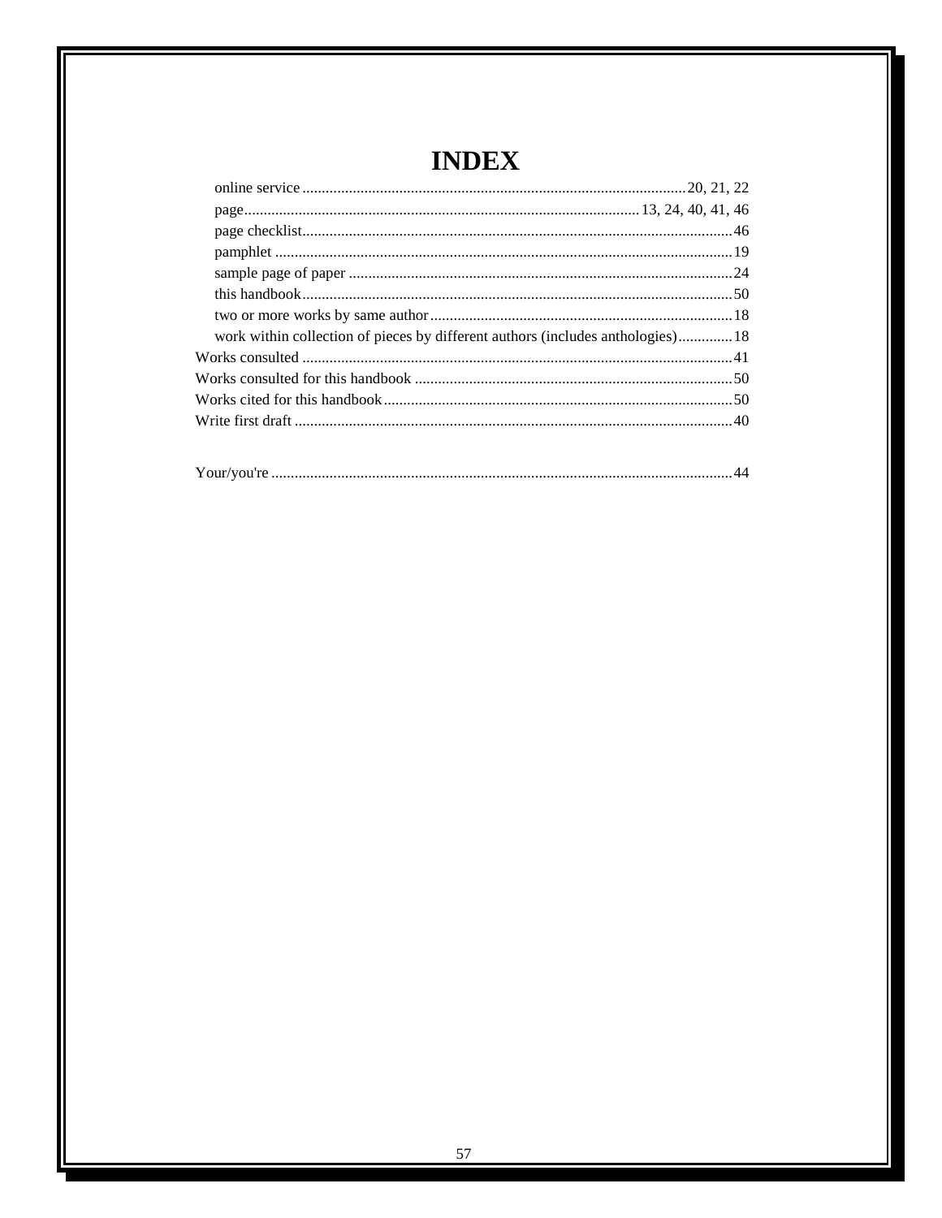# INDEX

- online service .......... 20, 21, 22
- page .......... 13, 24, 40, 41, 46
- page checklist .......... 46
- pamphlet .......... 19
- sample page of paper .......... 24
- this handbook .......... 50
- two or more works by same author .......... 18
- work within collection of pieces by different authors (includes anthologies) .......... 18

Works consulted .......... 41

Works consulted for this handbook .......... 50

Works cited for this handbook .......... 50

Write first draft .......... 40

Your/you're .......... 44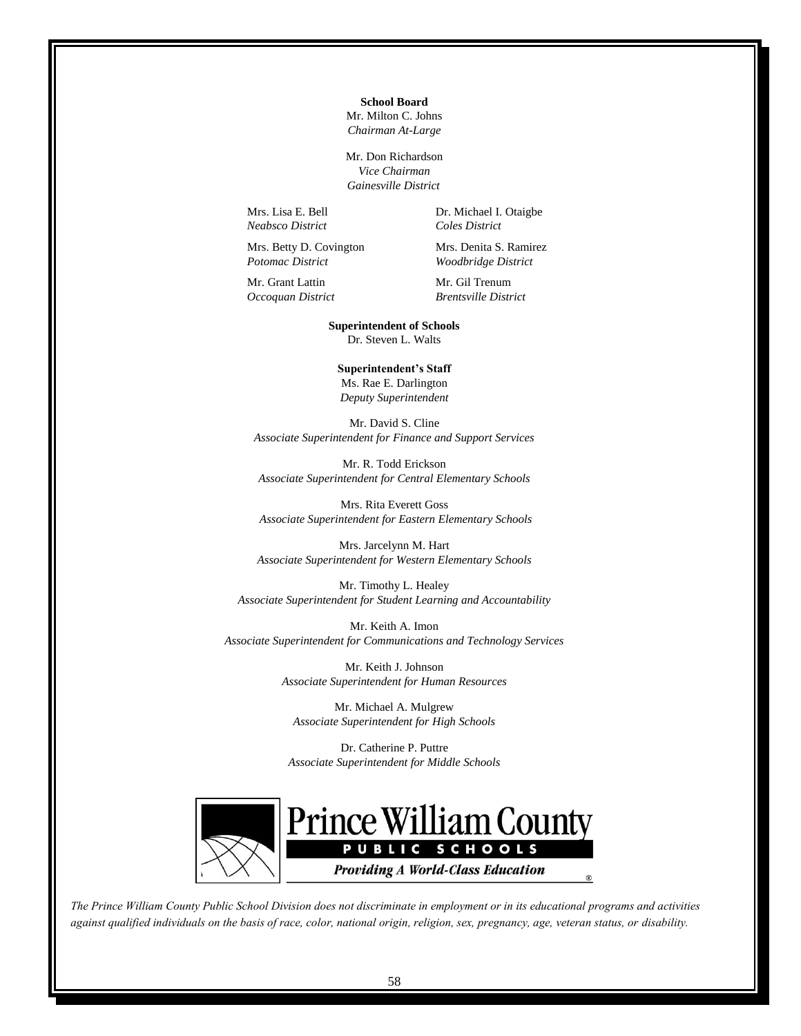**School Board**

Mr. Milton C. Johns
*Chairman At-Large*

Mr. Don Richardson
*Vice Chairman*
*Gainesville District*

Mrs. Lisa E. Bell
*Neabsco District*

Dr. Michael I. Otaigbe
*Coles District*

Mrs. Betty D. Covington
*Potomac District*

Mrs. Denita S. Ramirez
*Woodbridge District*

Mr. Grant Lattin
*Occoquan District*

Mr. Gil Trenum
*Brentsville District*

**Superintendent of Schools**

Dr. Steven L. Walts

**Superintendent's Staff**

Ms. Rae E. Darlington
*Deputy Superintendent*

Mr. David S. Cline
*Associate Superintendent for Finance and Support Services*

Mr. R. Todd Erickson
*Associate Superintendent for Central Elementary Schools*

Mrs. Rita Everett Goss
*Associate Superintendent for Eastern Elementary Schools*

Mrs. Jarcelynn M. Hart
*Associate Superintendent for Western Elementary Schools*

Mr. Timothy L. Healey
*Associate Superintendent for Student Learning and Accountability*

Mr. Keith A. Imon
*Associate Superintendent for Communications and Technology Services*

Mr. Keith J. Johnson
*Associate Superintendent for Human Resources*

Mr. Michael A. Mulgrew
*Associate Superintendent for High Schools*

Dr. Catherine P. Puttre
*Associate Superintendent for Middle Schools*

Prince William County
PUBLIC SCHOOLS
*Providing A World-Class Education*®

*The Prince William County Public School Division does not discriminate in employment or in its educational programs and activities against qualified individuals on the basis of race, color, national origin, religion, sex, pregnancy, age, veteran status, or disability.*